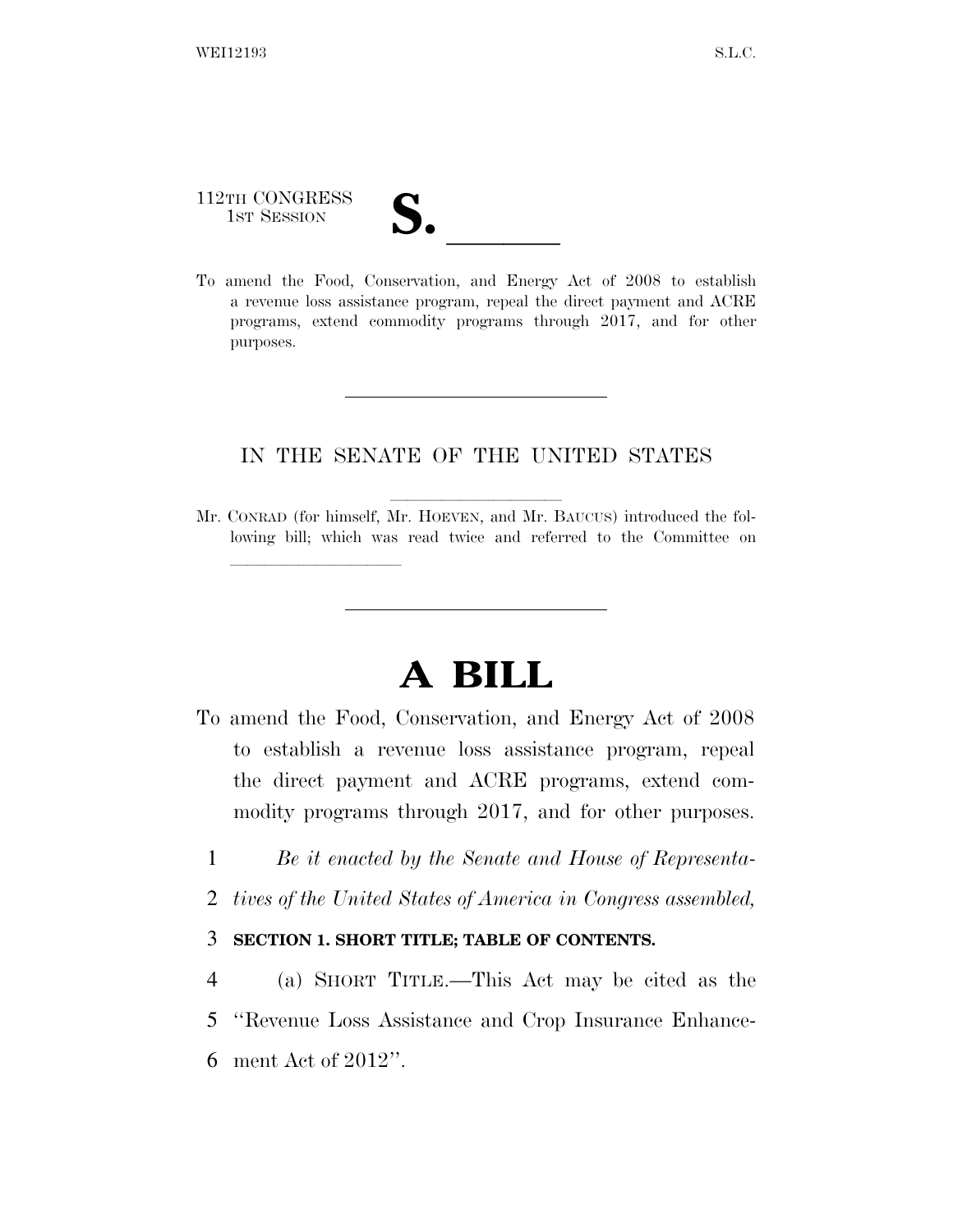112TH CONGRESS
1ST SESSION

# S. \_\_\_\_\_\_

To amend the Food, Conservation, and Energy Act of 2008 to establish a revenue loss assistance program, repeal the direct payment and ACRE programs, extend commodity programs through 2017, and for other purposes.

---

IN THE SENATE OF THE UNITED STATES

Mr. CONRAD (for himself, Mr. HOEVEN, and Mr. BAUCUS) introduced the following bill; which was read twice and referred to the Committee on \_\_\_\_\_\_\_\_\_\_

---

# A BILL

To amend the Food, Conservation, and Energy Act of 2008 to establish a revenue loss assistance program, repeal the direct payment and ACRE programs, extend commodity programs through 2017, and for other purposes.

1 *Be it enacted by the Senate and House of Representa-*
2 *tives of the United States of America in Congress assembled,*

3 **SECTION 1. SHORT TITLE; TABLE OF CONTENTS.**

4 (a) SHORT TITLE.—This Act may be cited as the
5 ''Revenue Loss Assistance and Crop Insurance Enhance-
6 ment Act of 2012''.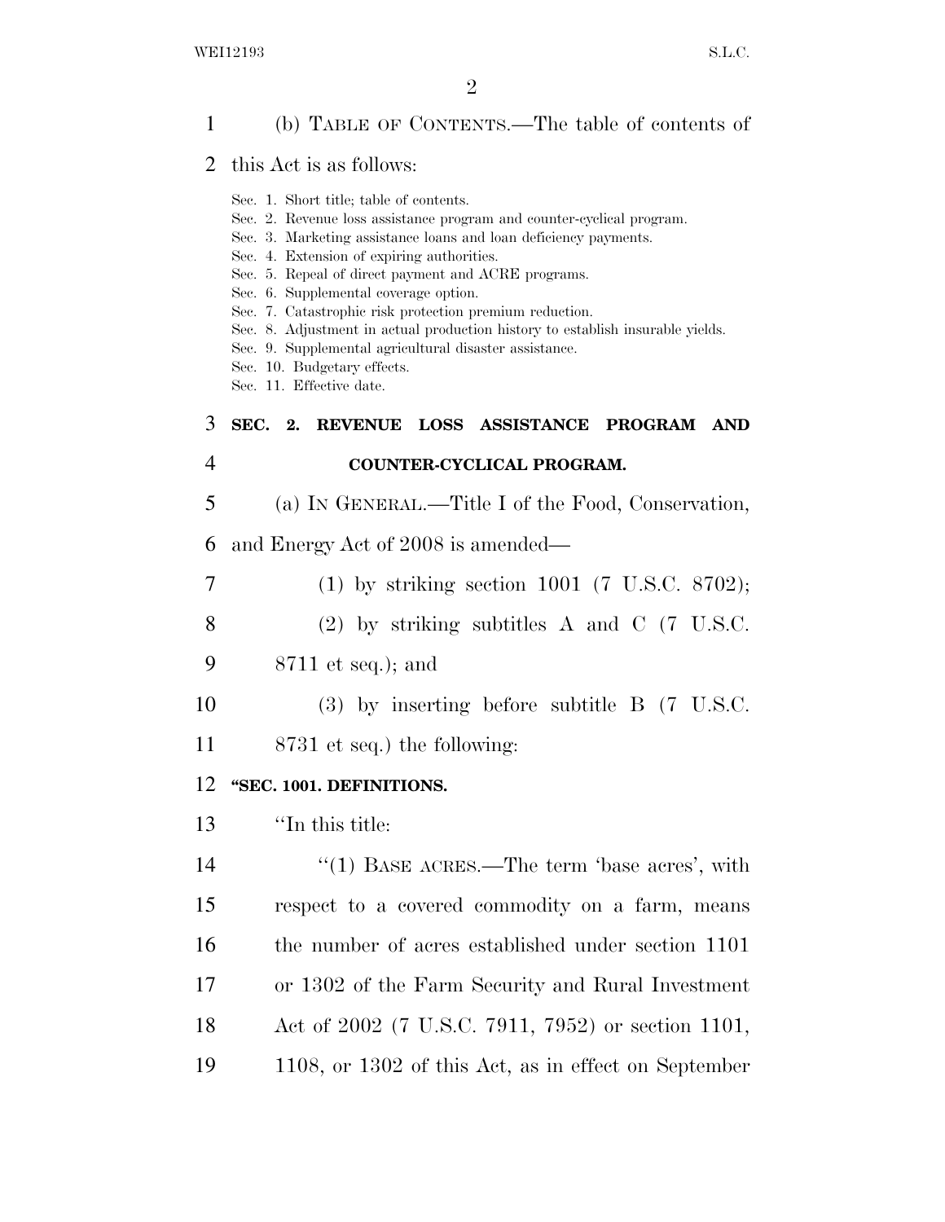(b) TABLE OF CONTENTS.—The table of contents of this Act is as follows:

Sec. 1. Short title; table of contents.
Sec. 2. Revenue loss assistance program and counter-cyclical program.
Sec. 3. Marketing assistance loans and loan deficiency payments.
Sec. 4. Extension of expiring authorities.
Sec. 5. Repeal of direct payment and ACRE programs.
Sec. 6. Supplemental coverage option.
Sec. 7. Catastrophic risk protection premium reduction.
Sec. 8. Adjustment in actual production history to establish insurable yields.
Sec. 9. Supplemental agricultural disaster assistance.
Sec. 10. Budgetary effects.
Sec. 11. Effective date.

## SEC. 2. REVENUE LOSS ASSISTANCE PROGRAM AND COUNTER-CYCLICAL PROGRAM.

(a) IN GENERAL.—Title I of the Food, Conservation, and Energy Act of 2008 is amended—

(1) by striking section 1001 (7 U.S.C. 8702);

(2) by striking subtitles A and C (7 U.S.C. 8711 et seq.); and

(3) by inserting before subtitle B (7 U.S.C. 8731 et seq.) the following:

**"SEC. 1001. DEFINITIONS.**

"In this title:

"(1) BASE ACRES.—The term 'base acres', with respect to a covered commodity on a farm, means the number of acres established under section 1101 or 1302 of the Farm Security and Rural Investment Act of 2002 (7 U.S.C. 7911, 7952) or section 1101, 1108, or 1302 of this Act, as in effect on September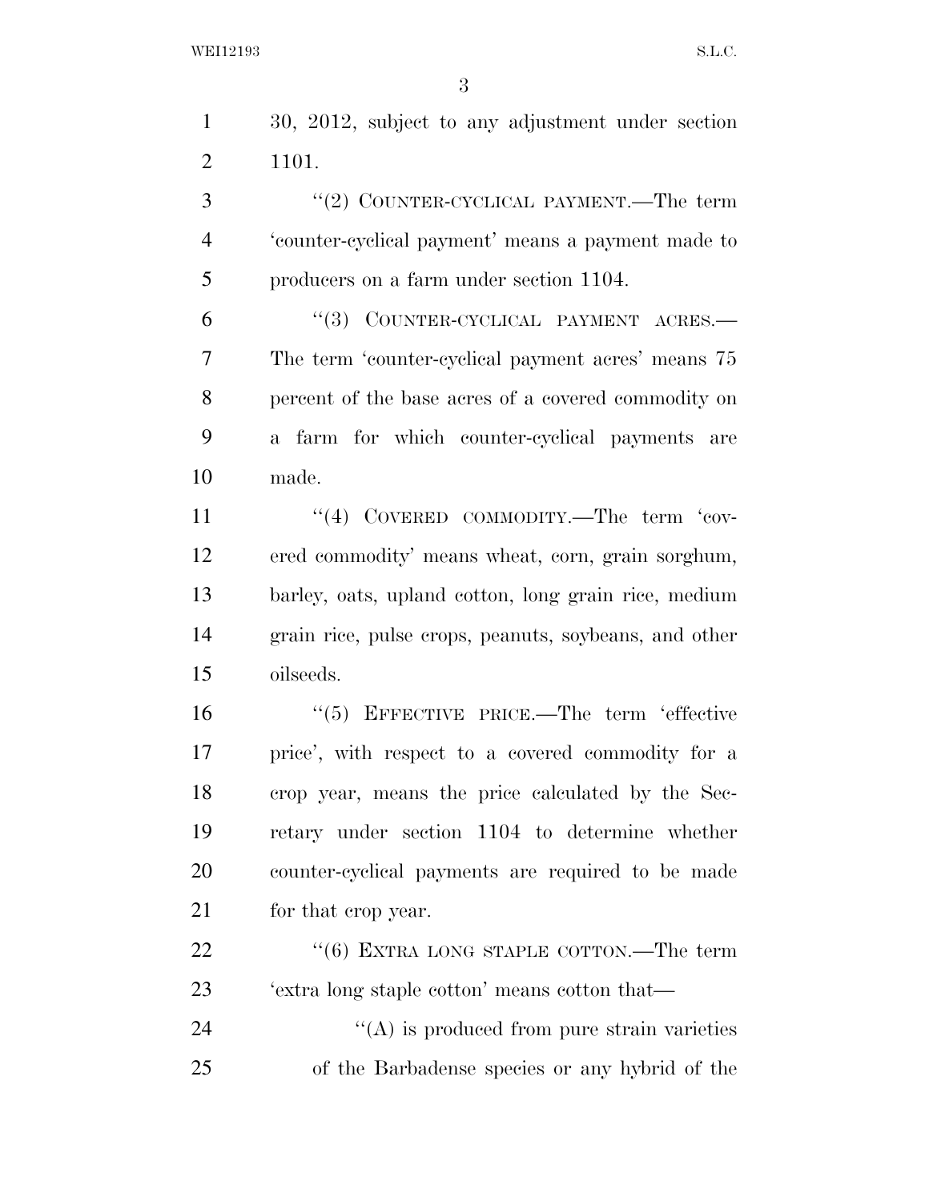30, 2012, subject to any adjustment under section 1101.

"(2) COUNTER-CYCLICAL PAYMENT.—The term 'counter-cyclical payment' means a payment made to producers on a farm under section 1104.

"(3) COUNTER-CYCLICAL PAYMENT ACRES.— The term 'counter-cyclical payment acres' means 75 percent of the base acres of a covered commodity on a farm for which counter-cyclical payments are made.

"(4) COVERED COMMODITY.—The term 'covered commodity' means wheat, corn, grain sorghum, barley, oats, upland cotton, long grain rice, medium grain rice, pulse crops, peanuts, soybeans, and other oilseeds.

"(5) EFFECTIVE PRICE.—The term 'effective price', with respect to a covered commodity for a crop year, means the price calculated by the Secretary under section 1104 to determine whether counter-cyclical payments are required to be made for that crop year.

"(6) EXTRA LONG STAPLE COTTON.—The term 'extra long staple cotton' means cotton that—

"(A) is produced from pure strain varieties of the Barbadense species or any hybrid of the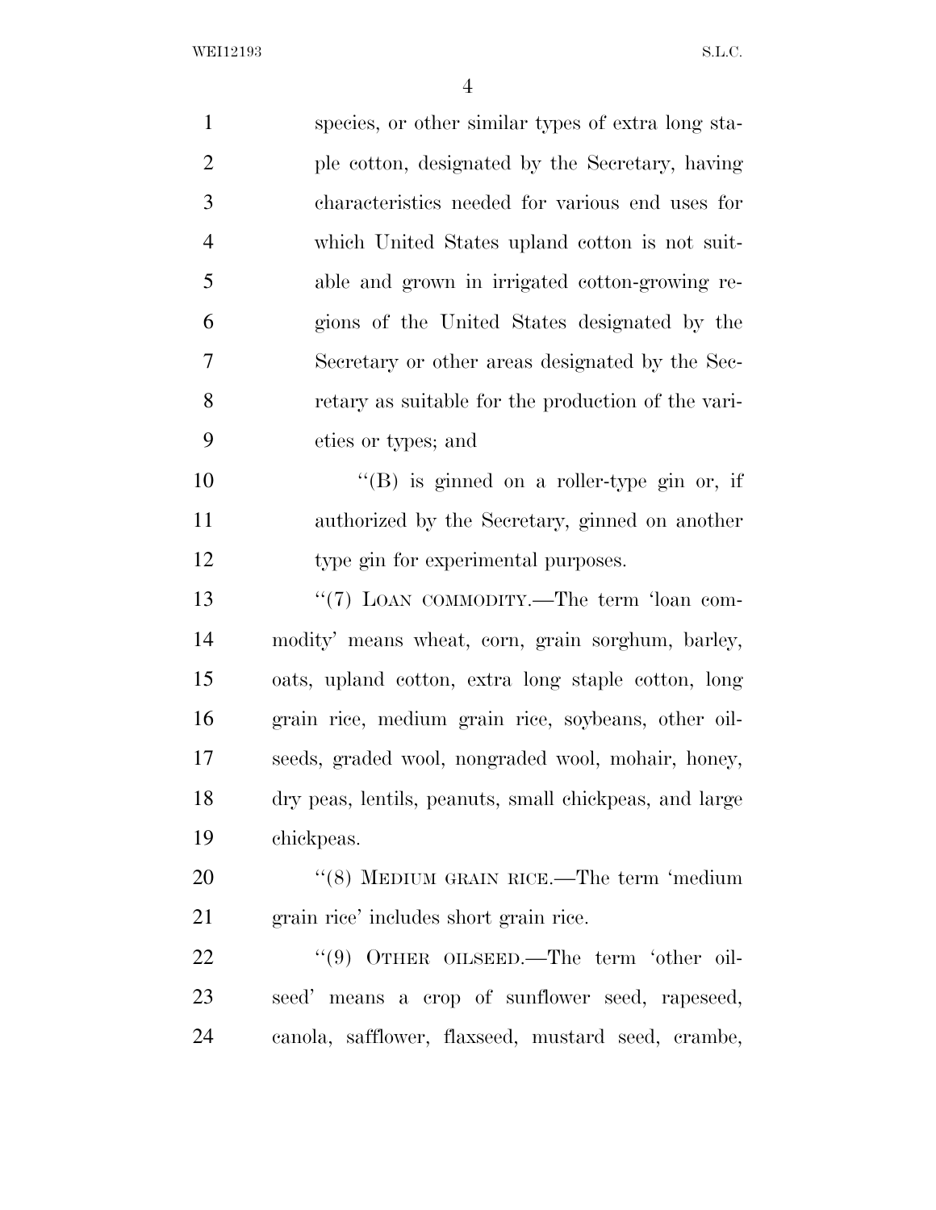species, or other similar types of extra long staple cotton, designated by the Secretary, having characteristics needed for various end uses for which United States upland cotton is not suitable and grown in irrigated cotton-growing regions of the United States designated by the Secretary or other areas designated by the Secretary as suitable for the production of the varieties or types; and

''(B) is ginned on a roller-type gin or, if authorized by the Secretary, ginned on another type gin for experimental purposes.

''(7) LOAN COMMODITY.—The term 'loan commodity' means wheat, corn, grain sorghum, barley, oats, upland cotton, extra long staple cotton, long grain rice, medium grain rice, soybeans, other oilseeds, graded wool, nongraded wool, mohair, honey, dry peas, lentils, peanuts, small chickpeas, and large chickpeas.

''(8) MEDIUM GRAIN RICE.—The term 'medium grain rice' includes short grain rice.

''(9) OTHER OILSEED.—The term 'other oilseed' means a crop of sunflower seed, rapeseed, canola, safflower, flaxseed, mustard seed, crambe,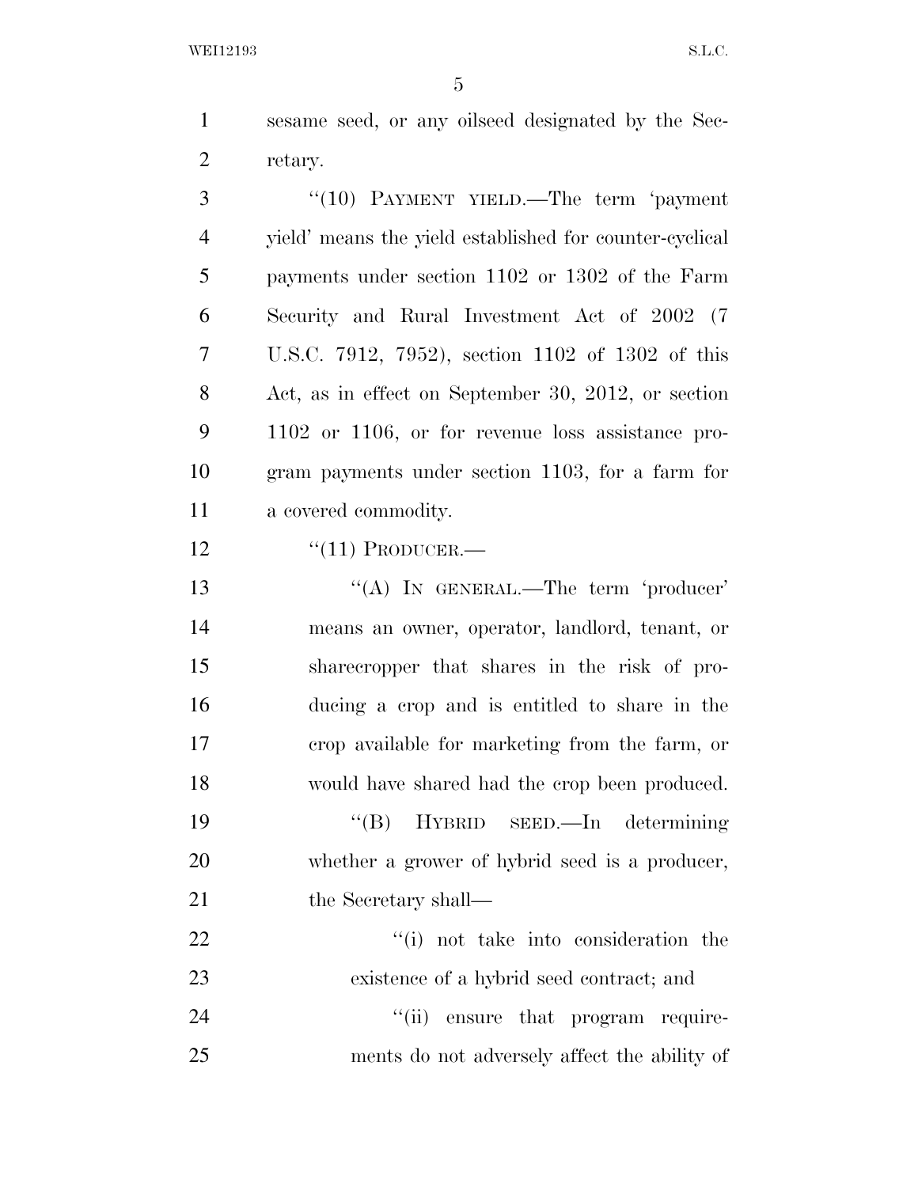sesame seed, or any oilseed designated by the Secretary.

"(10) PAYMENT YIELD.—The term 'payment yield' means the yield established for counter-cyclical payments under section 1102 or 1302 of the Farm Security and Rural Investment Act of 2002 (7 U.S.C. 7912, 7952), section 1102 of 1302 of this Act, as in effect on September 30, 2012, or section 1102 or 1106, or for revenue loss assistance program payments under section 1103, for a farm for a covered commodity.

"(11) PRODUCER.—

"(A) IN GENERAL.—The term 'producer' means an owner, operator, landlord, tenant, or sharecropper that shares in the risk of producing a crop and is entitled to share in the crop available for marketing from the farm, or would have shared had the crop been produced.

"(B) HYBRID SEED.—In determining whether a grower of hybrid seed is a producer, the Secretary shall—

"(i) not take into consideration the existence of a hybrid seed contract; and

"(ii) ensure that program requirements do not adversely affect the ability of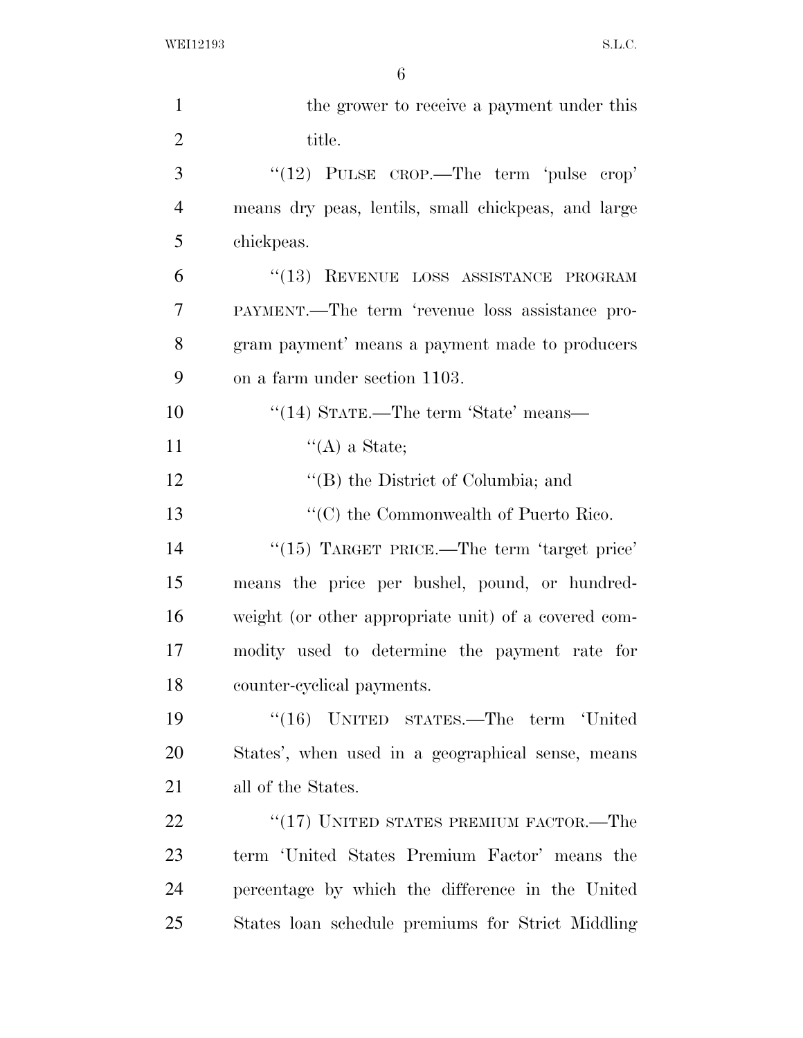the grower to receive a payment under this title.

''(12) PULSE CROP.—The term 'pulse crop' means dry peas, lentils, small chickpeas, and large chickpeas.

''(13) REVENUE LOSS ASSISTANCE PROGRAM PAYMENT.—The term 'revenue loss assistance program payment' means a payment made to producers on a farm under section 1103.

''(14) STATE.—The term 'State' means—

''(A) a State;

''(B) the District of Columbia; and

''(C) the Commonwealth of Puerto Rico.

''(15) TARGET PRICE.—The term 'target price' means the price per bushel, pound, or hundredweight (or other appropriate unit) of a covered commodity used to determine the payment rate for counter-cyclical payments.

''(16) UNITED STATES.—The term 'United States', when used in a geographical sense, means all of the States.

''(17) UNITED STATES PREMIUM FACTOR.—The term 'United States Premium Factor' means the percentage by which the difference in the United States loan schedule premiums for Strict Middling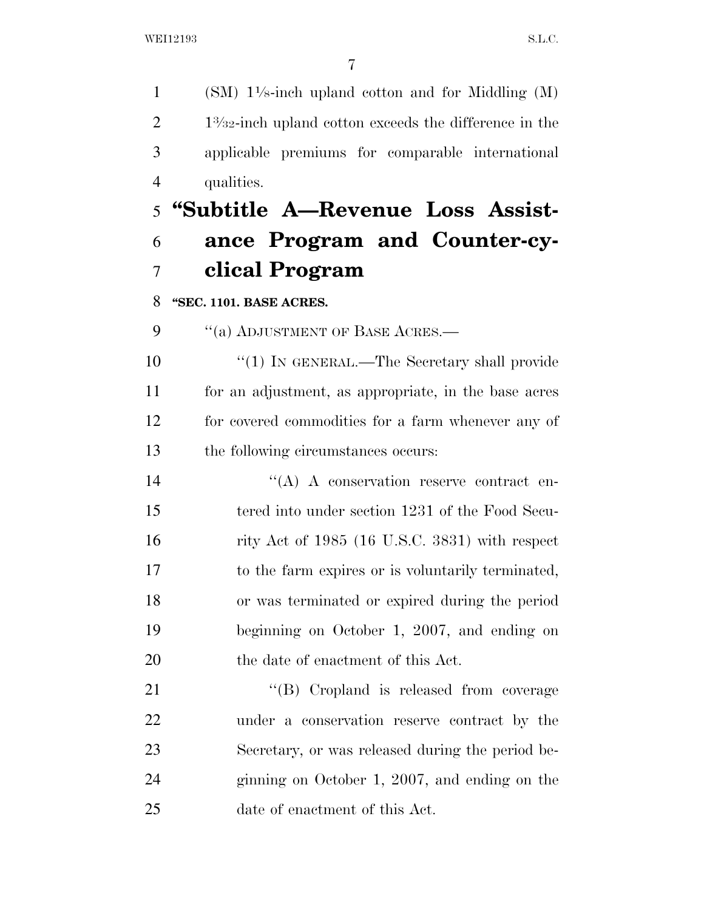(SM) 1⅛-inch upland cotton and for Middling (M) 1$\frac{3}{32}$-inch upland cotton exceeds the difference in the applicable premiums for comparable international qualities.

## "Subtitle A—Revenue Loss Assistance Program and Counter-cyclical Program

**"SEC. 1101. BASE ACRES.**

"(a) ADJUSTMENT OF BASE ACRES.—

"(1) IN GENERAL.—The Secretary shall provide for an adjustment, as appropriate, in the base acres for covered commodities for a farm whenever any of the following circumstances occurs:

"(A) A conservation reserve contract entered into under section 1231 of the Food Security Act of 1985 (16 U.S.C. 3831) with respect to the farm expires or is voluntarily terminated, or was terminated or expired during the period beginning on October 1, 2007, and ending on the date of enactment of this Act.

"(B) Cropland is released from coverage under a conservation reserve contract by the Secretary, or was released during the period beginning on October 1, 2007, and ending on the date of enactment of this Act.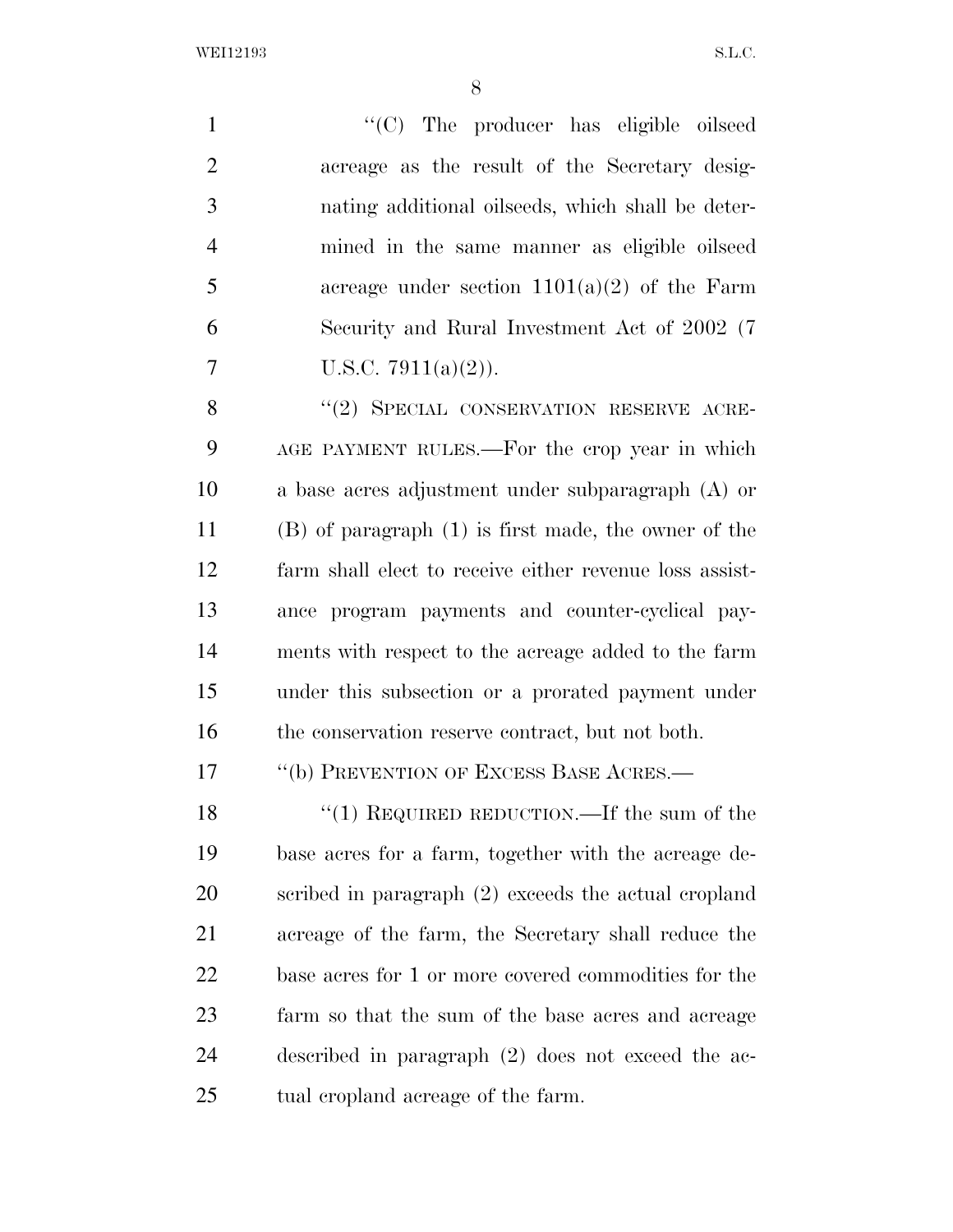"(C) The producer has eligible oilseed acreage as the result of the Secretary designating additional oilseeds, which shall be determined in the same manner as eligible oilseed acreage under section 1101(a)(2) of the Farm Security and Rural Investment Act of 2002 (7 U.S.C. 7911(a)(2)).

"(2) SPECIAL CONSERVATION RESERVE ACREAGE PAYMENT RULES.—For the crop year in which a base acres adjustment under subparagraph (A) or (B) of paragraph (1) is first made, the owner of the farm shall elect to receive either revenue loss assistance program payments and counter-cyclical payments with respect to the acreage added to the farm under this subsection or a prorated payment under the conservation reserve contract, but not both.

"(b) PREVENTION OF EXCESS BASE ACRES.—

"(1) REQUIRED REDUCTION.—If the sum of the base acres for a farm, together with the acreage described in paragraph (2) exceeds the actual cropland acreage of the farm, the Secretary shall reduce the base acres for 1 or more covered commodities for the farm so that the sum of the base acres and acreage described in paragraph (2) does not exceed the actual cropland acreage of the farm.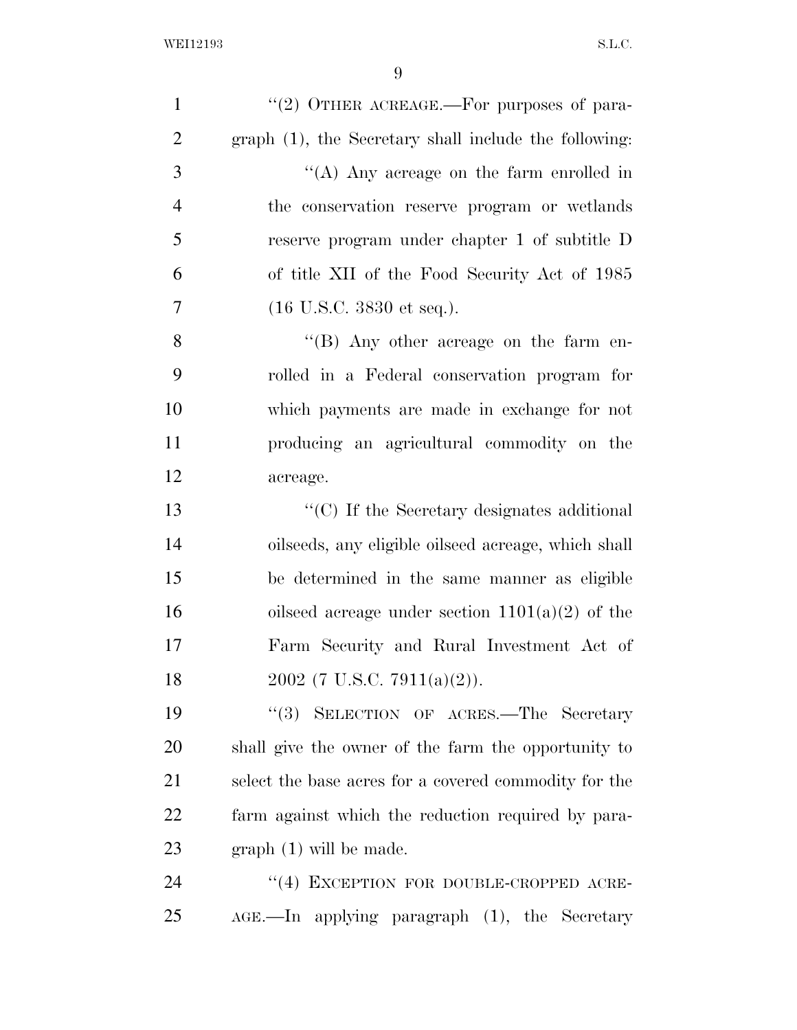"(2) OTHER ACREAGE.—For purposes of paragraph (1), the Secretary shall include the following:

"(A) Any acreage on the farm enrolled in the conservation reserve program or wetlands reserve program under chapter 1 of subtitle D of title XII of the Food Security Act of 1985 (16 U.S.C. 3830 et seq.).

"(B) Any other acreage on the farm enrolled in a Federal conservation program for which payments are made in exchange for not producing an agricultural commodity on the acreage.

"(C) If the Secretary designates additional oilseeds, any eligible oilseed acreage, which shall be determined in the same manner as eligible oilseed acreage under section 1101(a)(2) of the Farm Security and Rural Investment Act of 2002 (7 U.S.C. 7911(a)(2)).

"(3) SELECTION OF ACRES.—The Secretary shall give the owner of the farm the opportunity to select the base acres for a covered commodity for the farm against which the reduction required by paragraph (1) will be made.

"(4) EXCEPTION FOR DOUBLE-CROPPED ACREAGE.—In applying paragraph (1), the Secretary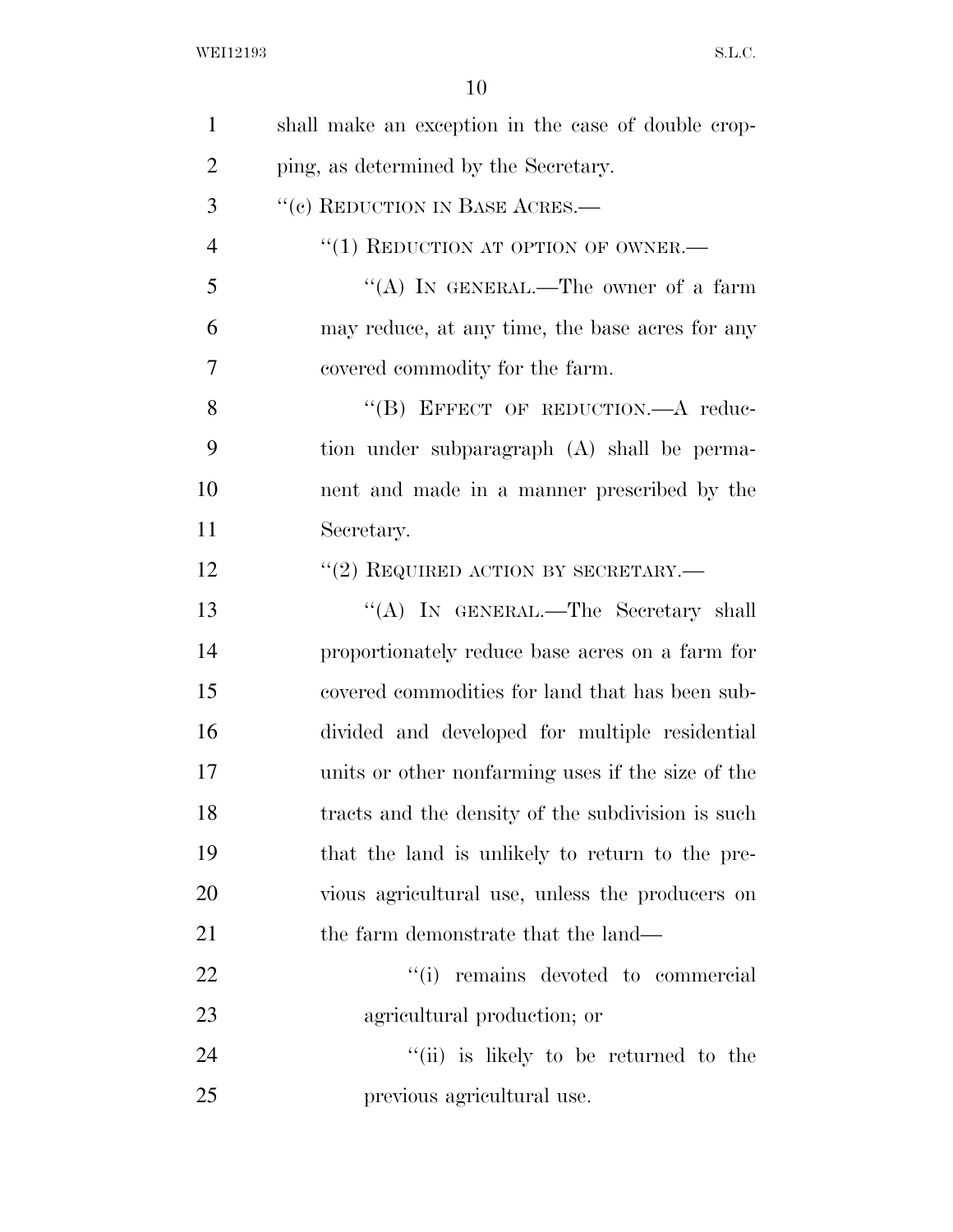shall make an exception in the case of double cropping, as determined by the Secretary.

"(c) REDUCTION IN BASE ACRES.—

"(1) REDUCTION AT OPTION OF OWNER.—

"(A) IN GENERAL.—The owner of a farm may reduce, at any time, the base acres for any covered commodity for the farm.

"(B) EFFECT OF REDUCTION.—A reduction under subparagraph (A) shall be permanent and made in a manner prescribed by the Secretary.

"(2) REQUIRED ACTION BY SECRETARY.—

"(A) IN GENERAL.—The Secretary shall proportionately reduce base acres on a farm for covered commodities for land that has been subdivided and developed for multiple residential units or other nonfarming uses if the size of the tracts and the density of the subdivision is such that the land is unlikely to return to the previous agricultural use, unless the producers on the farm demonstrate that the land—

"(i) remains devoted to commercial agricultural production; or

"(ii) is likely to be returned to the previous agricultural use.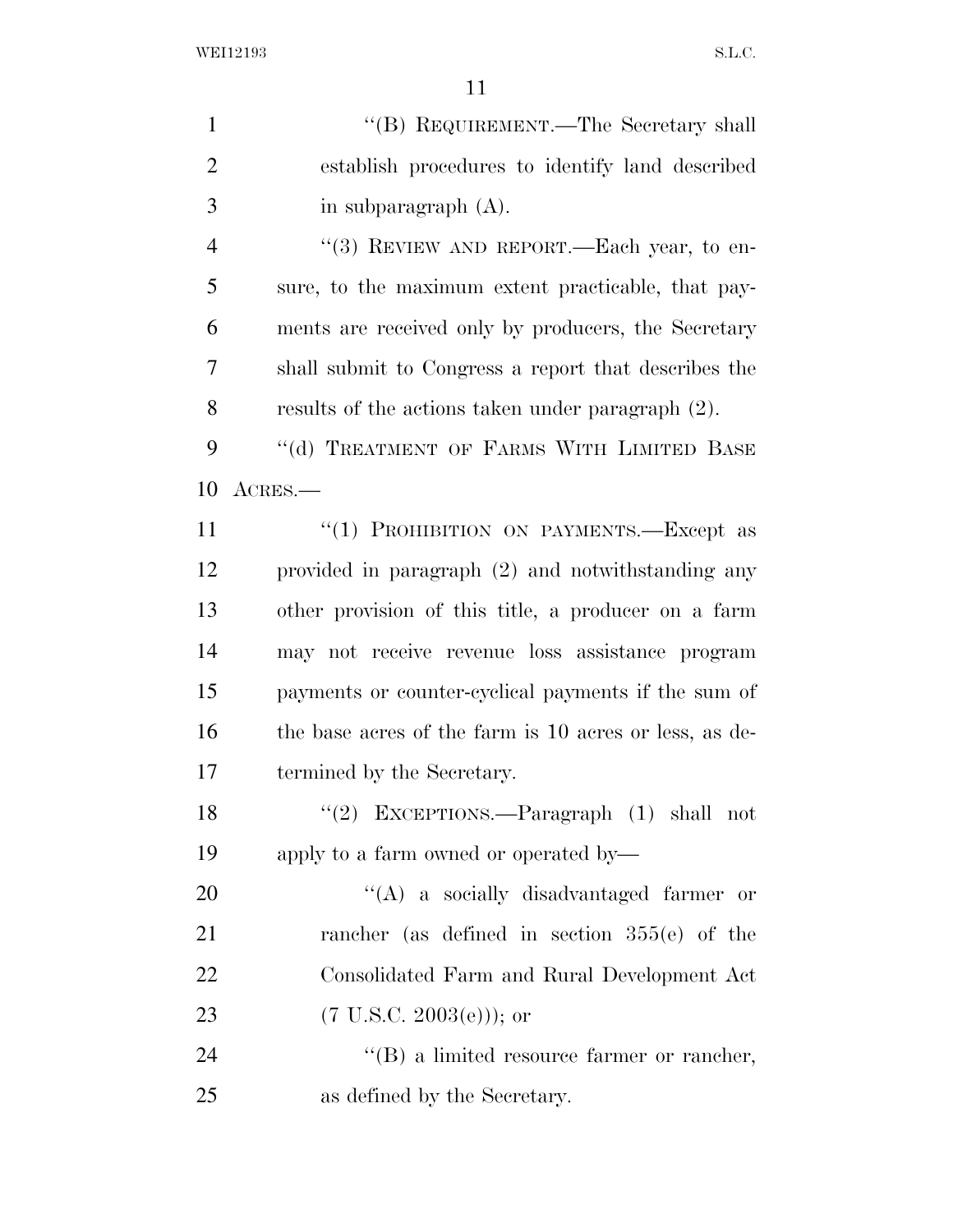"(B) REQUIREMENT.—The Secretary shall establish procedures to identify land described in subparagraph (A).

"(3) REVIEW AND REPORT.—Each year, to ensure, to the maximum extent practicable, that payments are received only by producers, the Secretary shall submit to Congress a report that describes the results of the actions taken under paragraph (2).

"(d) TREATMENT OF FARMS WITH LIMITED BASE ACRES.—

"(1) PROHIBITION ON PAYMENTS.—Except as provided in paragraph (2) and notwithstanding any other provision of this title, a producer on a farm may not receive revenue loss assistance program payments or counter-cyclical payments if the sum of the base acres of the farm is 10 acres or less, as determined by the Secretary.

"(2) EXCEPTIONS.—Paragraph (1) shall not apply to a farm owned or operated by—

"(A) a socially disadvantaged farmer or rancher (as defined in section 355(e) of the Consolidated Farm and Rural Development Act (7 U.S.C. 2003(e))); or

"(B) a limited resource farmer or rancher, as defined by the Secretary.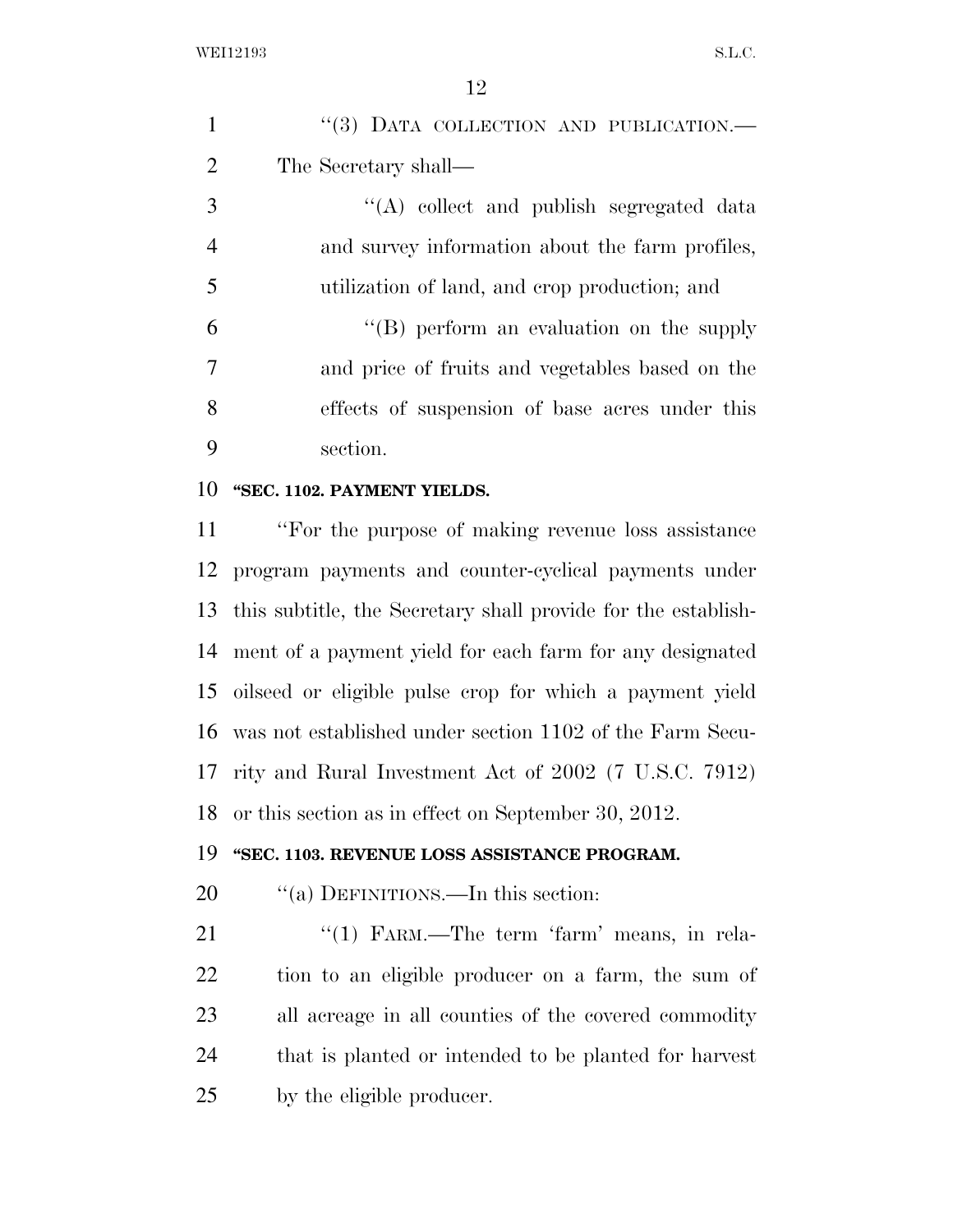"(3) DATA COLLECTION AND PUBLICATION.—The Secretary shall—

"(A) collect and publish segregated data and survey information about the farm profiles, utilization of land, and crop production; and

"(B) perform an evaluation on the supply and price of fruits and vegetables based on the effects of suspension of base acres under this section.

**"SEC. 1102. PAYMENT YIELDS.**

"For the purpose of making revenue loss assistance program payments and counter-cyclical payments under this subtitle, the Secretary shall provide for the establishment of a payment yield for each farm for any designated oilseed or eligible pulse crop for which a payment yield was not established under section 1102 of the Farm Security and Rural Investment Act of 2002 (7 U.S.C. 7912) or this section as in effect on September 30, 2012.

**"SEC. 1103. REVENUE LOSS ASSISTANCE PROGRAM.**

"(a) DEFINITIONS.—In this section:

"(1) FARM.—The term 'farm' means, in relation to an eligible producer on a farm, the sum of all acreage in all counties of the covered commodity that is planted or intended to be planted for harvest by the eligible producer.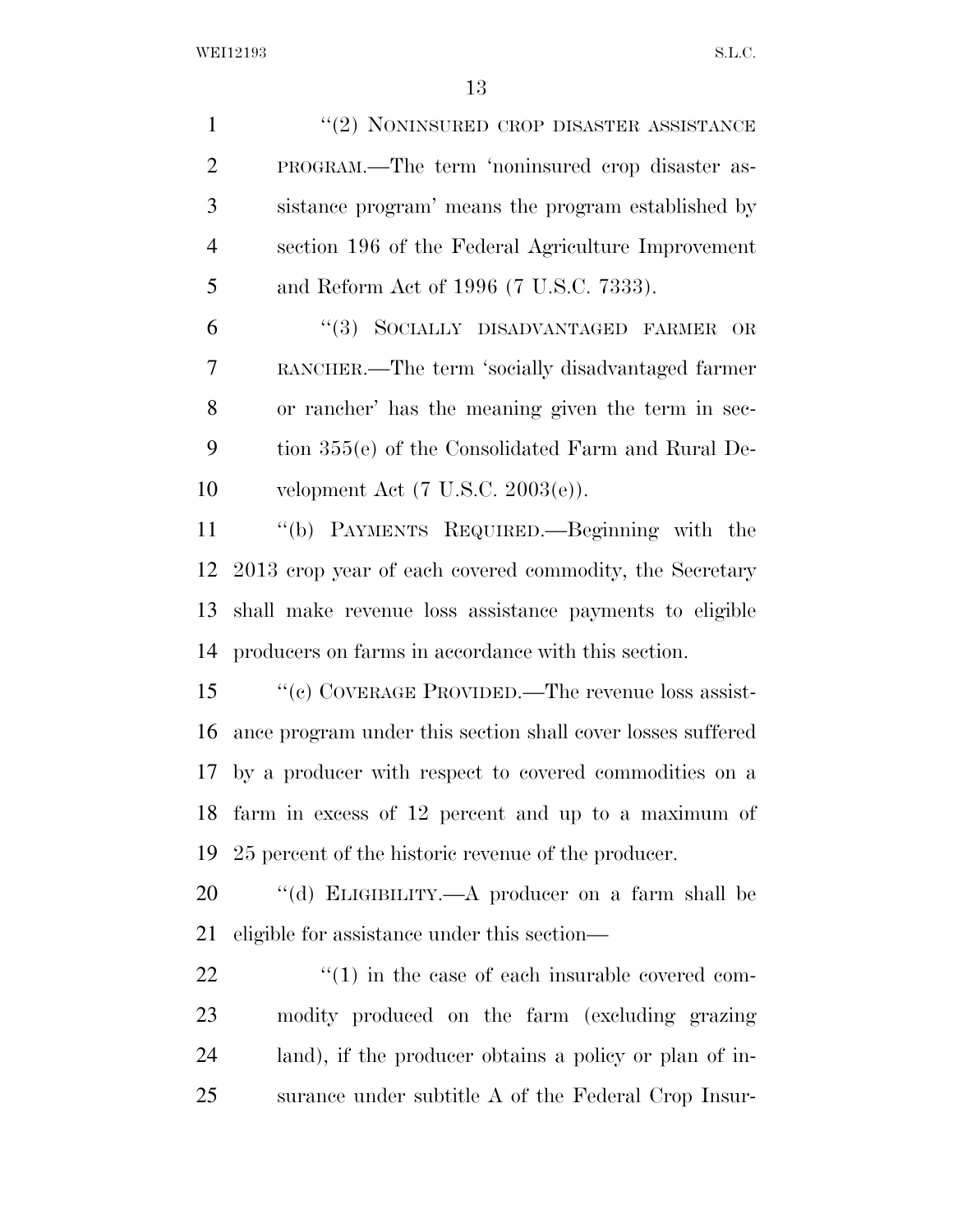"(2) NONINSURED CROP DISASTER ASSISTANCE PROGRAM.—The term 'noninsured crop disaster assistance program' means the program established by section 196 of the Federal Agriculture Improvement and Reform Act of 1996 (7 U.S.C. 7333).

"(3) SOCIALLY DISADVANTAGED FARMER OR RANCHER.—The term 'socially disadvantaged farmer or rancher' has the meaning given the term in section 355(e) of the Consolidated Farm and Rural Development Act (7 U.S.C. 2003(e)).

"(b) PAYMENTS REQUIRED.—Beginning with the 2013 crop year of each covered commodity, the Secretary shall make revenue loss assistance payments to eligible producers on farms in accordance with this section.

"(c) COVERAGE PROVIDED.—The revenue loss assistance program under this section shall cover losses suffered by a producer with respect to covered commodities on a farm in excess of 12 percent and up to a maximum of 25 percent of the historic revenue of the producer.

"(d) ELIGIBILITY.—A producer on a farm shall be eligible for assistance under this section—

"(1) in the case of each insurable covered commodity produced on the farm (excluding grazing land), if the producer obtains a policy or plan of insurance under subtitle A of the Federal Crop Insur-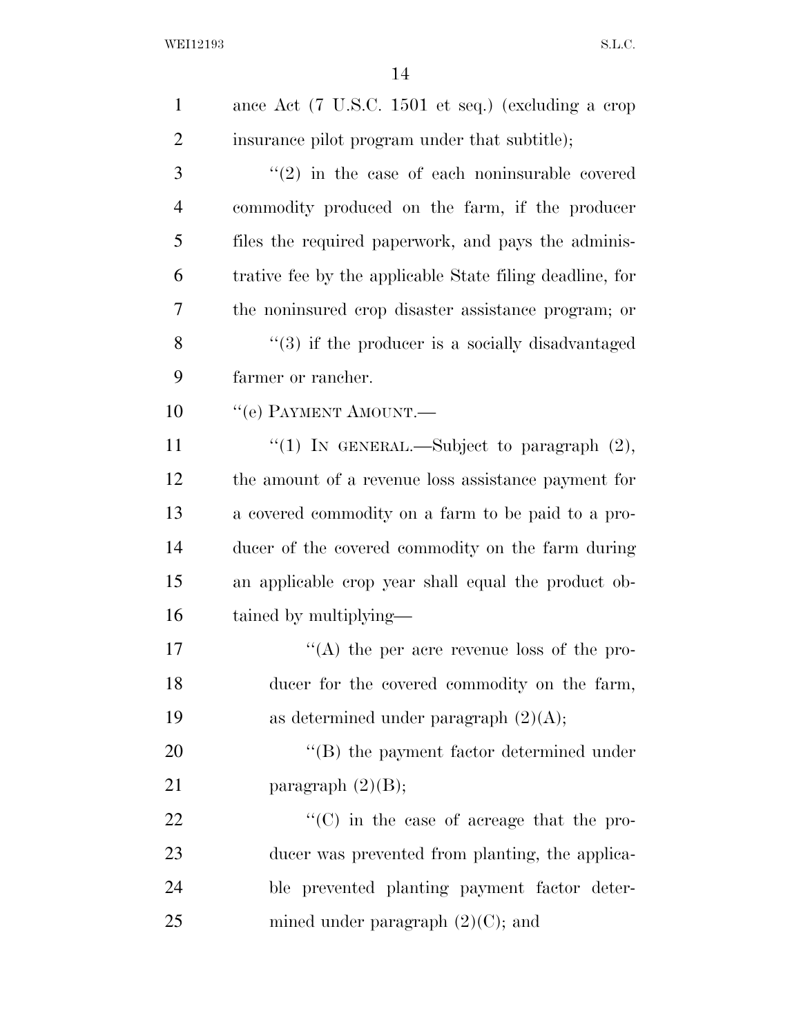ance Act (7 U.S.C. 1501 et seq.) (excluding a crop insurance pilot program under that subtitle);

"(2) in the case of each noninsurable covered commodity produced on the farm, if the producer files the required paperwork, and pays the administrative fee by the applicable State filing deadline, for the noninsured crop disaster assistance program; or

"(3) if the producer is a socially disadvantaged farmer or rancher.

"(e) PAYMENT AMOUNT.—

"(1) IN GENERAL.—Subject to paragraph (2), the amount of a revenue loss assistance payment for a covered commodity on a farm to be paid to a producer of the covered commodity on the farm during an applicable crop year shall equal the product obtained by multiplying—

"(A) the per acre revenue loss of the producer for the covered commodity on the farm, as determined under paragraph (2)(A);

"(B) the payment factor determined under paragraph (2)(B);

"(C) in the case of acreage that the producer was prevented from planting, the applicable prevented planting payment factor determined under paragraph (2)(C); and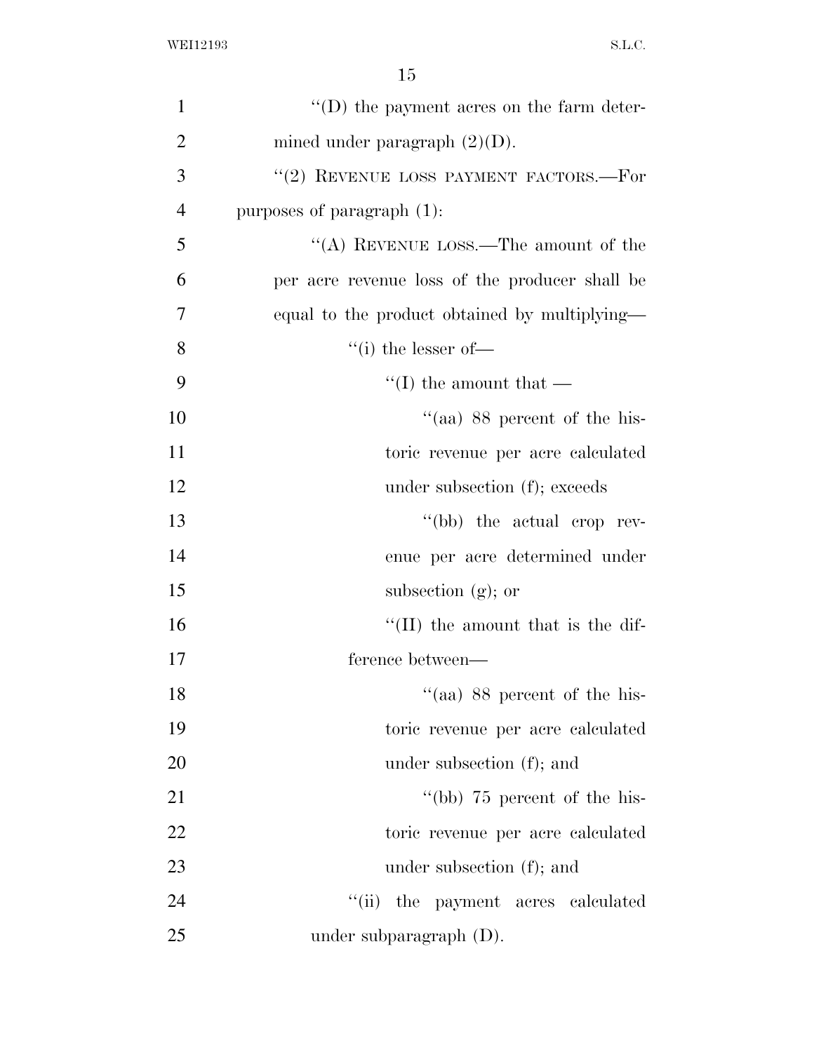"(D) the payment acres on the farm determined under paragraph (2)(D).

"(2) REVENUE LOSS PAYMENT FACTORS.—For purposes of paragraph (1):

"(A) REVENUE LOSS.—The amount of the per acre revenue loss of the producer shall be equal to the product obtained by multiplying—

"(i) the lesser of—

"(I) the amount that —

"(aa) 88 percent of the historic revenue per acre calculated under subsection (f); exceeds

"(bb) the actual crop revenue per acre determined under subsection (g); or

"(II) the amount that is the difference between—

"(aa) 88 percent of the historic revenue per acre calculated under subsection (f); and

"(bb) 75 percent of the historic revenue per acre calculated under subsection (f); and

"(ii) the payment acres calculated under subparagraph (D).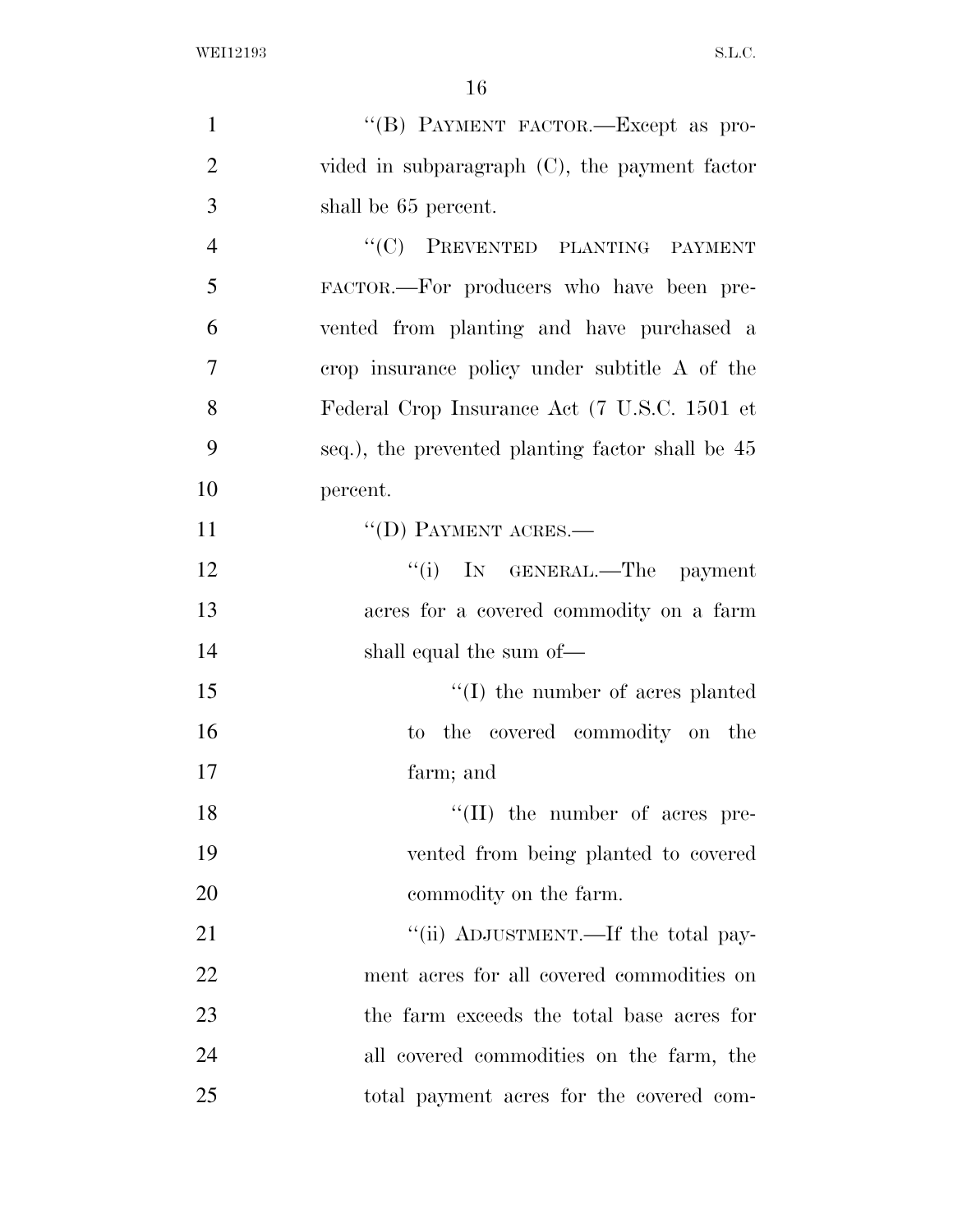"(B) PAYMENT FACTOR.—Except as provided in subparagraph (C), the payment factor shall be 65 percent.

"(C) PREVENTED PLANTING PAYMENT FACTOR.—For producers who have been prevented from planting and have purchased a crop insurance policy under subtitle A of the Federal Crop Insurance Act (7 U.S.C. 1501 et seq.), the prevented planting factor shall be 45 percent.

"(D) PAYMENT ACRES.—

"(i) IN GENERAL.—The payment acres for a covered commodity on a farm shall equal the sum of—

"(I) the number of acres planted to the covered commodity on the farm; and

"(II) the number of acres prevented from being planted to covered commodity on the farm.

"(ii) ADJUSTMENT.—If the total payment acres for all covered commodities on the farm exceeds the total base acres for all covered commodities on the farm, the total payment acres for the covered com-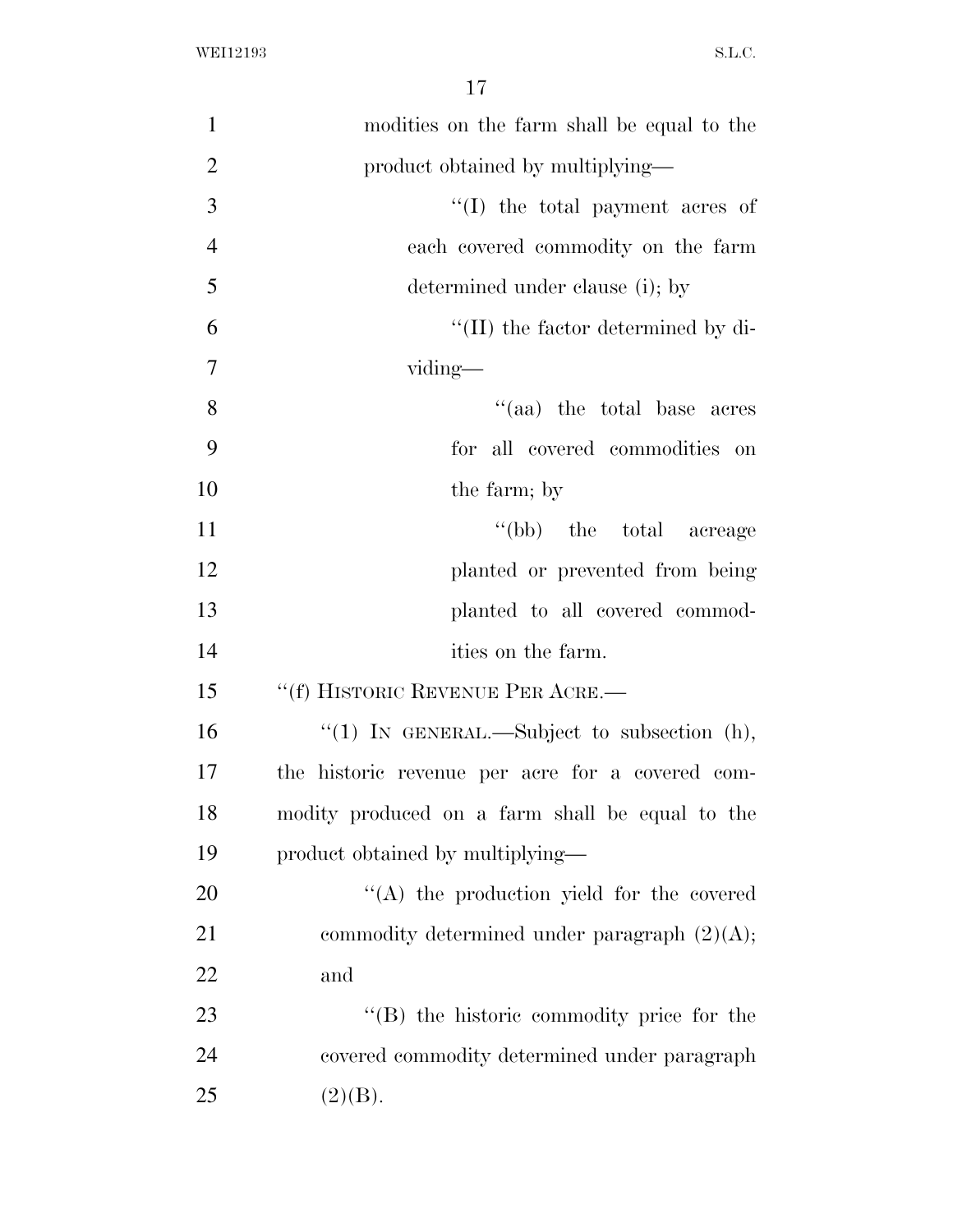modities on the farm shall be equal to the product obtained by multiplying—

''(I) the total payment acres of each covered commodity on the farm determined under clause (i); by

''(II) the factor determined by dividing—

''(aa) the total base acres for all covered commodities on the farm; by

''(bb) the total acreage planted or prevented from being planted to all covered commodities on the farm.

''(f) HISTORIC REVENUE PER ACRE.—

''(1) IN GENERAL.—Subject to subsection (h), the historic revenue per acre for a covered commodity produced on a farm shall be equal to the product obtained by multiplying—

''(A) the production yield for the covered commodity determined under paragraph (2)(A); and

''(B) the historic commodity price for the covered commodity determined under paragraph (2)(B).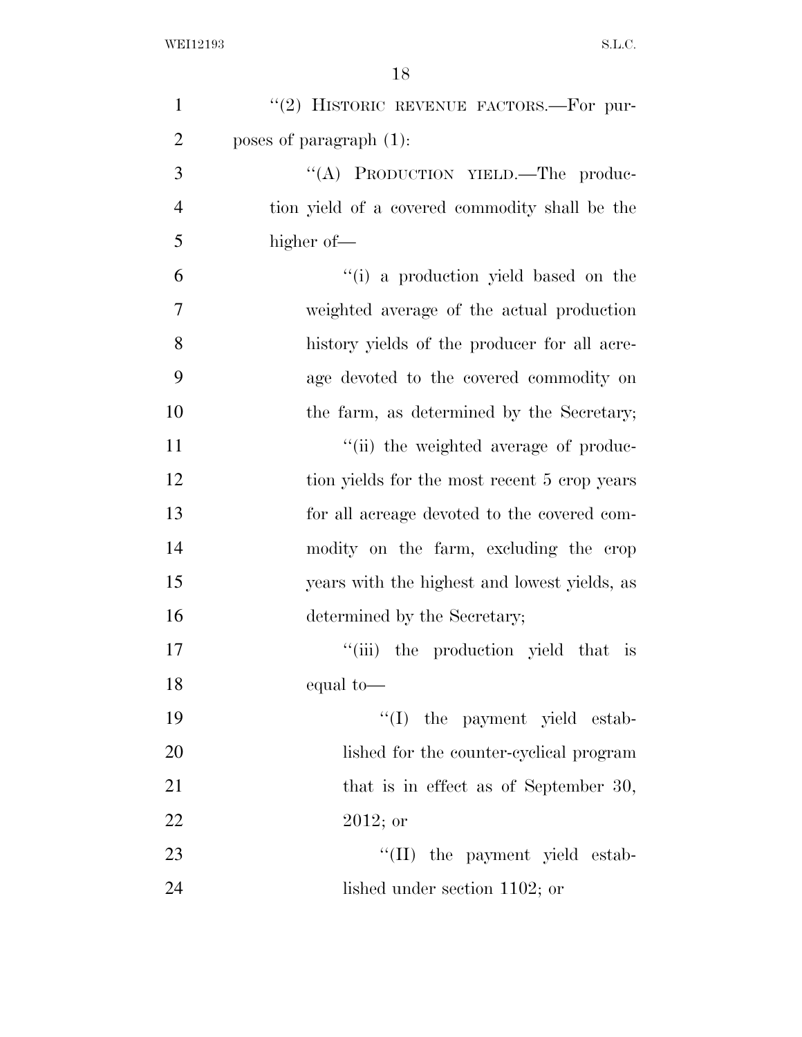''(2) HISTORIC REVENUE FACTORS.—For purposes of paragraph (1):

''(A) PRODUCTION YIELD.—The production yield of a covered commodity shall be the higher of—

''(i) a production yield based on the weighted average of the actual production history yields of the producer for all acreage devoted to the covered commodity on the farm, as determined by the Secretary;

''(ii) the weighted average of production yields for the most recent 5 crop years for all acreage devoted to the covered commodity on the farm, excluding the crop years with the highest and lowest yields, as determined by the Secretary;

''(iii) the production yield that is equal to—

''(I) the payment yield established for the counter-cyclical program that is in effect as of September 30, 2012; or

''(II) the payment yield established under section 1102; or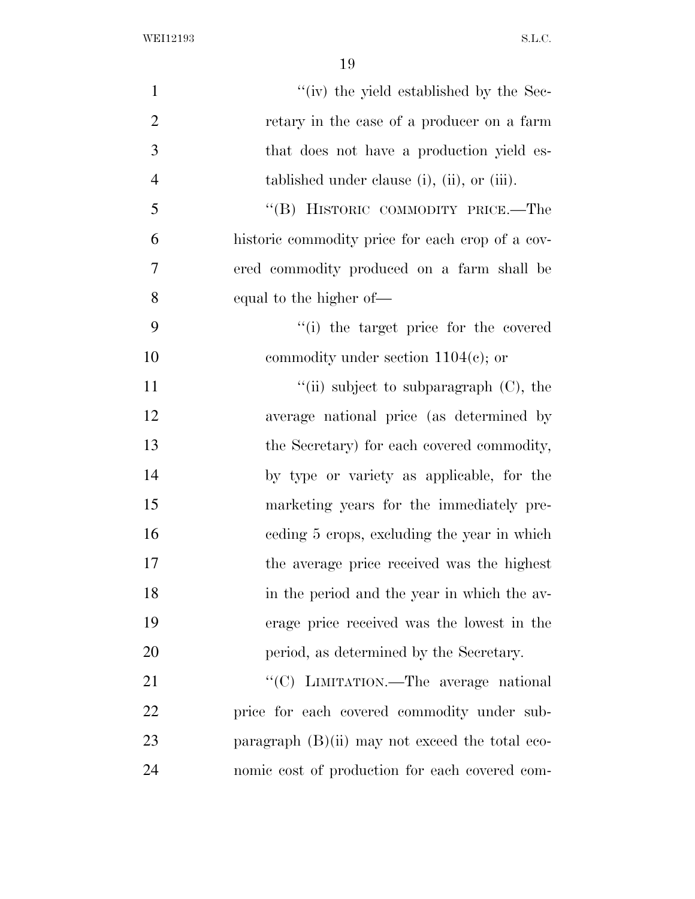"(iv) the yield established by the Secretary in the case of a producer on a farm that does not have a production yield established under clause (i), (ii), or (iii).

"(B) HISTORIC COMMODITY PRICE.—The historic commodity price for each crop of a covered commodity produced on a farm shall be equal to the higher of—

"(i) the target price for the covered commodity under section 1104(c); or

"(ii) subject to subparagraph (C), the average national price (as determined by the Secretary) for each covered commodity, by type or variety as applicable, for the marketing years for the immediately preceding 5 crops, excluding the year in which the average price received was the highest in the period and the year in which the average price received was the lowest in the period, as determined by the Secretary.

"(C) LIMITATION.—The average national price for each covered commodity under subparagraph (B)(ii) may not exceed the total economic cost of production for each covered com-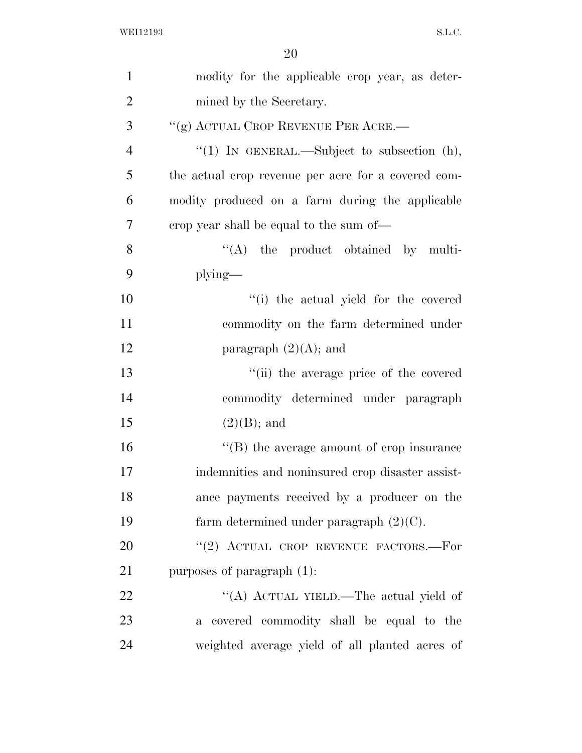modity for the applicable crop year, as determined by the Secretary.

"(g) ACTUAL CROP REVENUE PER ACRE.—

"(1) IN GENERAL.—Subject to subsection (h), the actual crop revenue per acre for a covered commodity produced on a farm during the applicable crop year shall be equal to the sum of—

"(A) the product obtained by multiplying—

"(i) the actual yield for the covered commodity on the farm determined under paragraph (2)(A); and

"(ii) the average price of the covered commodity determined under paragraph (2)(B); and

"(B) the average amount of crop insurance indemnities and noninsured crop disaster assistance payments received by a producer on the farm determined under paragraph (2)(C).

"(2) ACTUAL CROP REVENUE FACTORS.—For purposes of paragraph (1):

"(A) ACTUAL YIELD.—The actual yield of a covered commodity shall be equal to the weighted average yield of all planted acres of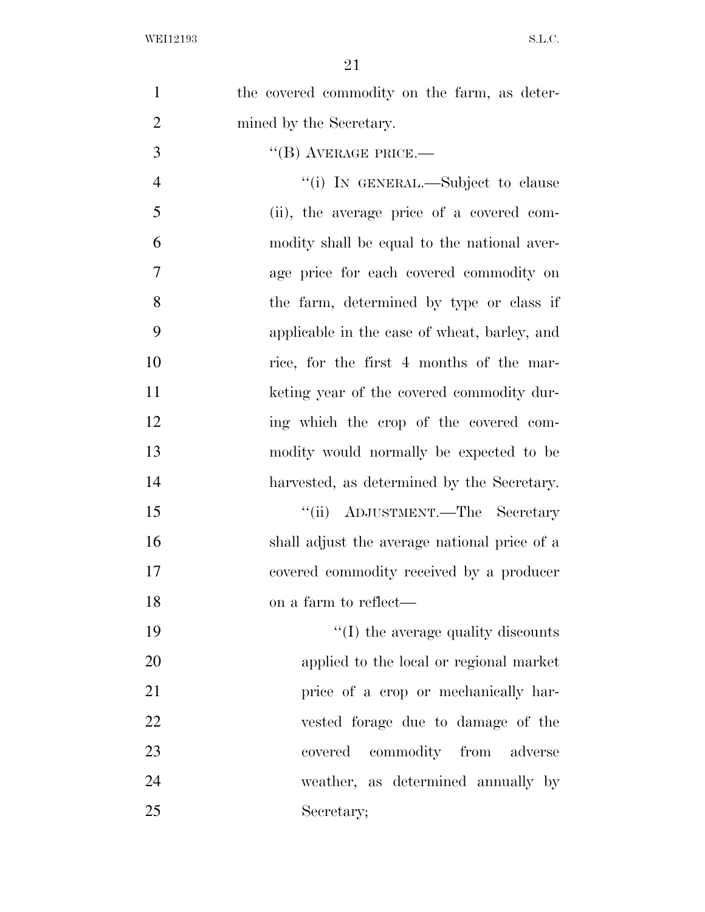the covered commodity on the farm, as determined by the Secretary.

"(B) AVERAGE PRICE.—

"(i) IN GENERAL.—Subject to clause (ii), the average price of a covered commodity shall be equal to the national average price for each covered commodity on the farm, determined by type or class if applicable in the case of wheat, barley, and rice, for the first 4 months of the marketing year of the covered commodity during which the crop of the covered commodity would normally be expected to be harvested, as determined by the Secretary.

"(ii) ADJUSTMENT.—The Secretary shall adjust the average national price of a covered commodity received by a producer on a farm to reflect—

"(I) the average quality discounts applied to the local or regional market price of a crop or mechanically harvested forage due to damage of the covered commodity from adverse weather, as determined annually by Secretary;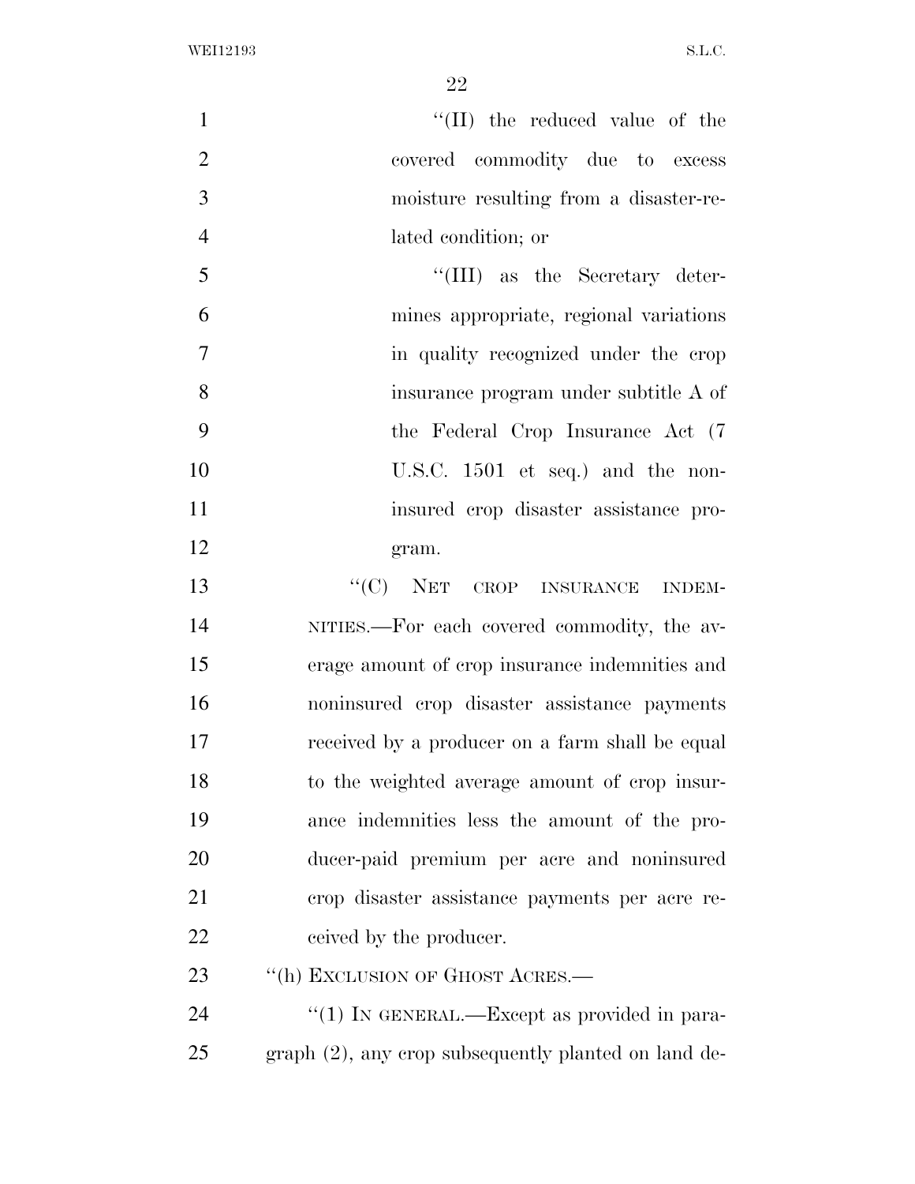"(II) the reduced value of the covered commodity due to excess moisture resulting from a disaster-related condition; or

"(III) as the Secretary determines appropriate, regional variations in quality recognized under the crop insurance program under subtitle A of the Federal Crop Insurance Act (7 U.S.C. 1501 et seq.) and the noninsured crop disaster assistance program.

"(C) NET CROP INSURANCE INDEMNITIES.—For each covered commodity, the average amount of crop insurance indemnities and noninsured crop disaster assistance payments received by a producer on a farm shall be equal to the weighted average amount of crop insurance indemnities less the amount of the producer-paid premium per acre and noninsured crop disaster assistance payments per acre received by the producer.

"(h) EXCLUSION OF GHOST ACRES.—

"(1) IN GENERAL.—Except as provided in paragraph (2), any crop subsequently planted on land de-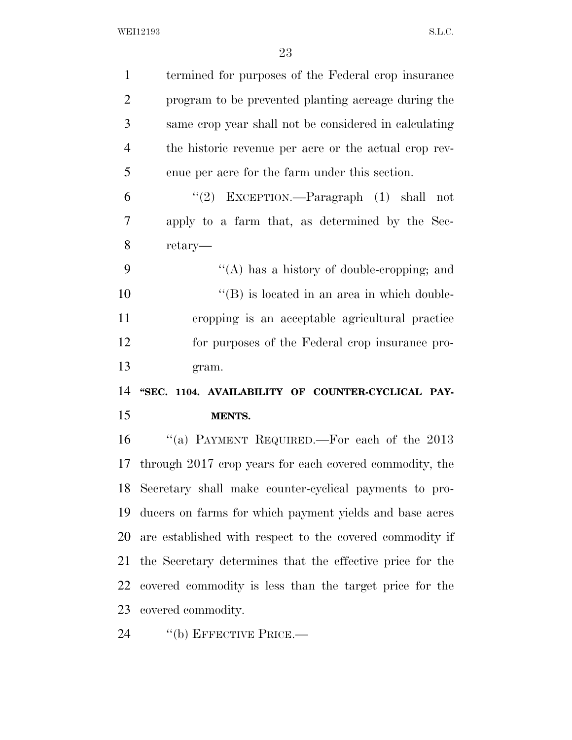termined for purposes of the Federal crop insurance program to be prevented planting acreage during the same crop year shall not be considered in calculating the historic revenue per acre or the actual crop revenue per acre for the farm under this section.

"(2) EXCEPTION.—Paragraph (1) shall not apply to a farm that, as determined by the Secretary—

"(A) has a history of double-cropping; and

"(B) is located in an area in which double-cropping is an acceptable agricultural practice for purposes of the Federal crop insurance program.

**"SEC. 1104. AVAILABILITY OF COUNTER-CYCLICAL PAYMENTS.**

"(a) PAYMENT REQUIRED.—For each of the 2013 through 2017 crop years for each covered commodity, the Secretary shall make counter-cyclical payments to producers on farms for which payment yields and base acres are established with respect to the covered commodity if the Secretary determines that the effective price for the covered commodity is less than the target price for the covered commodity.

"(b) EFFECTIVE PRICE.—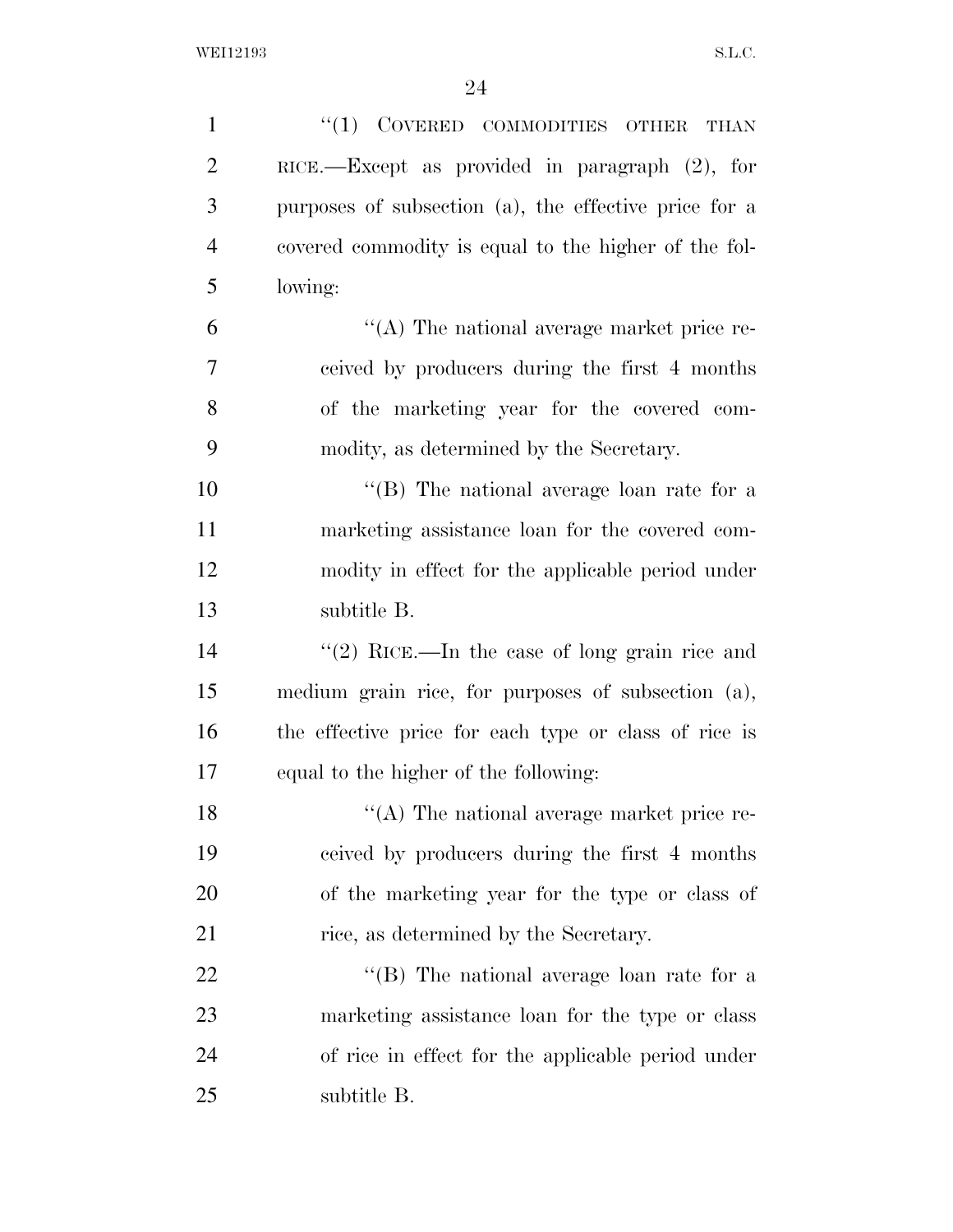"(1) COVERED COMMODITIES OTHER THAN RICE.—Except as provided in paragraph (2), for purposes of subsection (a), the effective price for a covered commodity is equal to the higher of the following:

"(A) The national average market price received by producers during the first 4 months of the marketing year for the covered commodity, as determined by the Secretary.

"(B) The national average loan rate for a marketing assistance loan for the covered commodity in effect for the applicable period under subtitle B.

"(2) RICE.—In the case of long grain rice and medium grain rice, for purposes of subsection (a), the effective price for each type or class of rice is equal to the higher of the following:

"(A) The national average market price received by producers during the first 4 months of the marketing year for the type or class of rice, as determined by the Secretary.

"(B) The national average loan rate for a marketing assistance loan for the type or class of rice in effect for the applicable period under subtitle B.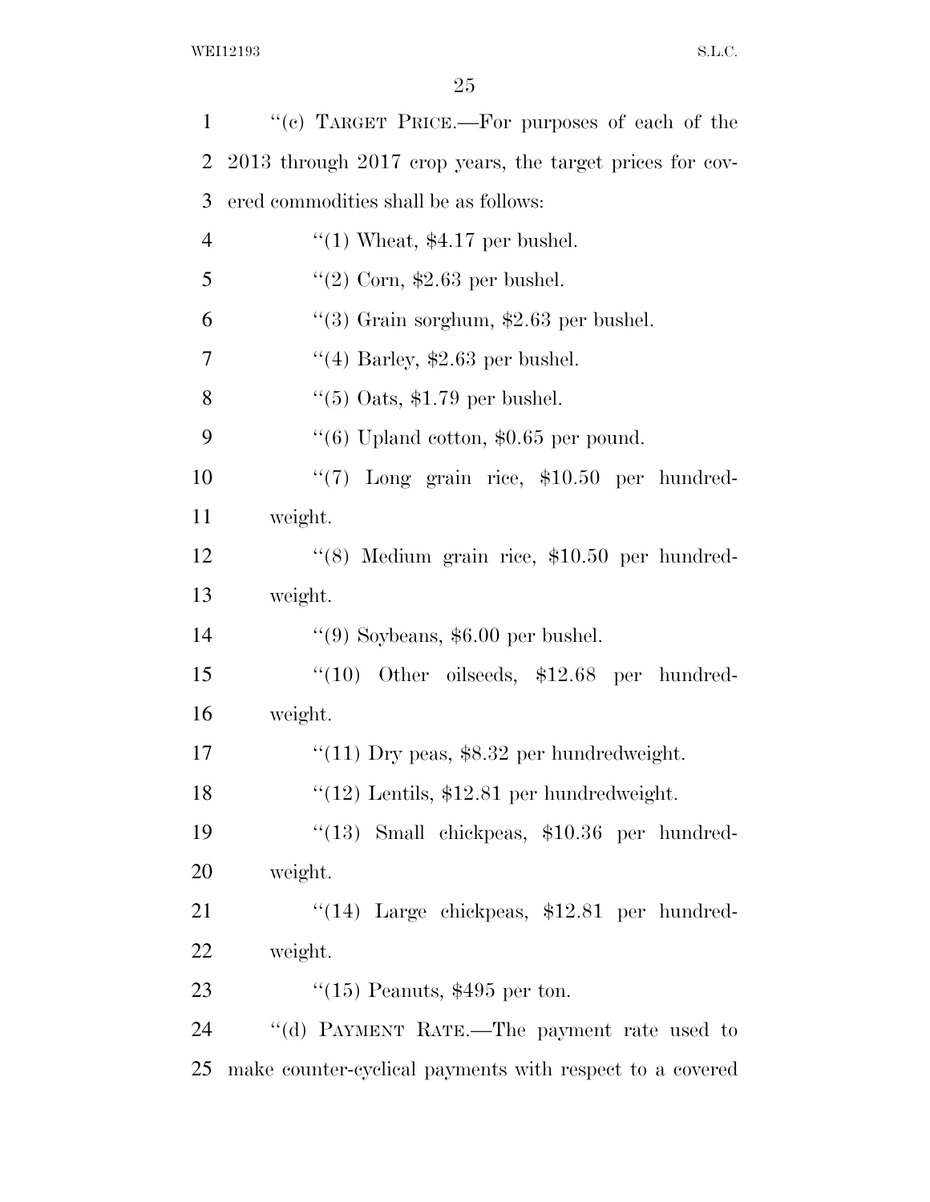''(c) TARGET PRICE.—For purposes of each of the 2013 through 2017 crop years, the target prices for covered commodities shall be as follows:

''(1) Wheat, $4.17 per bushel.

''(2) Corn, $2.63 per bushel.

''(3) Grain sorghum, $2.63 per bushel.

''(4) Barley, $2.63 per bushel.

''(5) Oats, $1.79 per bushel.

''(6) Upland cotton, $0.65 per pound.

''(7) Long grain rice, $10.50 per hundredweight.

''(8) Medium grain rice, $10.50 per hundredweight.

''(9) Soybeans, $6.00 per bushel.

''(10) Other oilseeds, $12.68 per hundredweight.

''(11) Dry peas, $8.32 per hundredweight.

''(12) Lentils, $12.81 per hundredweight.

''(13) Small chickpeas, $10.36 per hundredweight.

''(14) Large chickpeas, $12.81 per hundredweight.

''(15) Peanuts, $495 per ton.

''(d) PAYMENT RATE.—The payment rate used to make counter-cyclical payments with respect to a covered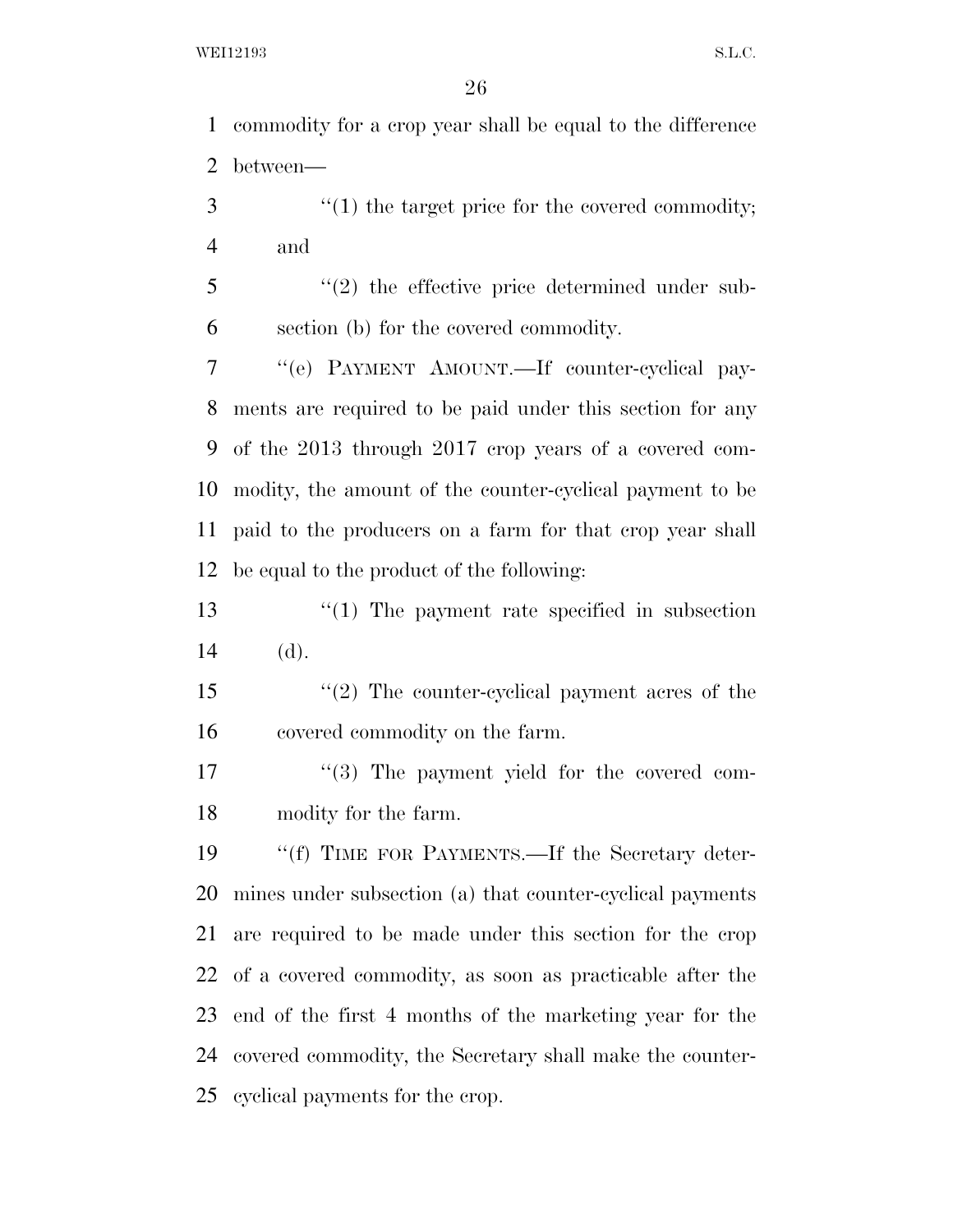commodity for a crop year shall be equal to the difference between—

> ''(1) the target price for the covered commodity; and
>
> ''(2) the effective price determined under subsection (b) for the covered commodity.

''(e) PAYMENT AMOUNT.—If counter-cyclical payments are required to be paid under this section for any of the 2013 through 2017 crop years of a covered commodity, the amount of the counter-cyclical payment to be paid to the producers on a farm for that crop year shall be equal to the product of the following:

> ''(1) The payment rate specified in subsection (d).
>
> ''(2) The counter-cyclical payment acres of the covered commodity on the farm.
>
> ''(3) The payment yield for the covered commodity for the farm.

''(f) TIME FOR PAYMENTS.—If the Secretary determines under subsection (a) that counter-cyclical payments are required to be made under this section for the crop of a covered commodity, as soon as practicable after the end of the first 4 months of the marketing year for the covered commodity, the Secretary shall make the counter-cyclical payments for the crop.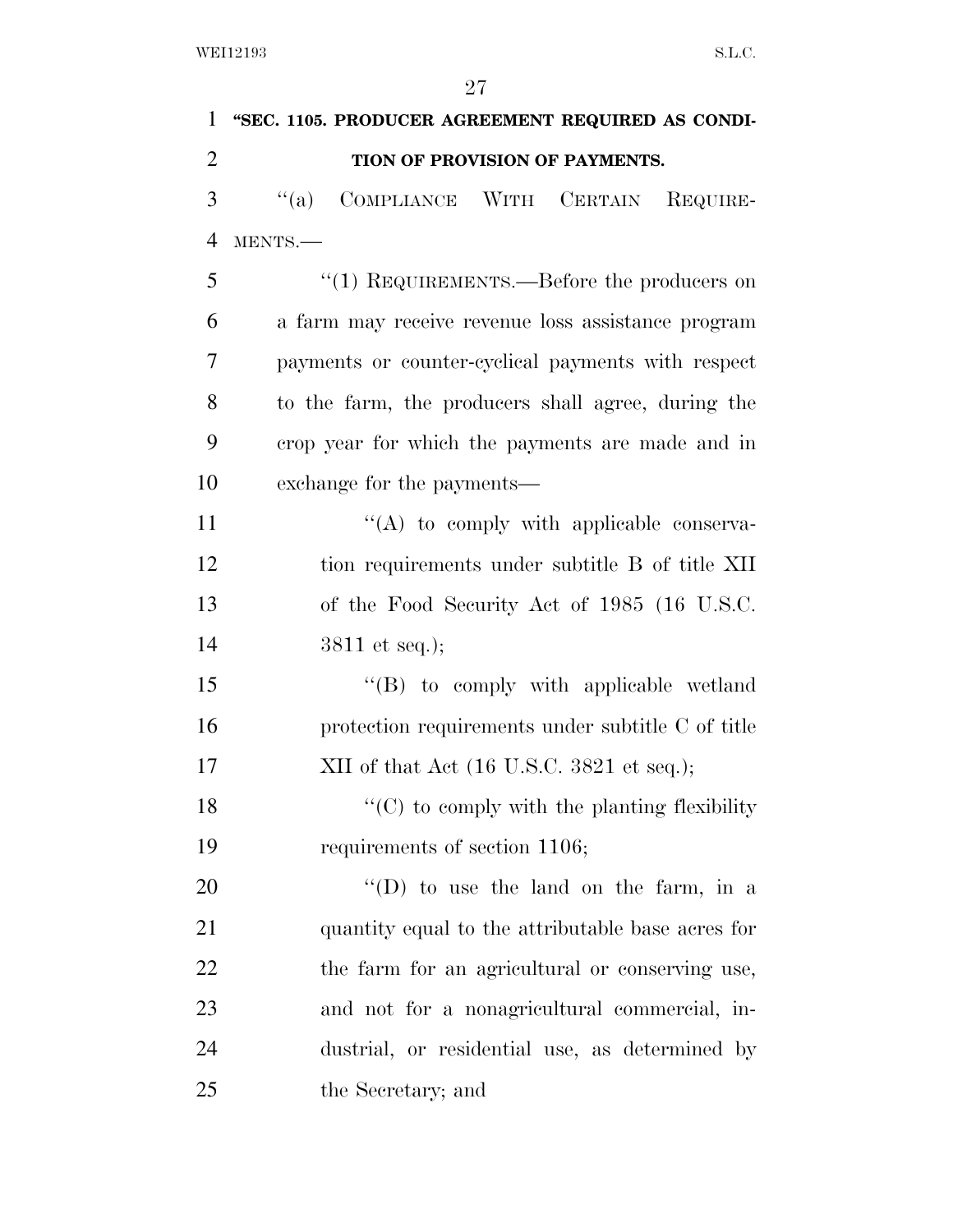**"SEC. 1105. PRODUCER AGREEMENT REQUIRED AS CONDITION OF PROVISION OF PAYMENTS.**

"(a) COMPLIANCE WITH CERTAIN REQUIREMENTS.—

"(1) REQUIREMENTS.—Before the producers on a farm may receive revenue loss assistance program payments or counter-cyclical payments with respect to the farm, the producers shall agree, during the crop year for which the payments are made and in exchange for the payments—

"(A) to comply with applicable conservation requirements under subtitle B of title XII of the Food Security Act of 1985 (16 U.S.C. 3811 et seq.);

"(B) to comply with applicable wetland protection requirements under subtitle C of title XII of that Act (16 U.S.C. 3821 et seq.);

"(C) to comply with the planting flexibility requirements of section 1106;

"(D) to use the land on the farm, in a quantity equal to the attributable base acres for the farm for an agricultural or conserving use, and not for a nonagricultural commercial, industrial, or residential use, as determined by the Secretary; and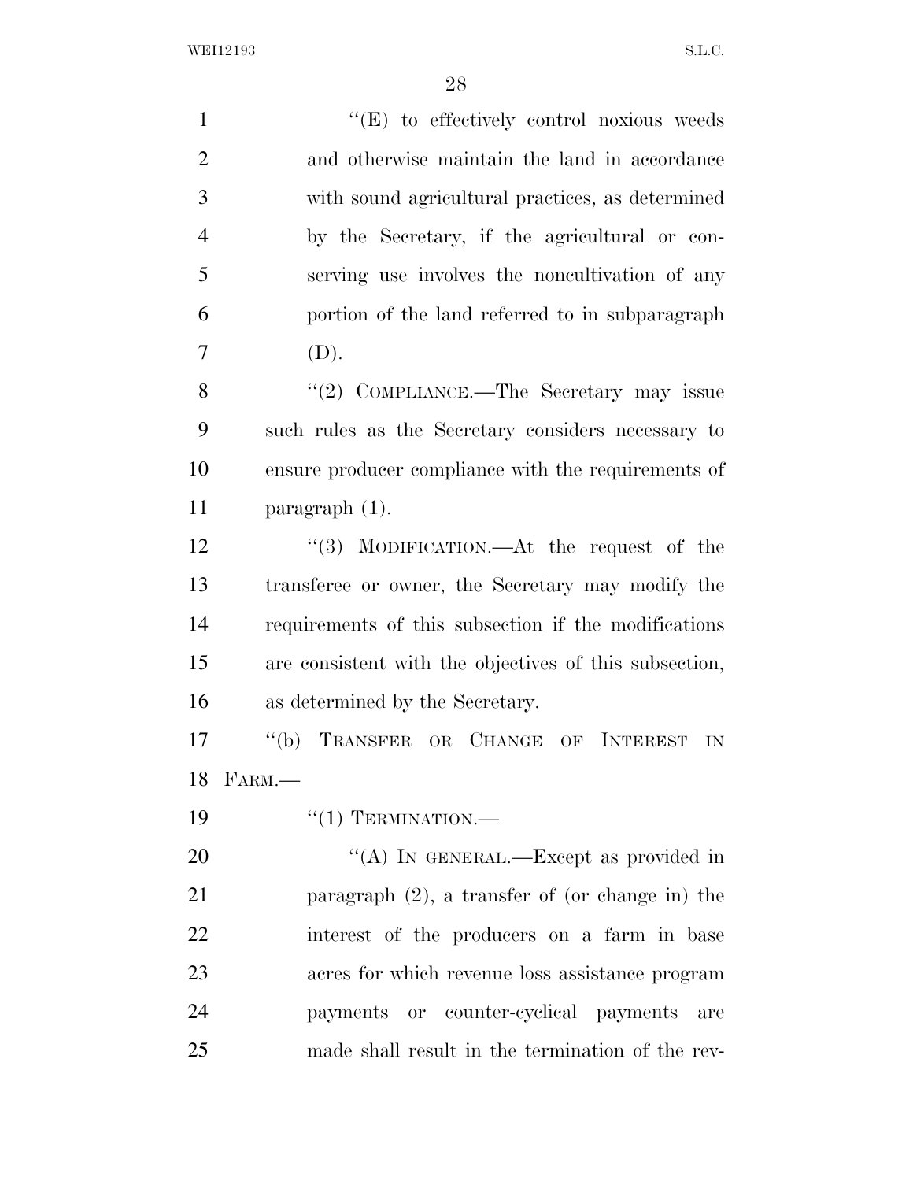"(E) to effectively control noxious weeds and otherwise maintain the land in accordance with sound agricultural practices, as determined by the Secretary, if the agricultural or conserving use involves the noncultivation of any portion of the land referred to in subparagraph (D).

"(2) COMPLIANCE.—The Secretary may issue such rules as the Secretary considers necessary to ensure producer compliance with the requirements of paragraph (1).

"(3) MODIFICATION.—At the request of the transferee or owner, the Secretary may modify the requirements of this subsection if the modifications are consistent with the objectives of this subsection, as determined by the Secretary.

"(b) TRANSFER OR CHANGE OF INTEREST IN FARM.—

"(1) TERMINATION.—

"(A) IN GENERAL.—Except as provided in paragraph (2), a transfer of (or change in) the interest of the producers on a farm in base acres for which revenue loss assistance program payments or counter-cyclical payments are made shall result in the termination of the rev-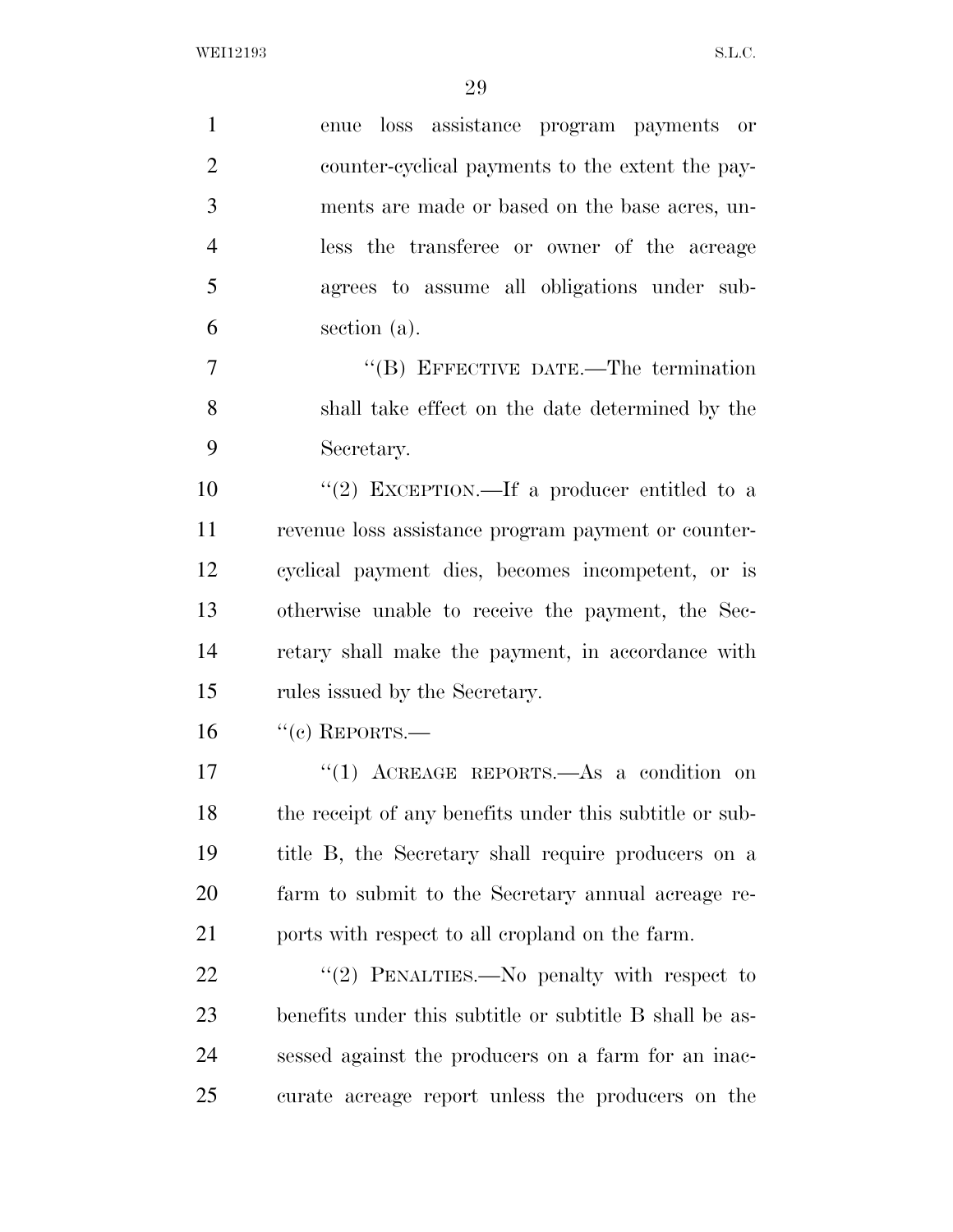enue loss assistance program payments or counter-cyclical payments to the extent the payments are made or based on the base acres, unless the transferee or owner of the acreage agrees to assume all obligations under subsection (a).

"(B) EFFECTIVE DATE.—The termination shall take effect on the date determined by the Secretary.

"(2) EXCEPTION.—If a producer entitled to a revenue loss assistance program payment or counter-cyclical payment dies, becomes incompetent, or is otherwise unable to receive the payment, the Secretary shall make the payment, in accordance with rules issued by the Secretary.

"(c) REPORTS.—

"(1) ACREAGE REPORTS.—As a condition on the receipt of any benefits under this subtitle or subtitle B, the Secretary shall require producers on a farm to submit to the Secretary annual acreage reports with respect to all cropland on the farm.

"(2) PENALTIES.—No penalty with respect to benefits under this subtitle or subtitle B shall be assessed against the producers on a farm for an inaccurate acreage report unless the producers on the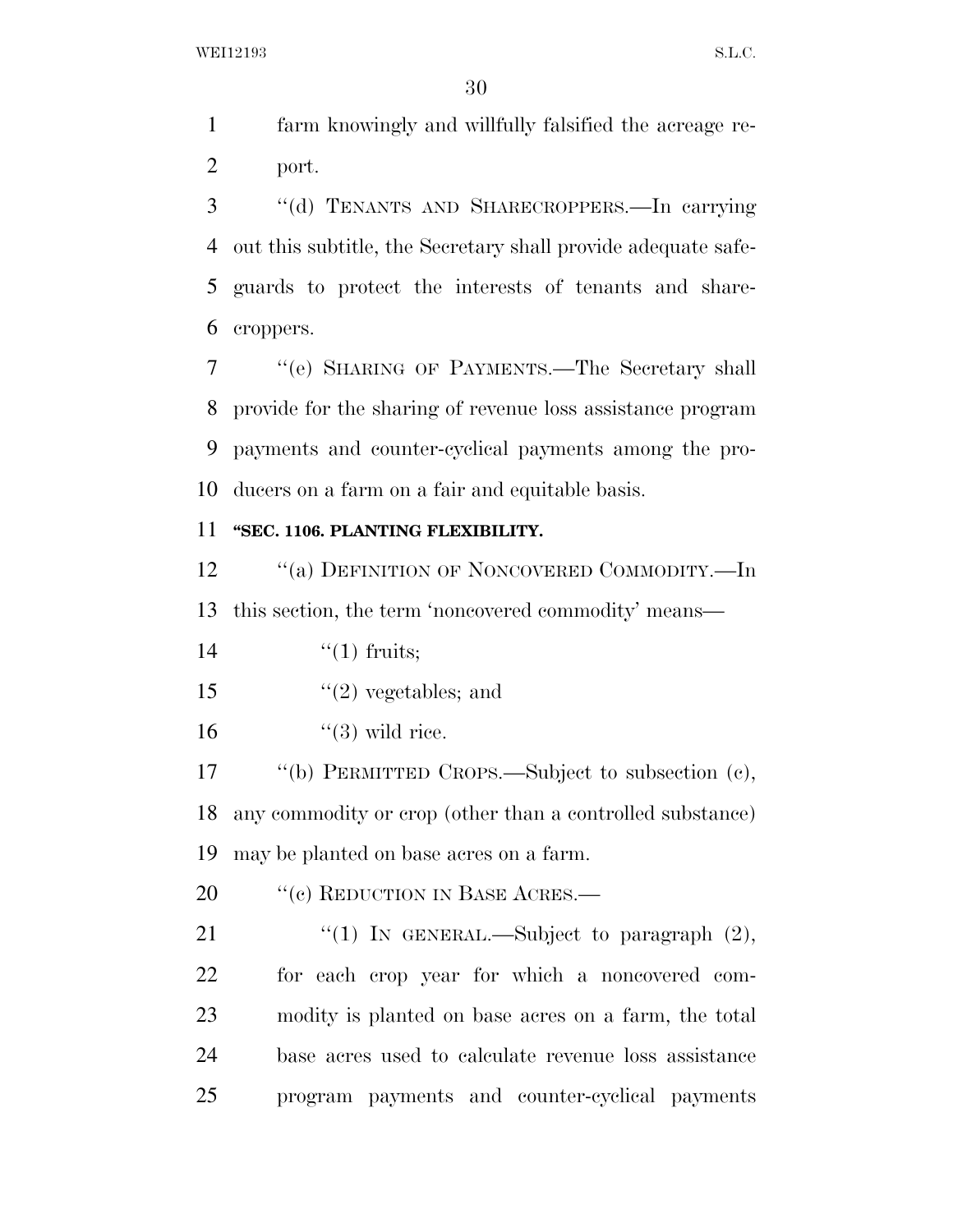farm knowingly and willfully falsified the acreage report.

"(d) TENANTS AND SHARECROPPERS.—In carrying out this subtitle, the Secretary shall provide adequate safeguards to protect the interests of tenants and sharecroppers.

"(e) SHARING OF PAYMENTS.—The Secretary shall provide for the sharing of revenue loss assistance program payments and counter-cyclical payments among the producers on a farm on a fair and equitable basis.

**"SEC. 1106. PLANTING FLEXIBILITY.**

"(a) DEFINITION OF NONCOVERED COMMODITY.—In this section, the term 'noncovered commodity' means—

"(1) fruits;

"(2) vegetables; and

"(3) wild rice.

"(b) PERMITTED CROPS.—Subject to subsection (c), any commodity or crop (other than a controlled substance) may be planted on base acres on a farm.

"(c) REDUCTION IN BASE ACRES.—

"(1) IN GENERAL.—Subject to paragraph (2), for each crop year for which a noncovered commodity is planted on base acres on a farm, the total base acres used to calculate revenue loss assistance program payments and counter-cyclical payments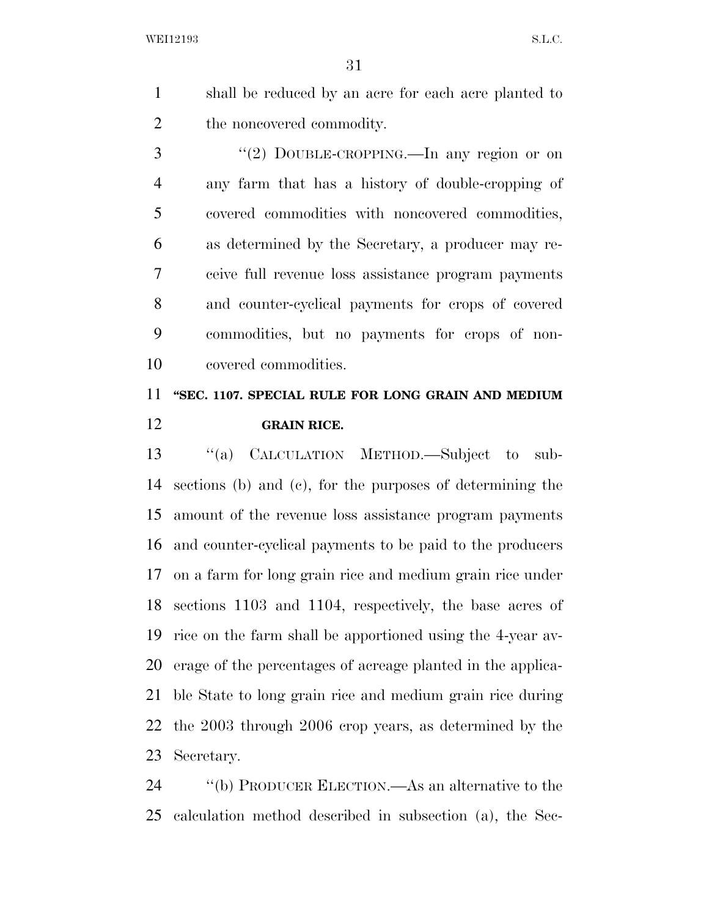shall be reduced by an acre for each acre planted to the noncovered commodity.

''(2) DOUBLE-CROPPING.—In any region or on any farm that has a history of double-cropping of covered commodities with noncovered commodities, as determined by the Secretary, a producer may receive full revenue loss assistance program payments and counter-cyclical payments for crops of covered commodities, but no payments for crops of noncovered commodities.

**''SEC. 1107. SPECIAL RULE FOR LONG GRAIN AND MEDIUM GRAIN RICE.**

''(a) CALCULATION METHOD.—Subject to subsections (b) and (c), for the purposes of determining the amount of the revenue loss assistance program payments and counter-cyclical payments to be paid to the producers on a farm for long grain rice and medium grain rice under sections 1103 and 1104, respectively, the base acres of rice on the farm shall be apportioned using the 4-year average of the percentages of acreage planted in the applicable State to long grain rice and medium grain rice during the 2003 through 2006 crop years, as determined by the Secretary.

''(b) PRODUCER ELECTION.—As an alternative to the calculation method described in subsection (a), the Sec-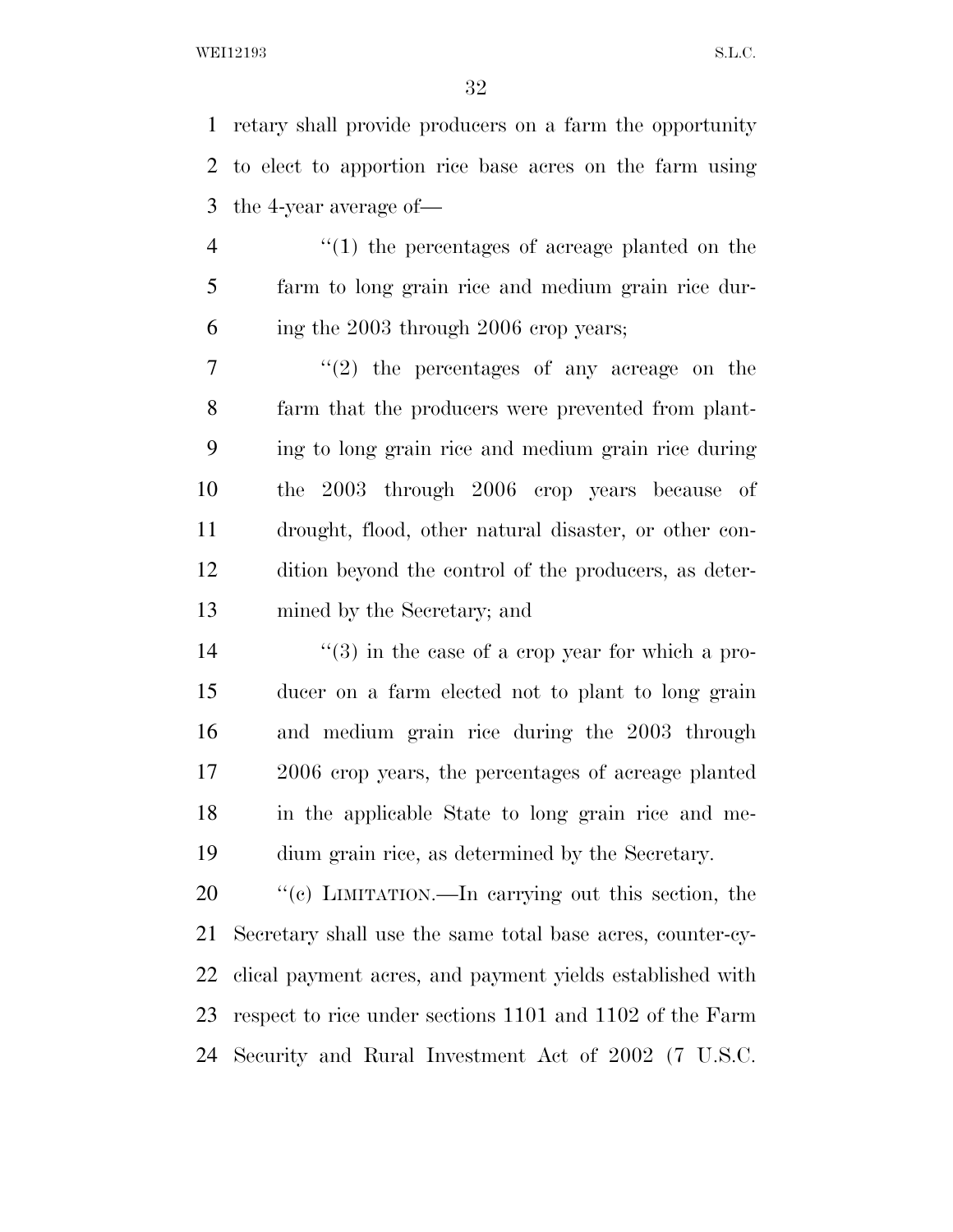retary shall provide producers on a farm the opportunity to elect to apportion rice base acres on the farm using the 4-year average of—

''(1) the percentages of acreage planted on the farm to long grain rice and medium grain rice during the 2003 through 2006 crop years;

''(2) the percentages of any acreage on the farm that the producers were prevented from planting to long grain rice and medium grain rice during the 2003 through 2006 crop years because of drought, flood, other natural disaster, or other condition beyond the control of the producers, as determined by the Secretary; and

''(3) in the case of a crop year for which a producer on a farm elected not to plant to long grain and medium grain rice during the 2003 through 2006 crop years, the percentages of acreage planted in the applicable State to long grain rice and medium grain rice, as determined by the Secretary.

''(c) LIMITATION.—In carrying out this section, the Secretary shall use the same total base acres, counter-cyclical payment acres, and payment yields established with respect to rice under sections 1101 and 1102 of the Farm Security and Rural Investment Act of 2002 (7 U.S.C.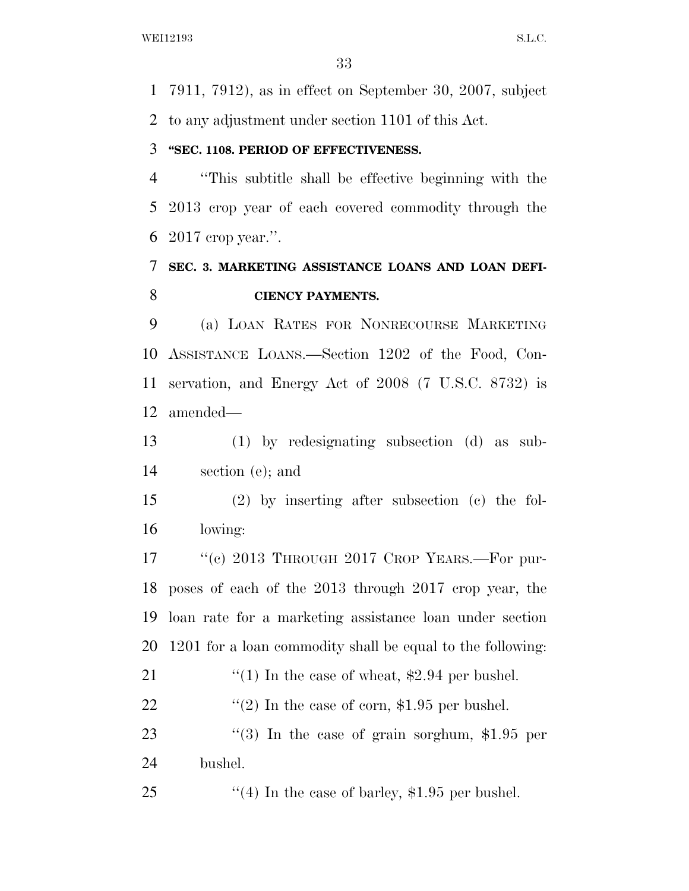7911, 7912), as in effect on September 30, 2007, subject to any adjustment under section 1101 of this Act.

**"SEC. 1108. PERIOD OF EFFECTIVENESS.**

"This subtitle shall be effective beginning with the 2013 crop year of each covered commodity through the 2017 crop year.".

## SEC. 3. MARKETING ASSISTANCE LOANS AND LOAN DEFICIENCY PAYMENTS.

(a) LOAN RATES FOR NONRECOURSE MARKETING ASSISTANCE LOANS.—Section 1202 of the Food, Conservation, and Energy Act of 2008 (7 U.S.C. 8732) is amended—

(1) by redesignating subsection (d) as subsection (e); and

(2) by inserting after subsection (c) the following:

"(c) 2013 THROUGH 2017 CROP YEARS.—For purposes of each of the 2013 through 2017 crop year, the loan rate for a marketing assistance loan under section 1201 for a loan commodity shall be equal to the following:

"(1) In the case of wheat, $2.94 per bushel.

"(2) In the case of corn, $1.95 per bushel.

"(3) In the case of grain sorghum, $1.95 per bushel.

"(4) In the case of barley, $1.95 per bushel.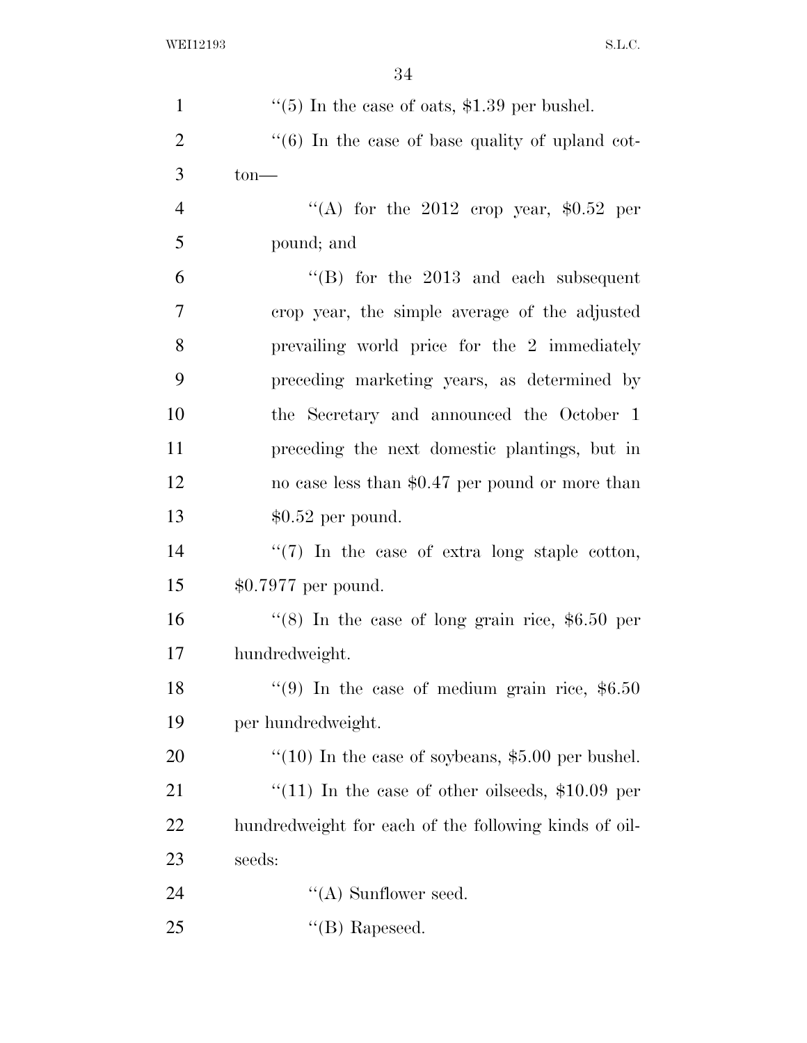''(5) In the case of oats, $1.39 per bushel.

''(6) In the case of base quality of upland cotton—

''(A) for the 2012 crop year, $0.52 per pound; and

''(B) for the 2013 and each subsequent crop year, the simple average of the adjusted prevailing world price for the 2 immediately preceding marketing years, as determined by the Secretary and announced the October 1 preceding the next domestic plantings, but in no case less than $0.47 per pound or more than $0.52 per pound.

''(7) In the case of extra long staple cotton, $0.7977 per pound.

''(8) In the case of long grain rice, $6.50 per hundredweight.

''(9) In the case of medium grain rice, $6.50 per hundredweight.

''(10) In the case of soybeans, $5.00 per bushel.

''(11) In the case of other oilseeds, $10.09 per hundredweight for each of the following kinds of oilseeds:

''(A) Sunflower seed.

''(B) Rapeseed.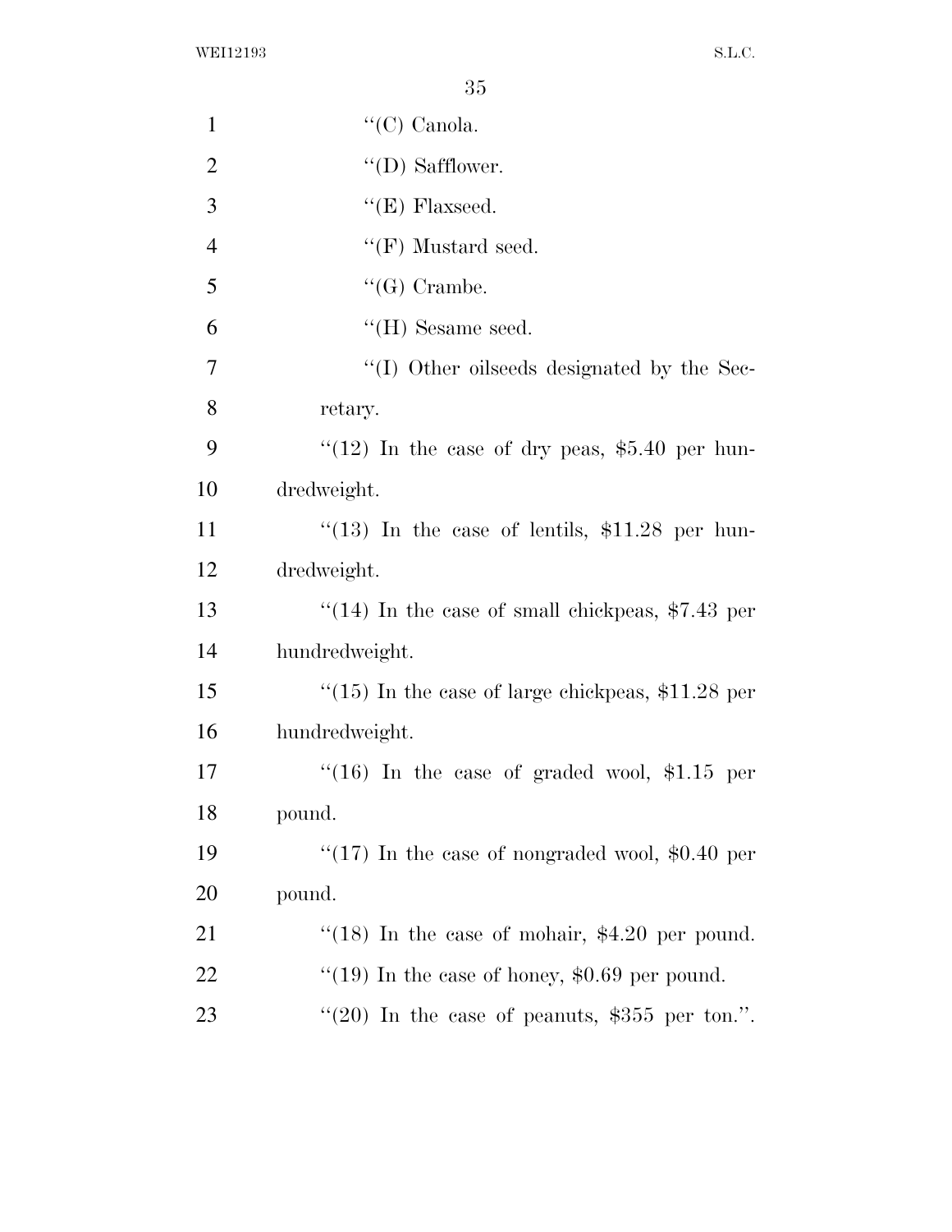''(C) Canola.

''(D) Safflower.

''(E) Flaxseed.

''(F) Mustard seed.

''(G) Crambe.

''(H) Sesame seed.

''(I) Other oilseeds designated by the Secretary.

''(12) In the case of dry peas, $5.40 per hundredweight.

''(13) In the case of lentils, $11.28 per hundredweight.

''(14) In the case of small chickpeas, $7.43 per hundredweight.

''(15) In the case of large chickpeas, $11.28 per hundredweight.

''(16) In the case of graded wool, $1.15 per pound.

''(17) In the case of nongraded wool, $0.40 per pound.

''(18) In the case of mohair, $4.20 per pound.

''(19) In the case of honey, $0.69 per pound.

''(20) In the case of peanuts, $355 per ton.''.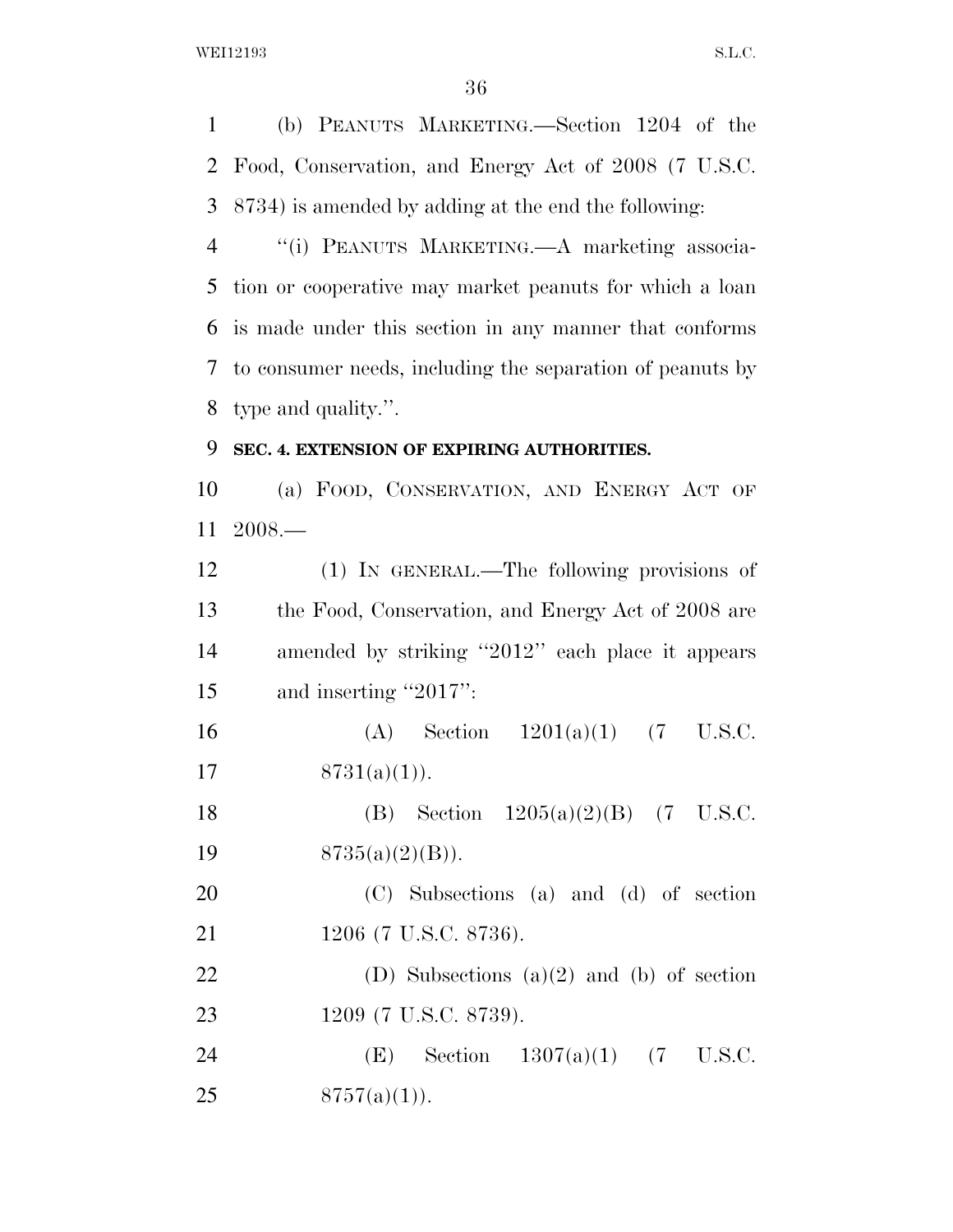(b) PEANUTS MARKETING.—Section 1204 of the Food, Conservation, and Energy Act of 2008 (7 U.S.C. 8734) is amended by adding at the end the following:

"(i) PEANUTS MARKETING.—A marketing association or cooperative may market peanuts for which a loan is made under this section in any manner that conforms to consumer needs, including the separation of peanuts by type and quality.".

**SEC. 4. EXTENSION OF EXPIRING AUTHORITIES.**

(a) FOOD, CONSERVATION, AND ENERGY ACT OF 2008.—

(1) IN GENERAL.—The following provisions of the Food, Conservation, and Energy Act of 2008 are amended by striking "2012" each place it appears and inserting "2017":

(A) Section 1201(a)(1) (7 U.S.C. 8731(a)(1)).

(B) Section 1205(a)(2)(B) (7 U.S.C. 8735(a)(2)(B)).

(C) Subsections (a) and (d) of section 1206 (7 U.S.C. 8736).

(D) Subsections (a)(2) and (b) of section 1209 (7 U.S.C. 8739).

(E) Section 1307(a)(1) (7 U.S.C. 8757(a)(1)).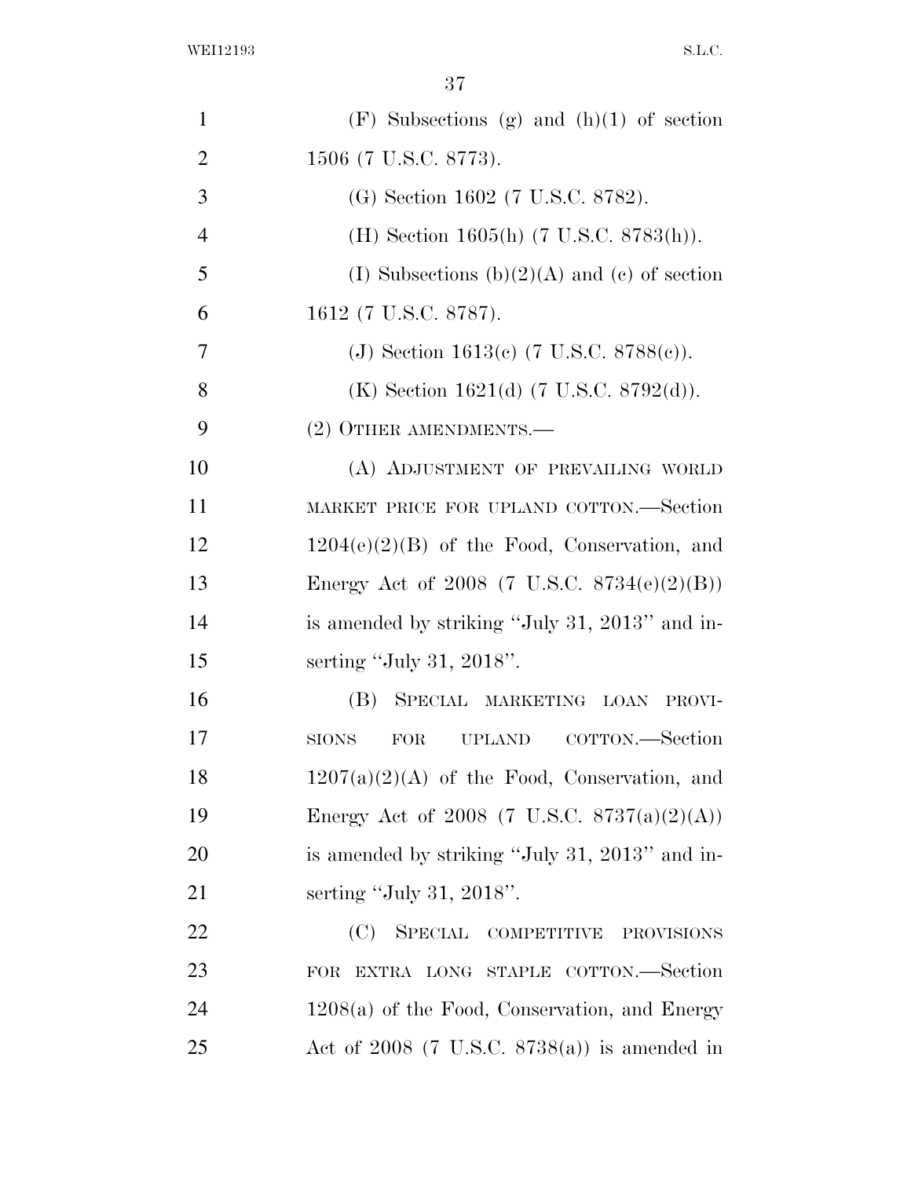(F) Subsections (g) and (h)(1) of section 1506 (7 U.S.C. 8773).

(G) Section 1602 (7 U.S.C. 8782).

(H) Section 1605(h) (7 U.S.C. 8783(h)).

(I) Subsections (b)(2)(A) and (c) of section 1612 (7 U.S.C. 8787).

(J) Section 1613(c) (7 U.S.C. 8788(c)).

(K) Section 1621(d) (7 U.S.C. 8792(d)).

(2) OTHER AMENDMENTS.—

(A) ADJUSTMENT OF PREVAILING WORLD MARKET PRICE FOR UPLAND COTTON.—Section 1204(e)(2)(B) of the Food, Conservation, and Energy Act of 2008 (7 U.S.C. 8734(e)(2)(B)) is amended by striking "July 31, 2013" and inserting "July 31, 2018".

(B) SPECIAL MARKETING LOAN PROVISIONS FOR UPLAND COTTON.—Section 1207(a)(2)(A) of the Food, Conservation, and Energy Act of 2008 (7 U.S.C. 8737(a)(2)(A)) is amended by striking "July 31, 2013" and inserting "July 31, 2018".

(C) SPECIAL COMPETITIVE PROVISIONS FOR EXTRA LONG STAPLE COTTON.—Section 1208(a) of the Food, Conservation, and Energy Act of 2008 (7 U.S.C. 8738(a)) is amended in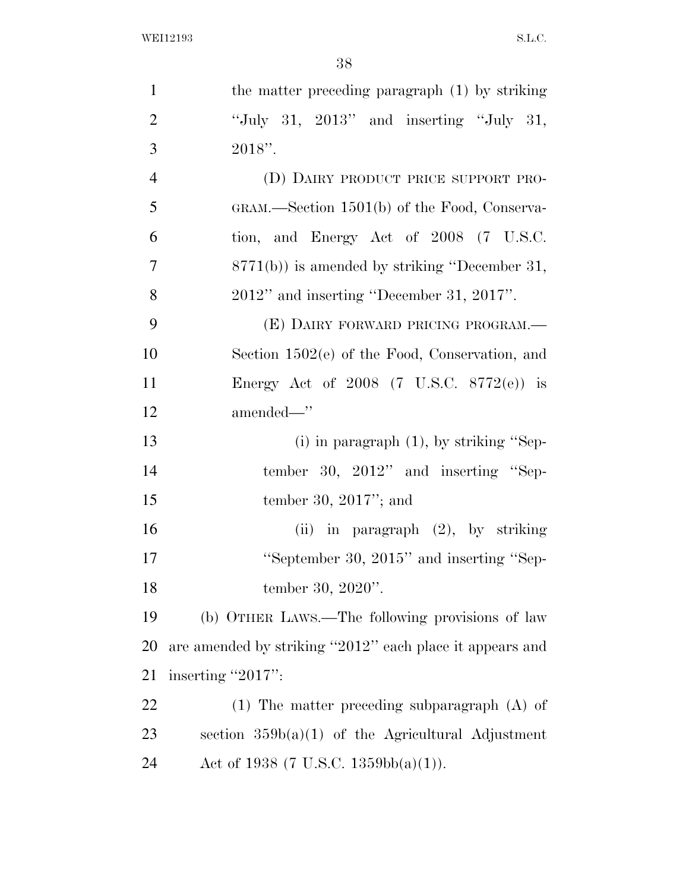the matter preceding paragraph (1) by striking "July 31, 2013" and inserting "July 31, 2018".

(D) DAIRY PRODUCT PRICE SUPPORT PROGRAM.—Section 1501(b) of the Food, Conservation, and Energy Act of 2008 (7 U.S.C. 8771(b)) is amended by striking "December 31, 2012" and inserting "December 31, 2017".

(E) DAIRY FORWARD PRICING PROGRAM.—Section 1502(e) of the Food, Conservation, and Energy Act of 2008 (7 U.S.C. 8772(e)) is amended—"

(i) in paragraph (1), by striking "September 30, 2012" and inserting "September 30, 2017"; and

(ii) in paragraph (2), by striking "September 30, 2015" and inserting "September 30, 2020".

(b) OTHER LAWS.—The following provisions of law are amended by striking "2012" each place it appears and inserting "2017":

(1) The matter preceding subparagraph (A) of section 359b(a)(1) of the Agricultural Adjustment Act of 1938 (7 U.S.C. 1359bb(a)(1)).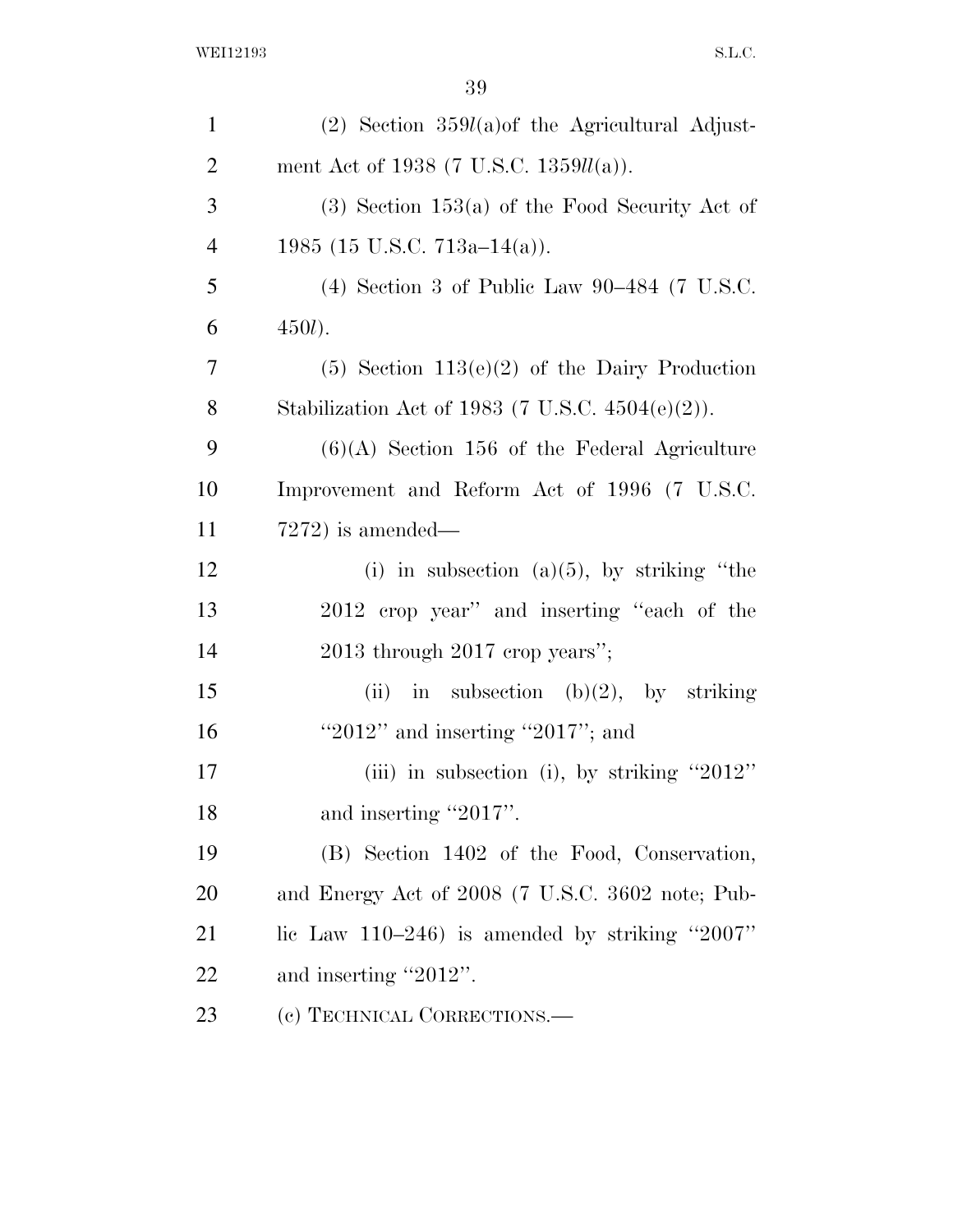(2) Section 359*l*(a)of the Agricultural Adjustment Act of 1938 (7 U.S.C. 1359*ll*(a)).

(3) Section 153(a) of the Food Security Act of 1985 (15 U.S.C. 713a–14(a)).

(4) Section 3 of Public Law 90–484 (7 U.S.C. 450*l*).

(5) Section 113(e)(2) of the Dairy Production Stabilization Act of 1983 (7 U.S.C. 4504(e)(2)).

(6)(A) Section 156 of the Federal Agriculture Improvement and Reform Act of 1996 (7 U.S.C. 7272) is amended—

(i) in subsection (a)(5), by striking ''the 2012 crop year'' and inserting ''each of the 2013 through 2017 crop years'';

(ii) in subsection (b)(2), by striking ''2012'' and inserting ''2017''; and

(iii) in subsection (i), by striking ''2012'' and inserting ''2017''.

(B) Section 1402 of the Food, Conservation, and Energy Act of 2008 (7 U.S.C. 3602 note; Public Law 110–246) is amended by striking ''2007'' and inserting ''2012''.

(c) TECHNICAL CORRECTIONS.—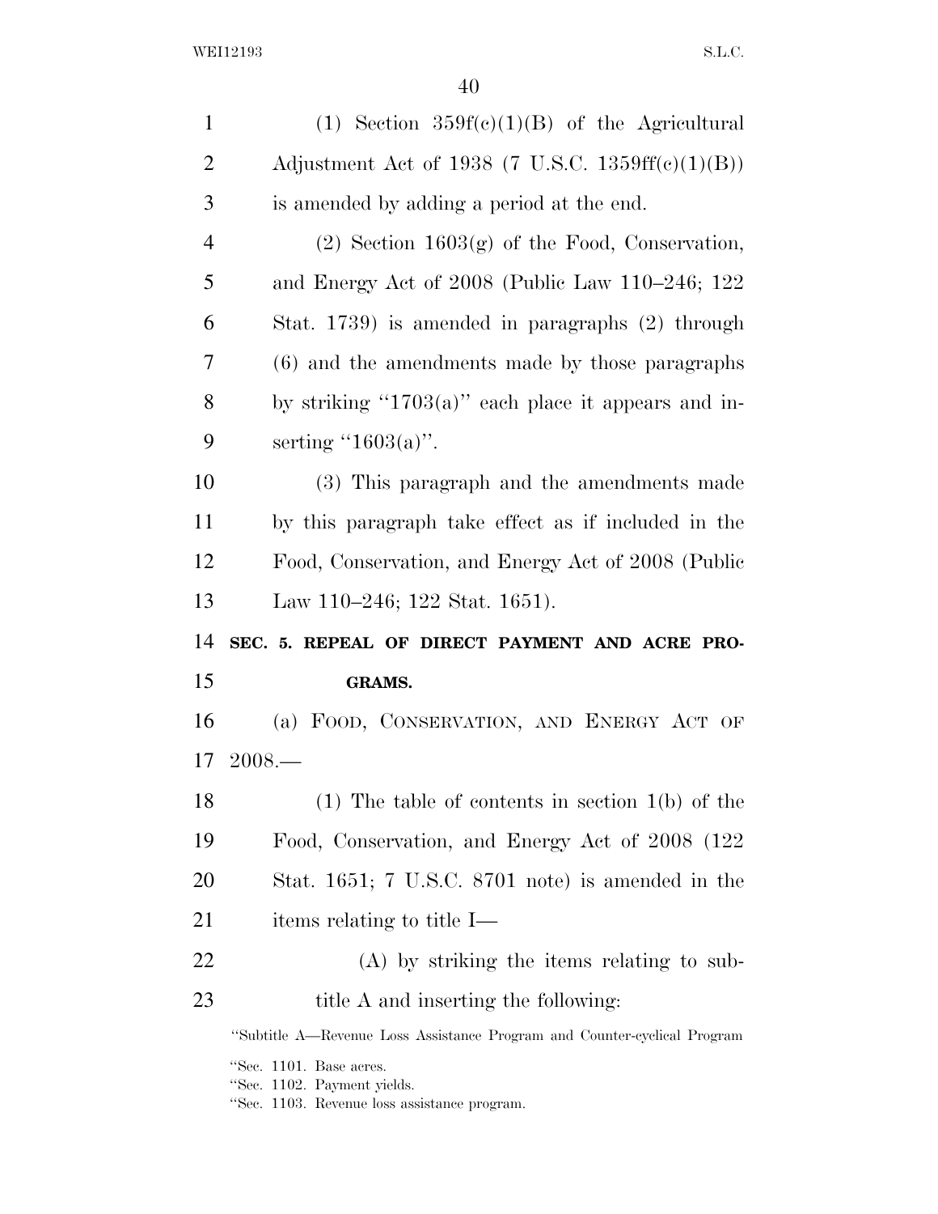(1) Section 359f(c)(1)(B) of the Agricultural Adjustment Act of 1938 (7 U.S.C. 1359ff(c)(1)(B)) is amended by adding a period at the end.

(2) Section 1603(g) of the Food, Conservation, and Energy Act of 2008 (Public Law 110–246; 122 Stat. 1739) is amended in paragraphs (2) through (6) and the amendments made by those paragraphs by striking "1703(a)" each place it appears and inserting "1603(a)".

(3) This paragraph and the amendments made by this paragraph take effect as if included in the Food, Conservation, and Energy Act of 2008 (Public Law 110–246; 122 Stat. 1651).

**SEC. 5. REPEAL OF DIRECT PAYMENT AND ACRE PROGRAMS.**

(a) FOOD, CONSERVATION, AND ENERGY ACT OF 2008.—

(1) The table of contents in section 1(b) of the Food, Conservation, and Energy Act of 2008 (122 Stat. 1651; 7 U.S.C. 8701 note) is amended in the items relating to title I—

(A) by striking the items relating to subtitle A and inserting the following:

"Subtitle A—Revenue Loss Assistance Program and Counter-cyclical Program

"Sec. 1101. Base acres.
"Sec. 1102. Payment yields.
"Sec. 1103. Revenue loss assistance program.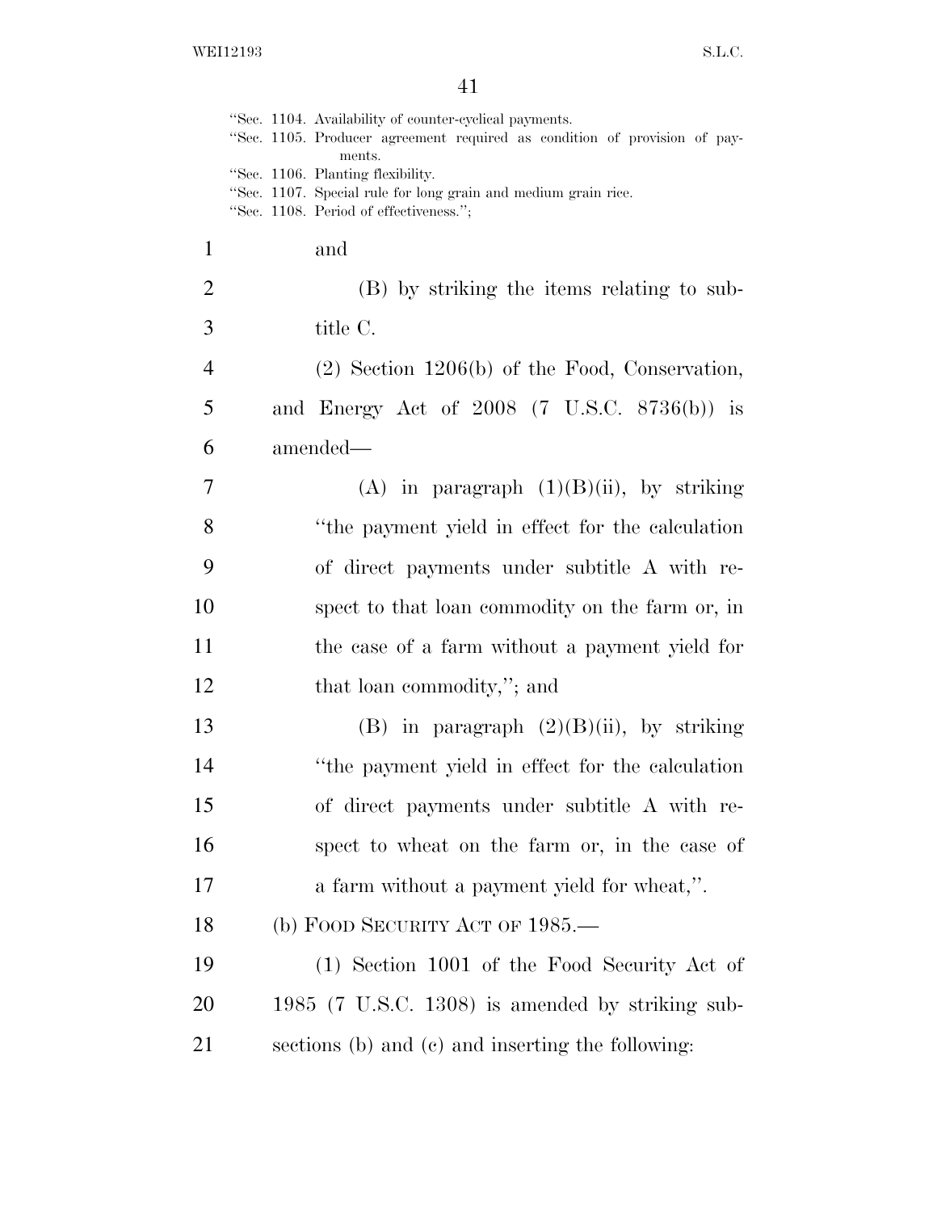"Sec. 1104. Availability of counter-cyclical payments.
"Sec. 1105. Producer agreement required as condition of provision of payments.
"Sec. 1106. Planting flexibility.
"Sec. 1107. Special rule for long grain and medium grain rice.
"Sec. 1108. Period of effectiveness.";

and

(B) by striking the items relating to subtitle C.

(2) Section 1206(b) of the Food, Conservation, and Energy Act of 2008 (7 U.S.C. 8736(b)) is amended—

(A) in paragraph (1)(B)(ii), by striking "the payment yield in effect for the calculation of direct payments under subtitle A with respect to that loan commodity on the farm or, in the case of a farm without a payment yield for that loan commodity,"; and

(B) in paragraph (2)(B)(ii), by striking "the payment yield in effect for the calculation of direct payments under subtitle A with respect to wheat on the farm or, in the case of a farm without a payment yield for wheat,".

(b) FOOD SECURITY ACT OF 1985.—

(1) Section 1001 of the Food Security Act of 1985 (7 U.S.C. 1308) is amended by striking subsections (b) and (c) and inserting the following: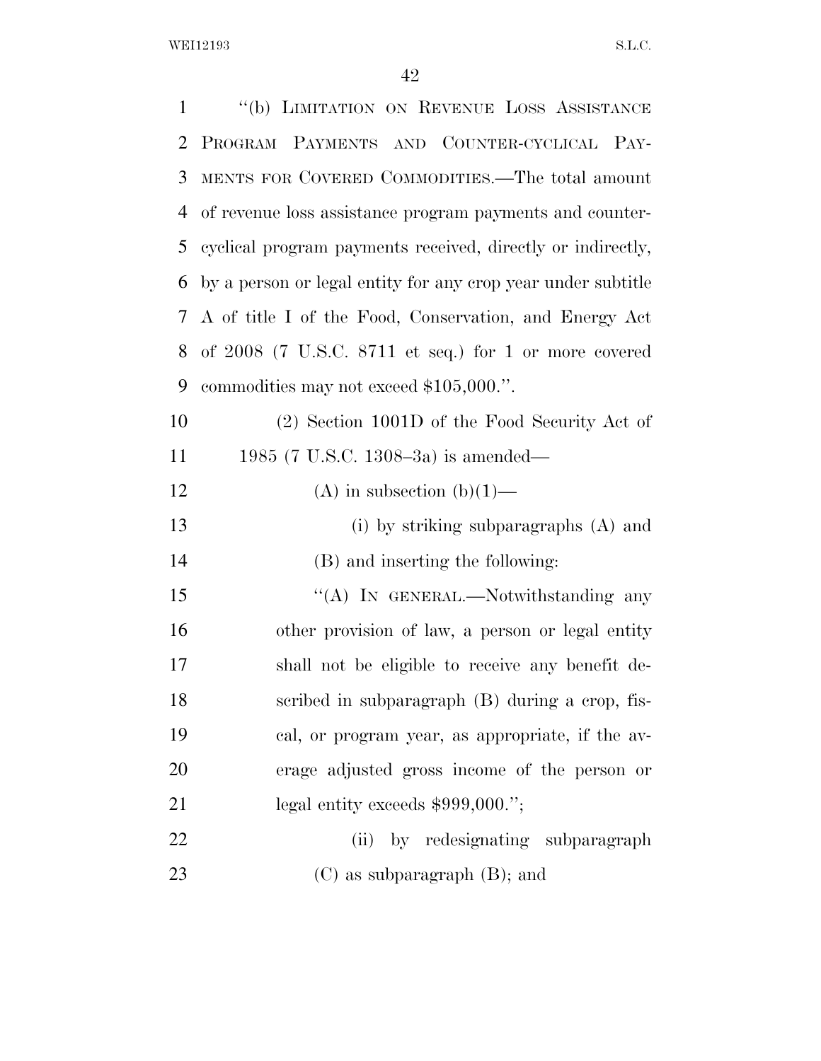"(b) LIMITATION ON REVENUE LOSS ASSISTANCE PROGRAM PAYMENTS AND COUNTER-CYCLICAL PAYMENTS FOR COVERED COMMODITIES.—The total amount of revenue loss assistance program payments and counter-cyclical program payments received, directly or indirectly, by a person or legal entity for any crop year under subtitle A of title I of the Food, Conservation, and Energy Act of 2008 (7 U.S.C. 8711 et seq.) for 1 or more covered commodities may not exceed $105,000.".

(2) Section 1001D of the Food Security Act of 1985 (7 U.S.C. 1308–3a) is amended—

(A) in subsection (b)(1)—

(i) by striking subparagraphs (A) and (B) and inserting the following:

"(A) IN GENERAL.—Notwithstanding any other provision of law, a person or legal entity shall not be eligible to receive any benefit described in subparagraph (B) during a crop, fiscal, or program year, as appropriate, if the average adjusted gross income of the person or legal entity exceeds $999,000.";

(ii) by redesignating subparagraph (C) as subparagraph (B); and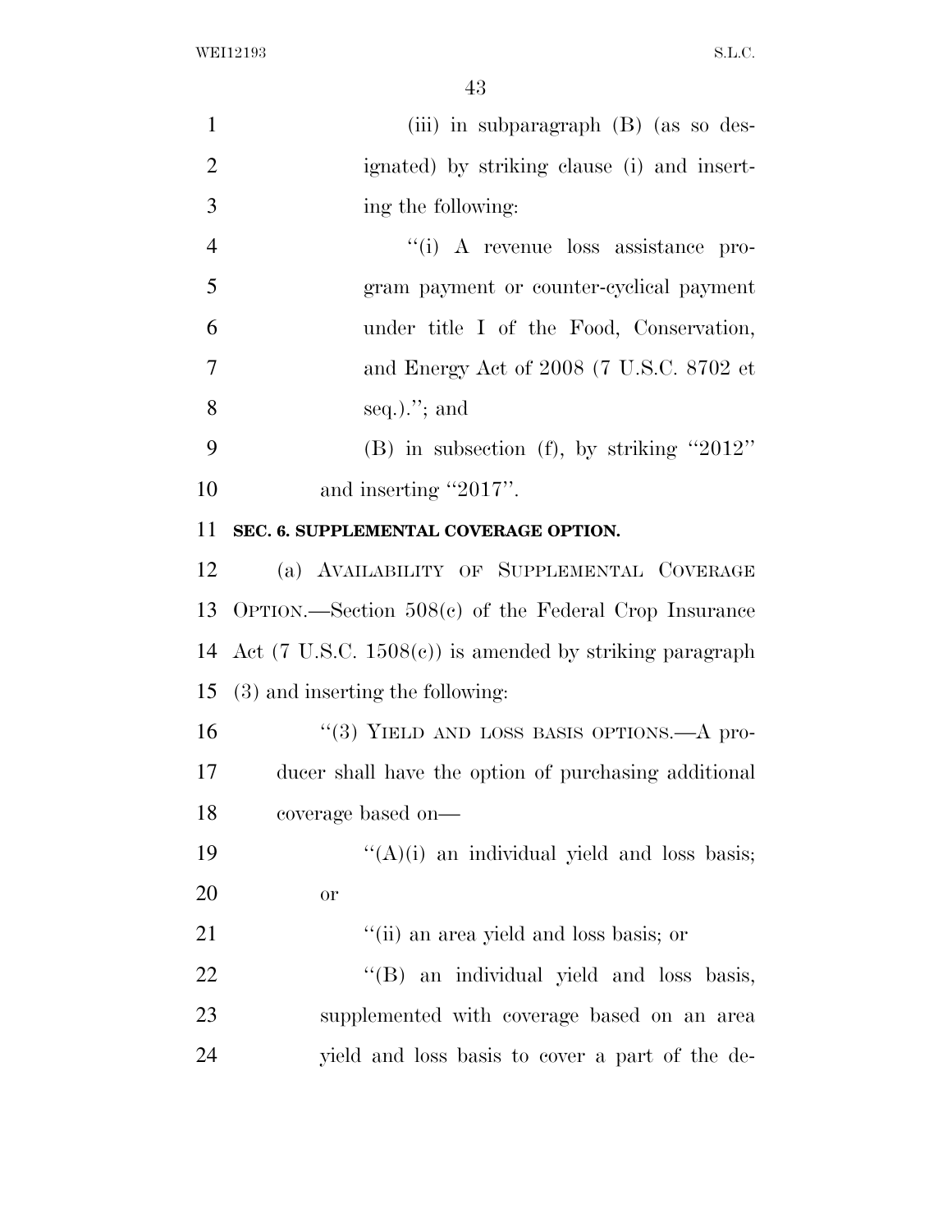(iii) in subparagraph (B) (as so designated) by striking clause (i) and inserting the following:

"(i) A revenue loss assistance program payment or counter-cyclical payment under title I of the Food, Conservation, and Energy Act of 2008 (7 U.S.C. 8702 et seq.)."; and

(B) in subsection (f), by striking "2012" and inserting "2017".

**SEC. 6. SUPPLEMENTAL COVERAGE OPTION.**

(a) AVAILABILITY OF SUPPLEMENTAL COVERAGE OPTION.—Section 508(c) of the Federal Crop Insurance Act (7 U.S.C. 1508(c)) is amended by striking paragraph (3) and inserting the following:

"(3) YIELD AND LOSS BASIS OPTIONS.—A producer shall have the option of purchasing additional coverage based on—

"(A)(i) an individual yield and loss basis; or

"(ii) an area yield and loss basis; or

"(B) an individual yield and loss basis, supplemented with coverage based on an area yield and loss basis to cover a part of the de-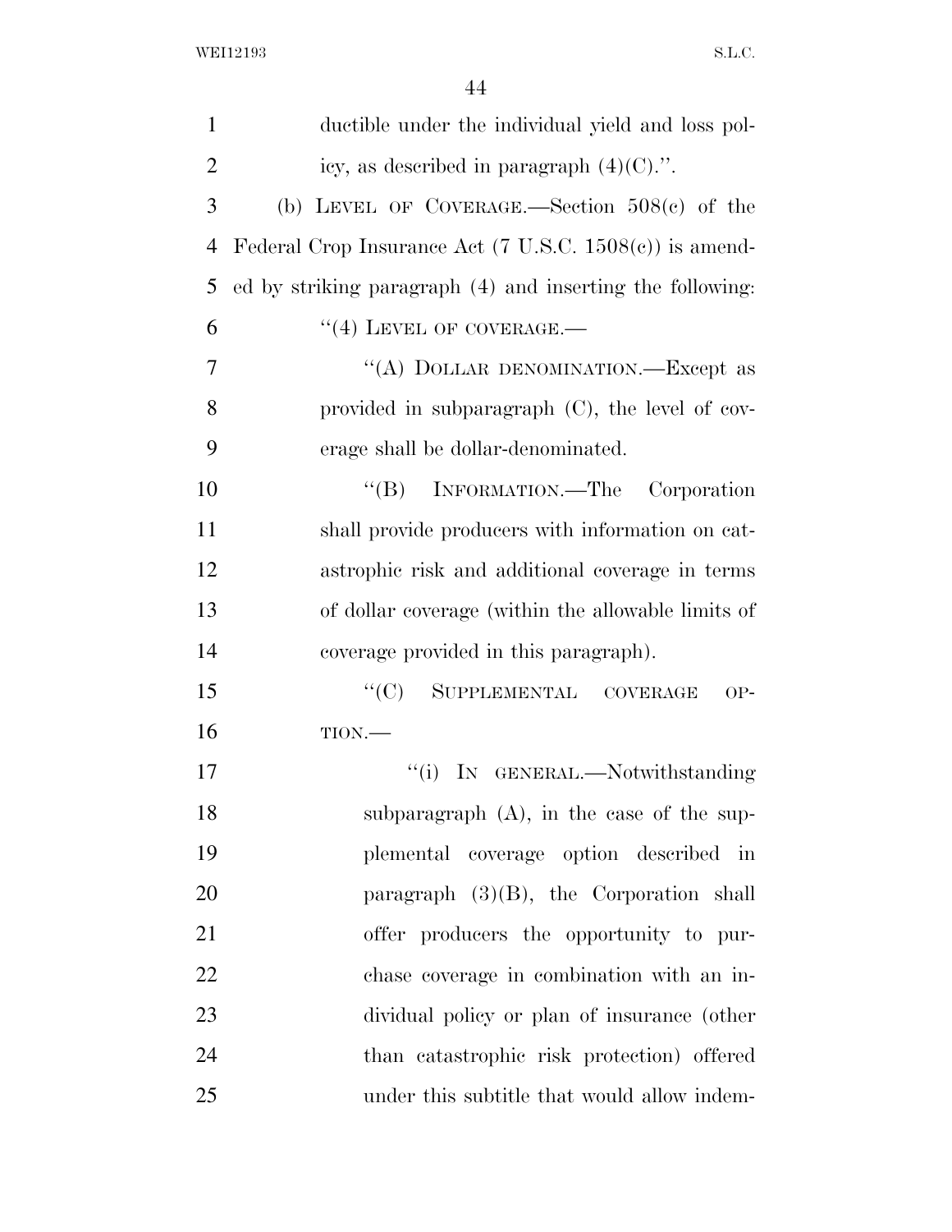ductible under the individual yield and loss policy, as described in paragraph (4)(C).''.

(b) LEVEL OF COVERAGE.—Section 508(c) of the Federal Crop Insurance Act (7 U.S.C. 1508(c)) is amended by striking paragraph (4) and inserting the following:

"(4) LEVEL OF COVERAGE.—

"(A) DOLLAR DENOMINATION.—Except as provided in subparagraph (C), the level of coverage shall be dollar-denominated.

"(B) INFORMATION.—The Corporation shall provide producers with information on catastrophic risk and additional coverage in terms of dollar coverage (within the allowable limits of coverage provided in this paragraph).

"(C) SUPPLEMENTAL COVERAGE OPTION.—

"(i) IN GENERAL.—Notwithstanding subparagraph (A), in the case of the supplemental coverage option described in paragraph (3)(B), the Corporation shall offer producers the opportunity to purchase coverage in combination with an individual policy or plan of insurance (other than catastrophic risk protection) offered under this subtitle that would allow indem-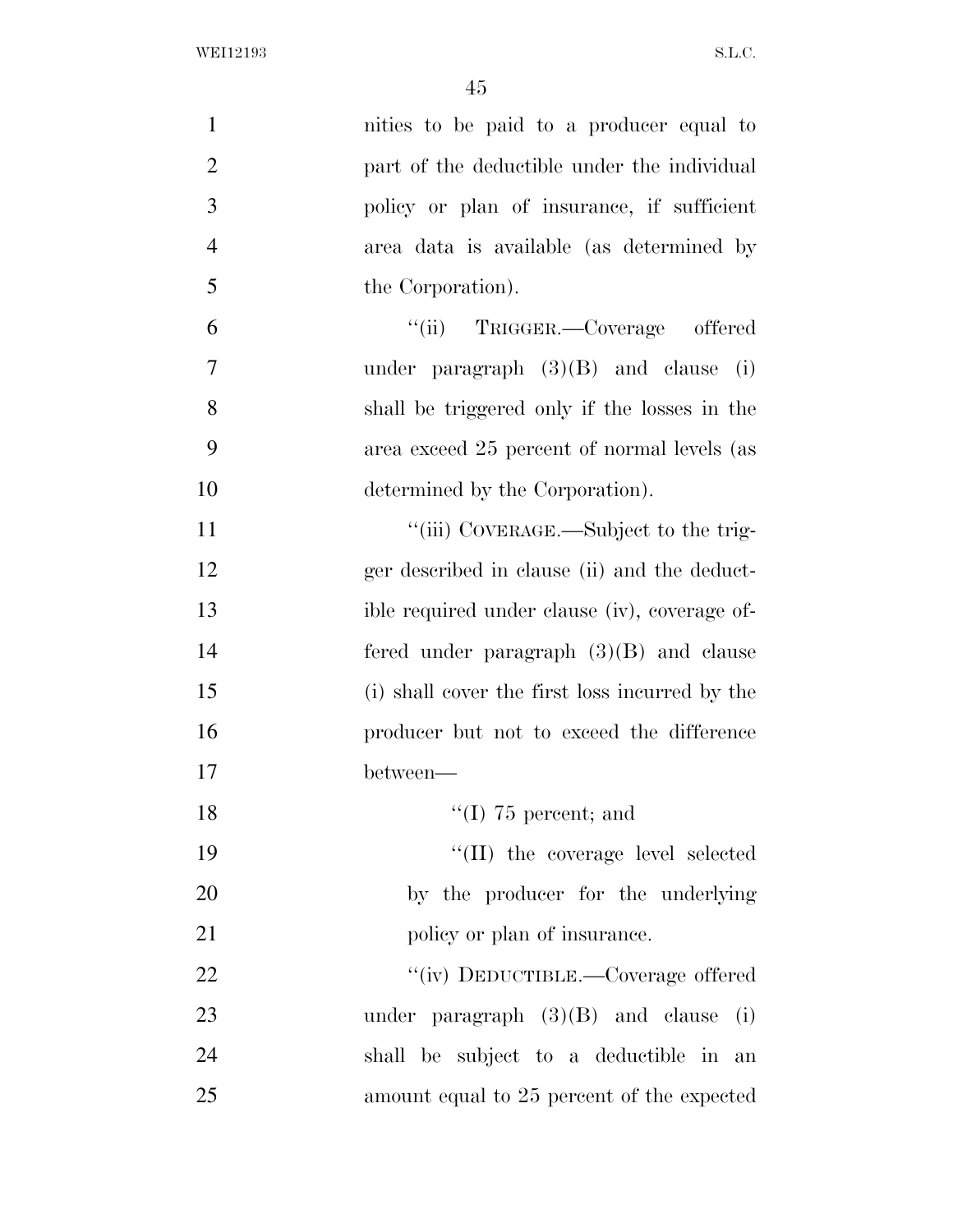nities to be paid to a producer equal to part of the deductible under the individual policy or plan of insurance, if sufficient area data is available (as determined by the Corporation).

"(ii) TRIGGER.—Coverage offered under paragraph (3)(B) and clause (i) shall be triggered only if the losses in the area exceed 25 percent of normal levels (as determined by the Corporation).

"(iii) COVERAGE.—Subject to the trigger described in clause (ii) and the deductible required under clause (iv), coverage offered under paragraph (3)(B) and clause (i) shall cover the first loss incurred by the producer but not to exceed the difference between—

"(I) 75 percent; and

"(II) the coverage level selected by the producer for the underlying policy or plan of insurance.

"(iv) DEDUCTIBLE.—Coverage offered under paragraph (3)(B) and clause (i) shall be subject to a deductible in an amount equal to 25 percent of the expected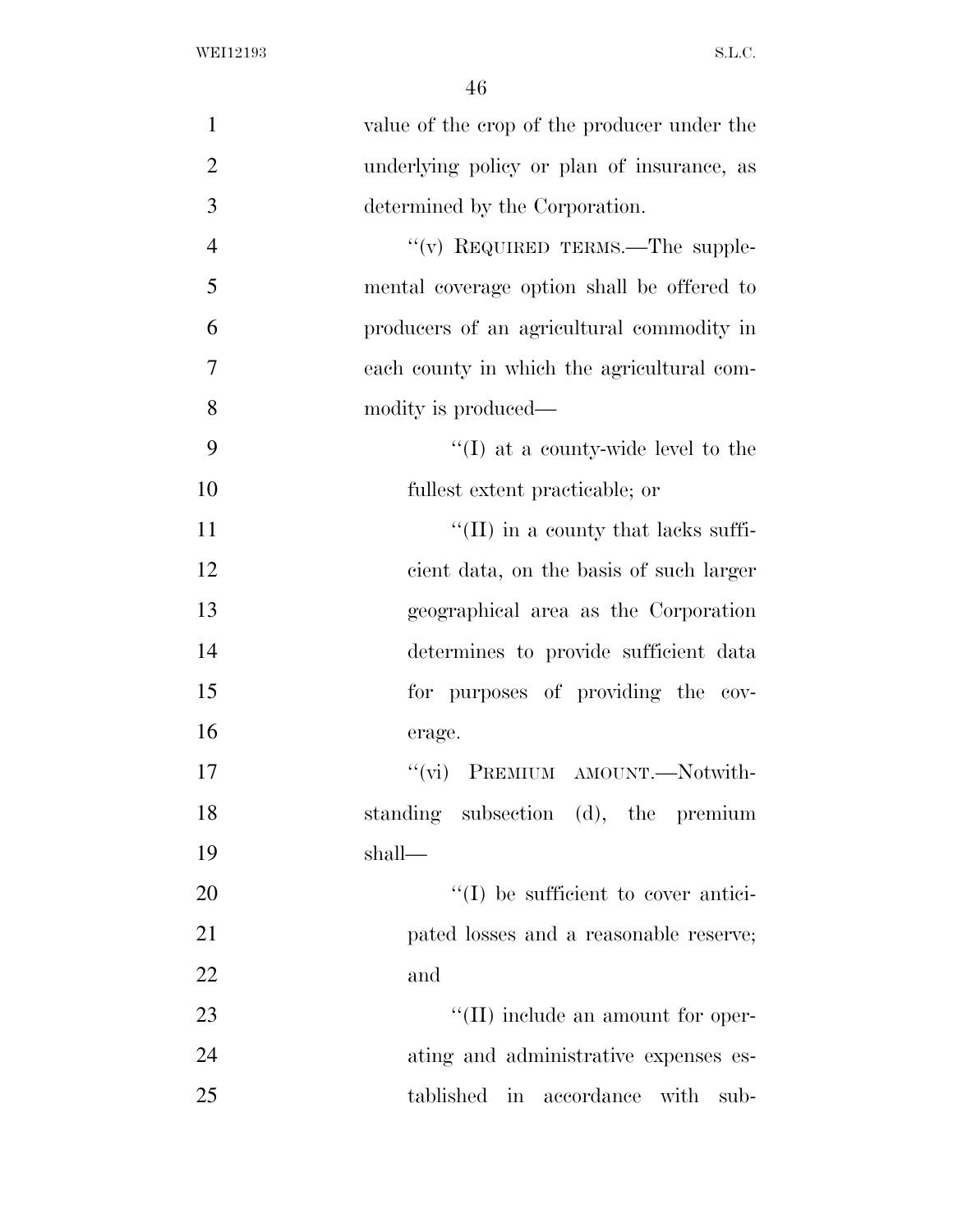value of the crop of the producer under the underlying policy or plan of insurance, as determined by the Corporation.

"(v) REQUIRED TERMS.—The supplemental coverage option shall be offered to producers of an agricultural commodity in each county in which the agricultural commodity is produced—

"(I) at a county-wide level to the fullest extent practicable; or

"(II) in a county that lacks sufficient data, on the basis of such larger geographical area as the Corporation determines to provide sufficient data for purposes of providing the coverage.

"(vi) PREMIUM AMOUNT.—Notwithstanding subsection (d), the premium shall—

"(I) be sufficient to cover anticipated losses and a reasonable reserve; and

"(II) include an amount for operating and administrative expenses established in accordance with sub-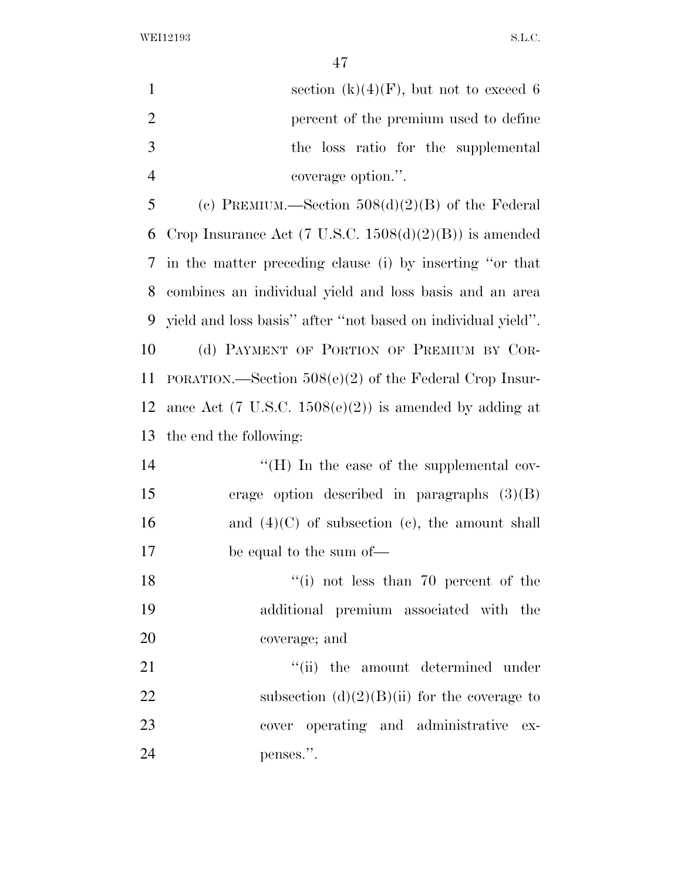section (k)(4)(F), but not to exceed 6 percent of the premium used to define the loss ratio for the supplemental coverage option.''.

(c) PREMIUM.—Section 508(d)(2)(B) of the Federal Crop Insurance Act (7 U.S.C. 1508(d)(2)(B)) is amended in the matter preceding clause (i) by inserting ''or that combines an individual yield and loss basis and an area yield and loss basis'' after ''not based on individual yield''.

(d) PAYMENT OF PORTION OF PREMIUM BY CORPORATION.—Section 508(e)(2) of the Federal Crop Insurance Act (7 U.S.C. 1508(e)(2)) is amended by adding at the end the following:

''(H) In the case of the supplemental coverage option described in paragraphs (3)(B) and (4)(C) of subsection (c), the amount shall be equal to the sum of—

''(i) not less than 70 percent of the additional premium associated with the coverage; and

''(ii) the amount determined under subsection (d)(2)(B)(ii) for the coverage to cover operating and administrative expenses.''.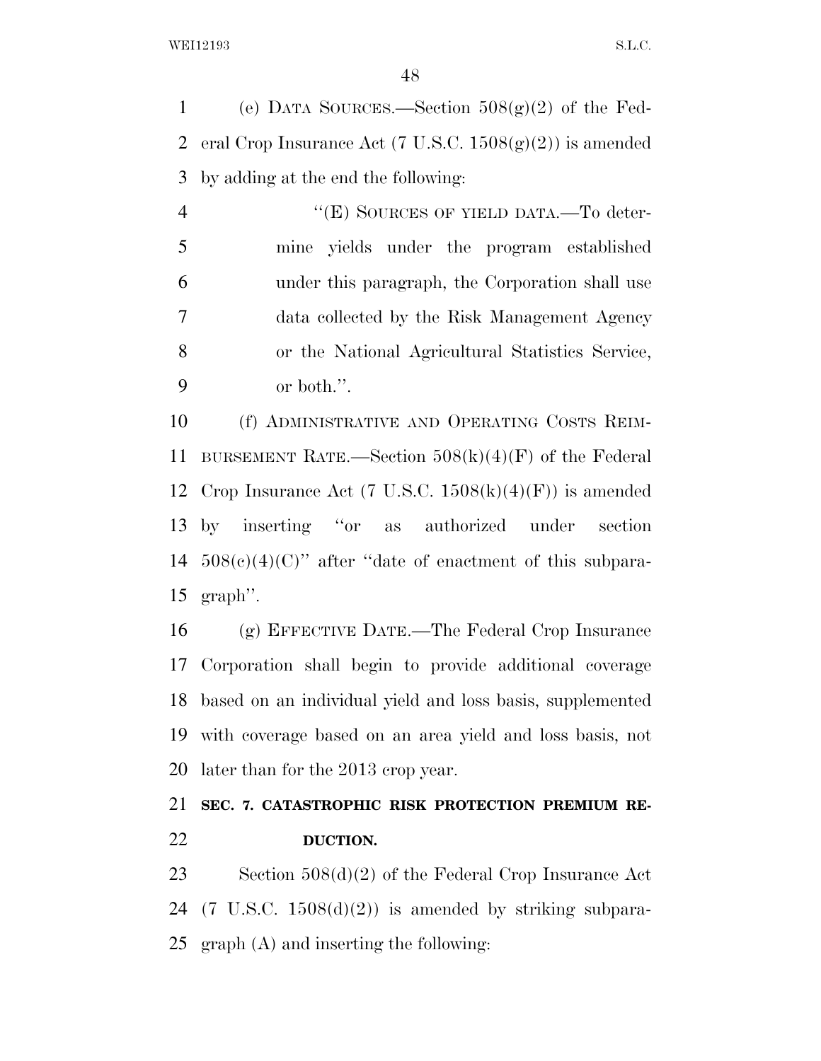(e) DATA SOURCES.—Section 508(g)(2) of the Federal Crop Insurance Act (7 U.S.C. 1508(g)(2)) is amended by adding at the end the following:

> "(E) SOURCES OF YIELD DATA.—To determine yields under the program established under this paragraph, the Corporation shall use data collected by the Risk Management Agency or the National Agricultural Statistics Service, or both.".

(f) ADMINISTRATIVE AND OPERATING COSTS REIMBURSEMENT RATE.—Section 508(k)(4)(F) of the Federal Crop Insurance Act (7 U.S.C. 1508(k)(4)(F)) is amended by inserting "or as authorized under section 508(c)(4)(C)" after "date of enactment of this subparagraph".

(g) EFFECTIVE DATE.—The Federal Crop Insurance Corporation shall begin to provide additional coverage based on an individual yield and loss basis, supplemented with coverage based on an area yield and loss basis, not later than for the 2013 crop year.

## SEC. 7. CATASTROPHIC RISK PROTECTION PREMIUM REDUCTION.

Section 508(d)(2) of the Federal Crop Insurance Act (7 U.S.C. 1508(d)(2)) is amended by striking subparagraph (A) and inserting the following: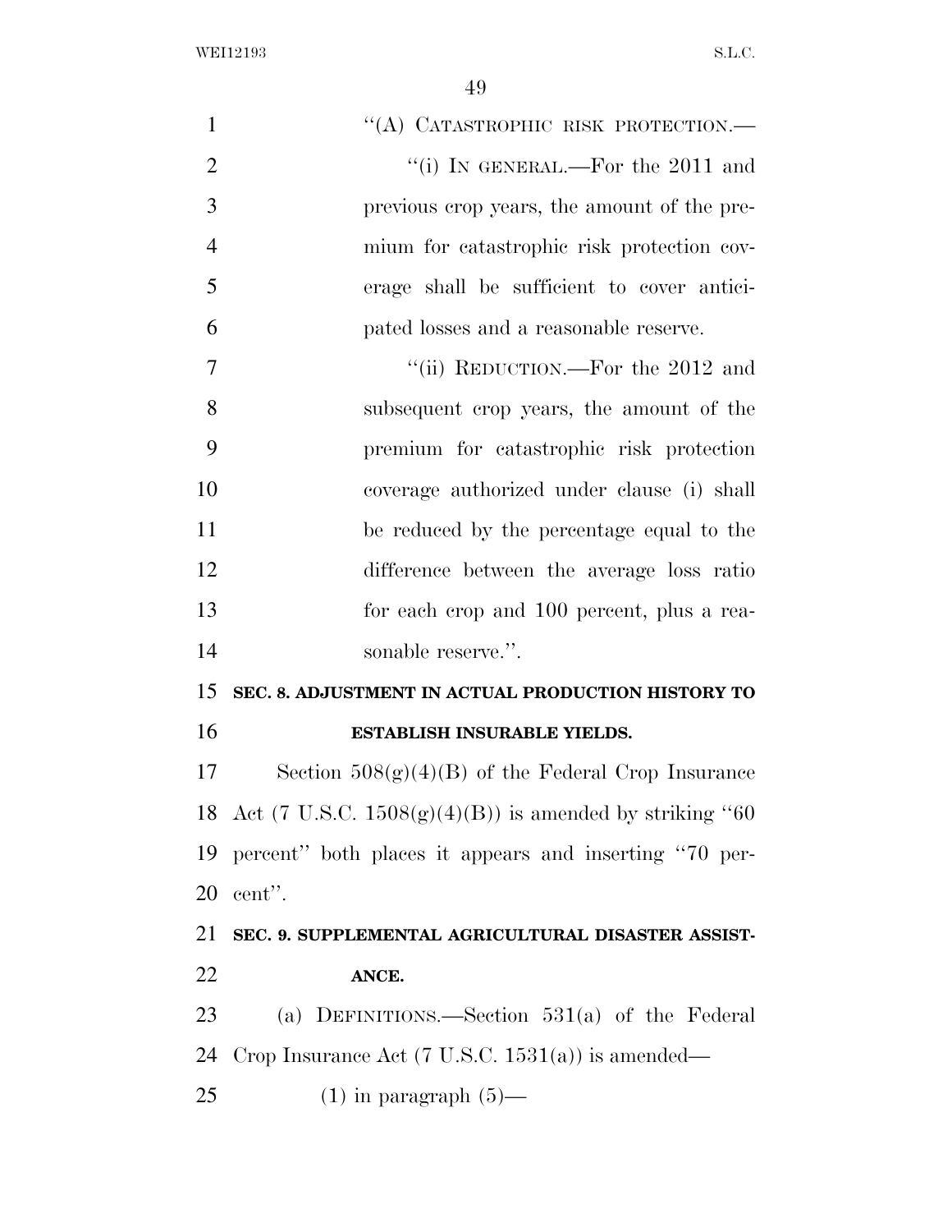"(A) CATASTROPHIC RISK PROTECTION.—

"(i) IN GENERAL.—For the 2011 and previous crop years, the amount of the premium for catastrophic risk protection coverage shall be sufficient to cover anticipated losses and a reasonable reserve.

"(ii) REDUCTION.—For the 2012 and subsequent crop years, the amount of the premium for catastrophic risk protection coverage authorized under clause (i) shall be reduced by the percentage equal to the difference between the average loss ratio for each crop and 100 percent, plus a reasonable reserve.".

**SEC. 8. ADJUSTMENT IN ACTUAL PRODUCTION HISTORY TO ESTABLISH INSURABLE YIELDS.**

Section 508(g)(4)(B) of the Federal Crop Insurance Act (7 U.S.C. 1508(g)(4)(B)) is amended by striking "60 percent" both places it appears and inserting "70 percent".

**SEC. 9. SUPPLEMENTAL AGRICULTURAL DISASTER ASSISTANCE.**

(a) DEFINITIONS.—Section 531(a) of the Federal Crop Insurance Act (7 U.S.C. 1531(a)) is amended—

(1) in paragraph (5)—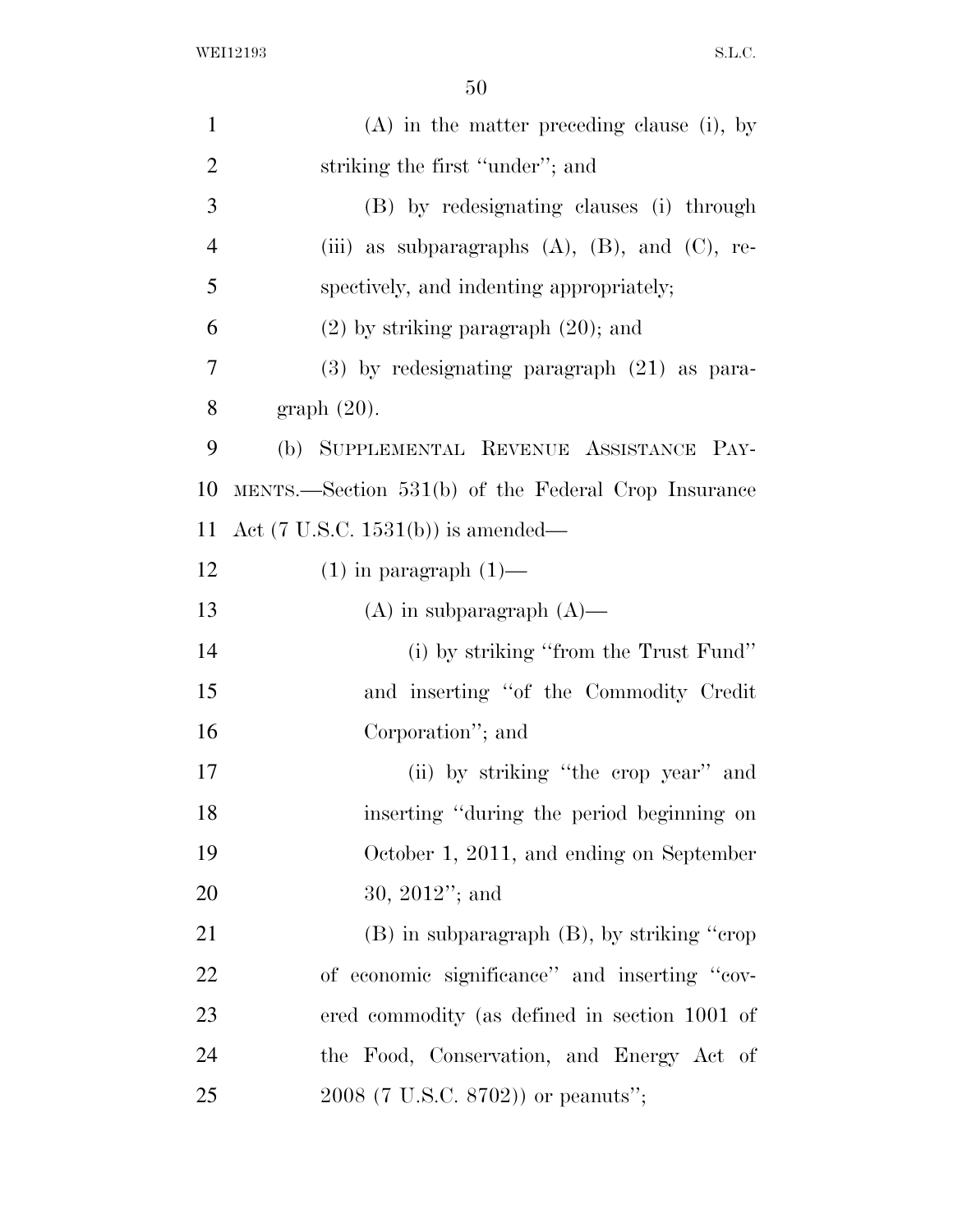(A) in the matter preceding clause (i), by striking the first "under"; and

(B) by redesignating clauses (i) through (iii) as subparagraphs (A), (B), and (C), respectively, and indenting appropriately;

(2) by striking paragraph (20); and

(3) by redesignating paragraph (21) as paragraph (20).

(b) SUPPLEMENTAL REVENUE ASSISTANCE PAYMENTS.—Section 531(b) of the Federal Crop Insurance Act (7 U.S.C. 1531(b)) is amended—

(1) in paragraph (1)—

(A) in subparagraph (A)—

(i) by striking "from the Trust Fund" and inserting "of the Commodity Credit Corporation"; and

(ii) by striking "the crop year" and inserting "during the period beginning on October 1, 2011, and ending on September 30, 2012"; and

(B) in subparagraph (B), by striking "crop of economic significance" and inserting "covered commodity (as defined in section 1001 of the Food, Conservation, and Energy Act of 2008 (7 U.S.C. 8702)) or peanuts";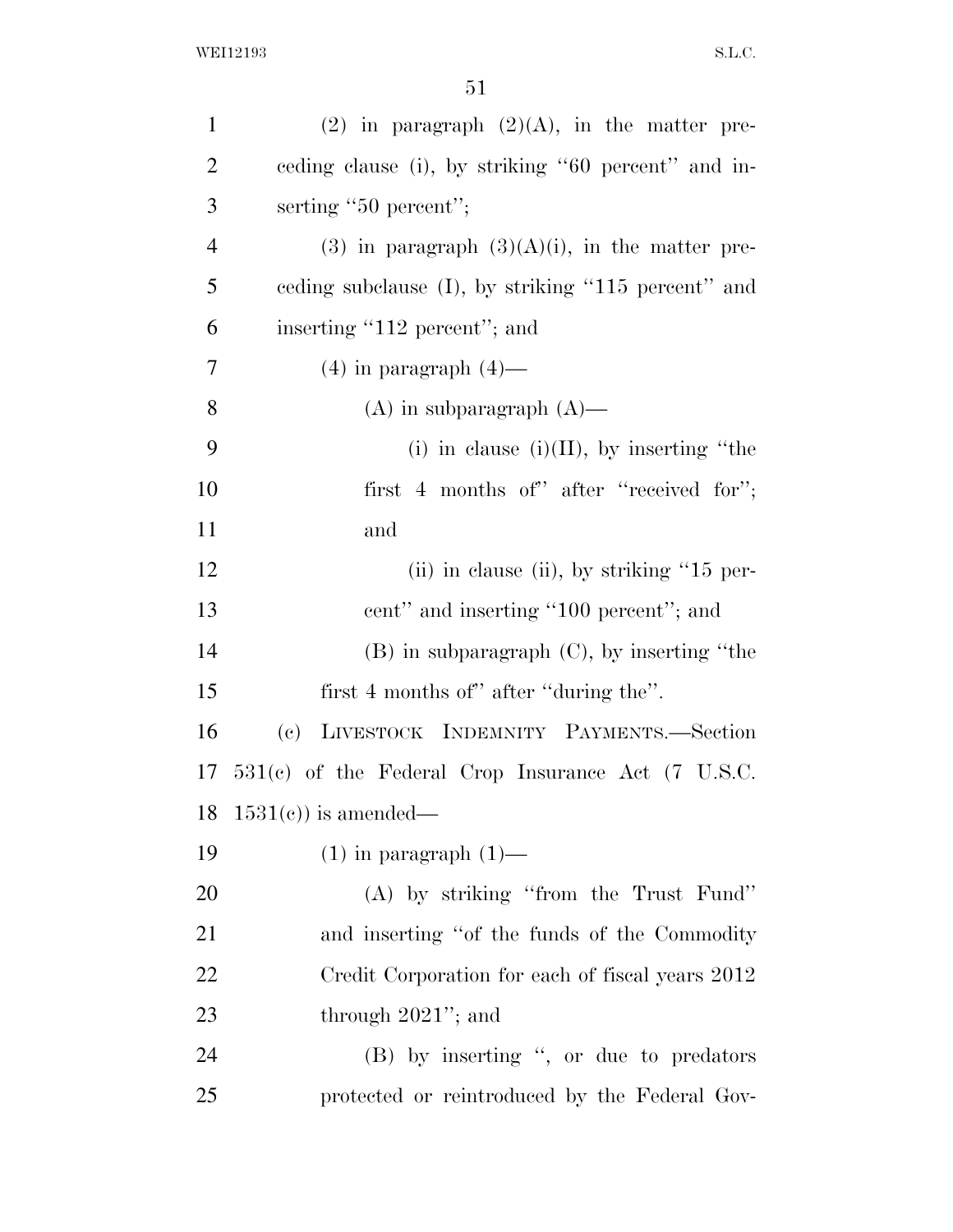(2) in paragraph (2)(A), in the matter preceding clause (i), by striking "60 percent" and inserting "50 percent";

(3) in paragraph (3)(A)(i), in the matter preceding subclause (I), by striking "115 percent" and inserting "112 percent"; and

(4) in paragraph (4)—

(A) in subparagraph (A)—

(i) in clause (i)(II), by inserting "the first 4 months of" after "received for"; and

(ii) in clause (ii), by striking "15 percent" and inserting "100 percent"; and

(B) in subparagraph (C), by inserting "the first 4 months of" after "during the".

(c) LIVESTOCK INDEMNITY PAYMENTS.—Section 531(c) of the Federal Crop Insurance Act (7 U.S.C. 1531(c)) is amended—

(1) in paragraph (1)—

(A) by striking "from the Trust Fund" and inserting "of the funds of the Commodity Credit Corporation for each of fiscal years 2012 through 2021"; and

(B) by inserting ", or due to predators protected or reintroduced by the Federal Gov-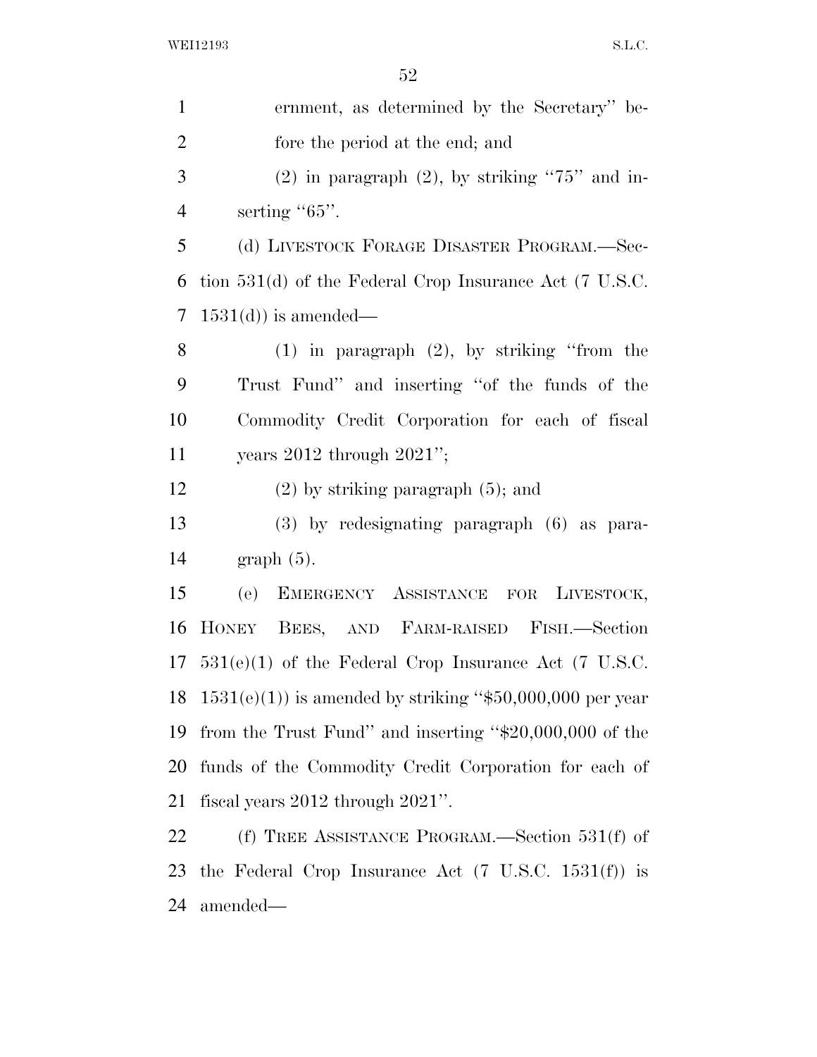ernment, as determined by the Secretary'' before the period at the end; and

(2) in paragraph (2), by striking ''75'' and inserting ''65''.

(d) LIVESTOCK FORAGE DISASTER PROGRAM.—Section 531(d) of the Federal Crop Insurance Act (7 U.S.C. 1531(d)) is amended—

(1) in paragraph (2), by striking ''from the Trust Fund'' and inserting ''of the funds of the Commodity Credit Corporation for each of fiscal years 2012 through 2021'';

(2) by striking paragraph (5); and

(3) by redesignating paragraph (6) as paragraph (5).

(e) EMERGENCY ASSISTANCE FOR LIVESTOCK, HONEY BEES, AND FARM-RAISED FISH.—Section 531(e)(1) of the Federal Crop Insurance Act (7 U.S.C. 1531(e)(1)) is amended by striking ''$50,000,000 per year from the Trust Fund'' and inserting ''$20,000,000 of the funds of the Commodity Credit Corporation for each of fiscal years 2012 through 2021''.

(f) TREE ASSISTANCE PROGRAM.—Section 531(f) of the Federal Crop Insurance Act (7 U.S.C. 1531(f)) is amended—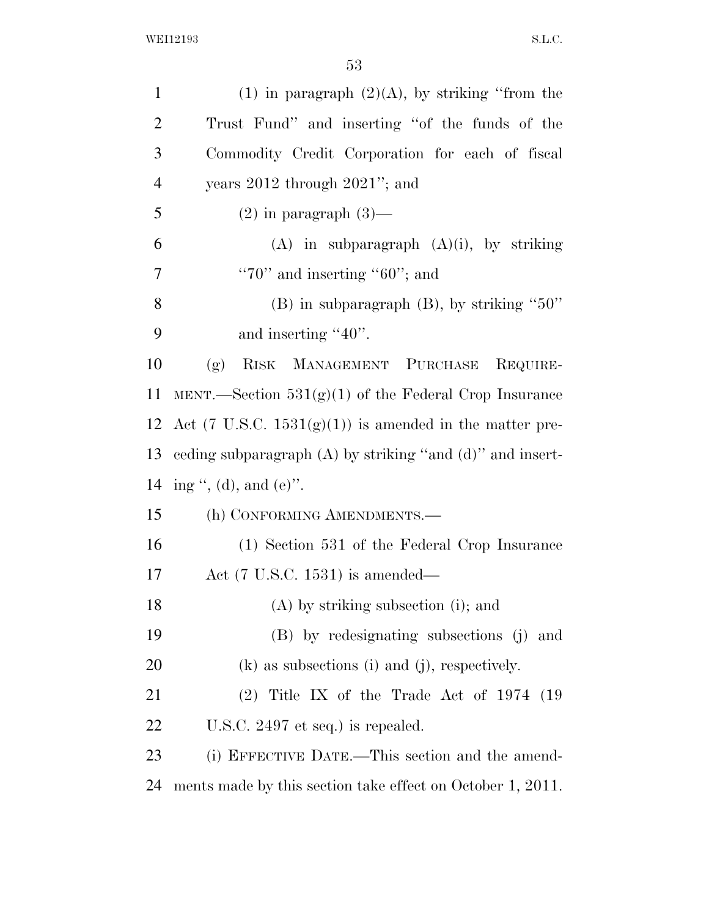(1) in paragraph (2)(A), by striking "from the Trust Fund" and inserting "of the funds of the Commodity Credit Corporation for each of fiscal years 2012 through 2021"; and

(2) in paragraph (3)—

(A) in subparagraph (A)(i), by striking "70" and inserting "60"; and

(B) in subparagraph (B), by striking "50" and inserting "40".

(g) RISK MANAGEMENT PURCHASE REQUIREMENT.—Section 531(g)(1) of the Federal Crop Insurance Act (7 U.S.C. 1531(g)(1)) is amended in the matter preceding subparagraph (A) by striking "and (d)" and inserting ", (d), and (e)".

(h) CONFORMING AMENDMENTS.—

(1) Section 531 of the Federal Crop Insurance Act (7 U.S.C. 1531) is amended—

(A) by striking subsection (i); and

(B) by redesignating subsections (j) and (k) as subsections (i) and (j), respectively.

(2) Title IX of the Trade Act of 1974 (19 U.S.C. 2497 et seq.) is repealed.

(i) EFFECTIVE DATE.—This section and the amendments made by this section take effect on October 1, 2011.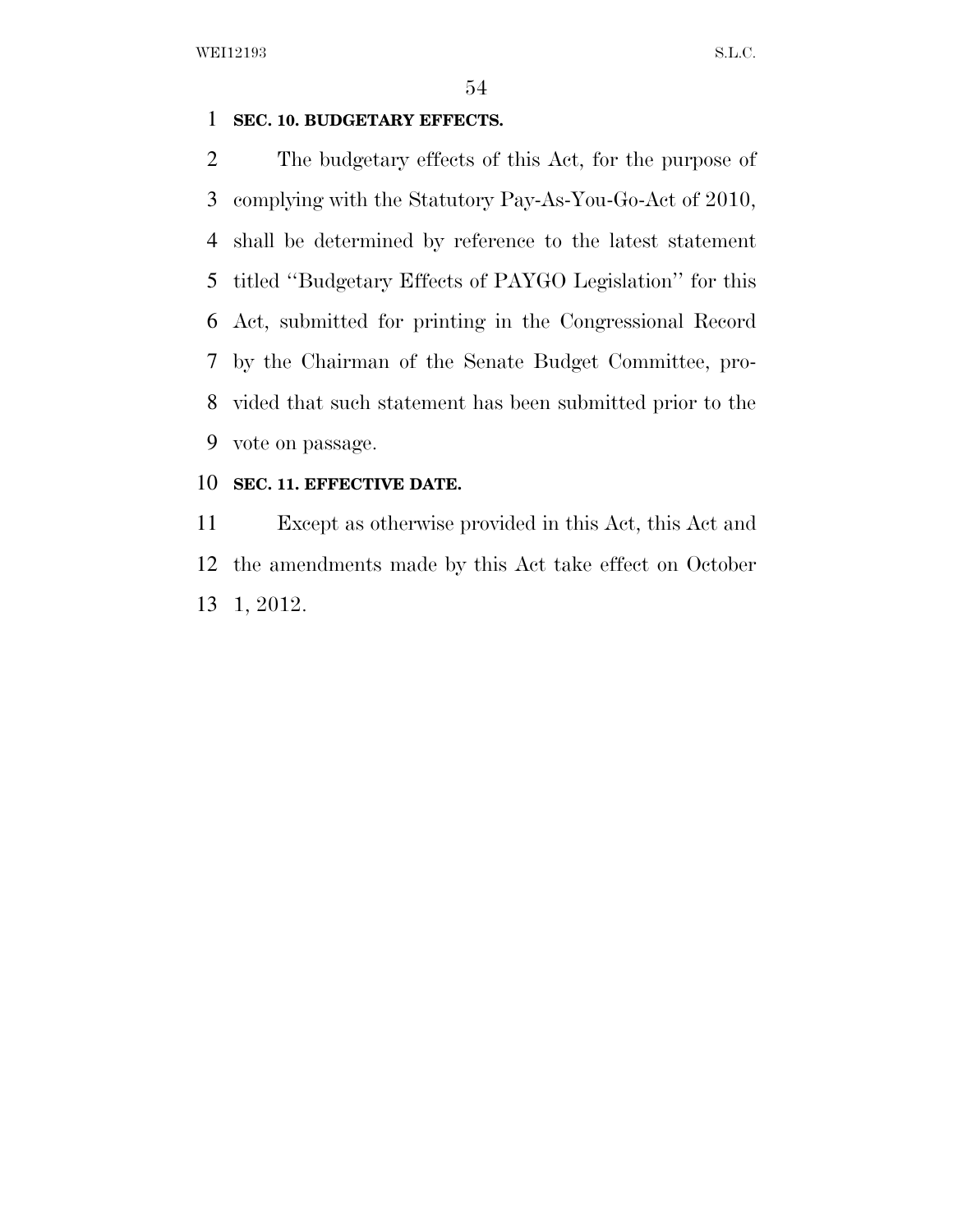**SEC. 10. BUDGETARY EFFECTS.**

The budgetary effects of this Act, for the purpose of complying with the Statutory Pay-As-You-Go-Act of 2010, shall be determined by reference to the latest statement titled ''Budgetary Effects of PAYGO Legislation'' for this Act, submitted for printing in the Congressional Record by the Chairman of the Senate Budget Committee, provided that such statement has been submitted prior to the vote on passage.

**SEC. 11. EFFECTIVE DATE.**

Except as otherwise provided in this Act, this Act and the amendments made by this Act take effect on October 1, 2012.